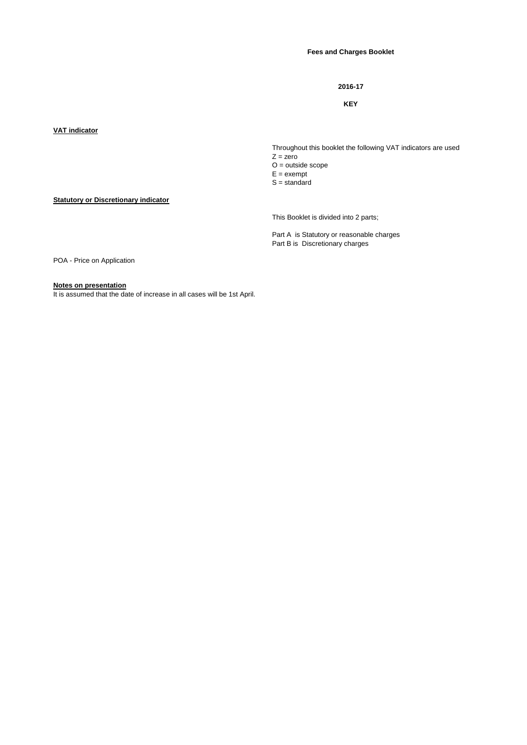# Fees and Charges Booklet

**2016-17**

**KEY**

**VAT indicator**

Throughout this booklet the following VAT indicators are used

Z = zero
O = outside scope
E = exempt
S = standard

**Statutory or Discretionary indicator**

This Booklet is divided into 2 parts;

Part A is Statutory or reasonable charges
Part B is Discretionary charges

POA - Price on Application

**Notes on presentation**

It is assumed that the date of increase in all cases will be 1st April.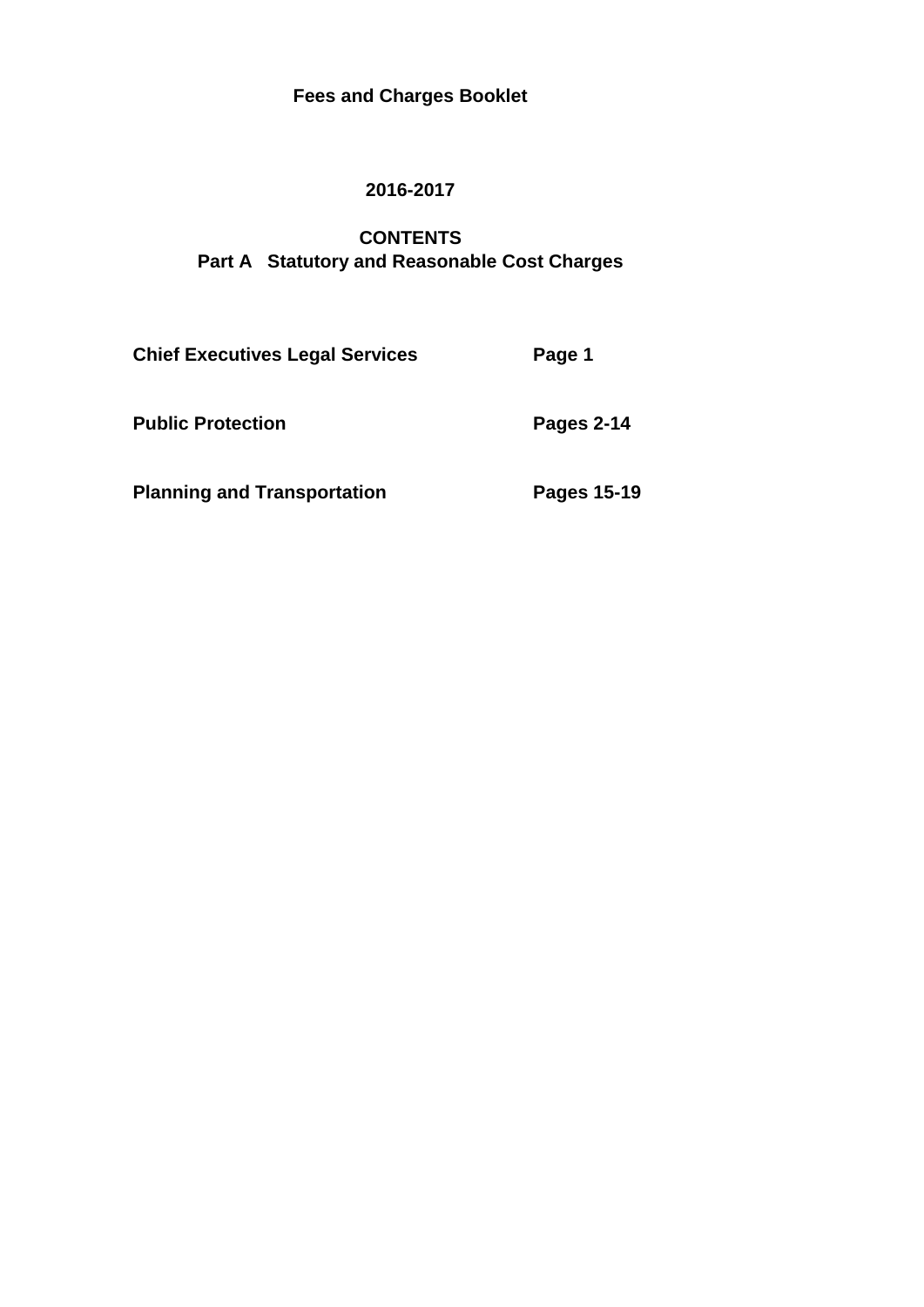# Fees and Charges Booklet

## 2016-2017

## CONTENTS

### Part A Statutory and Reasonable Cost Charges

| | |
|---|---|
| **Chief Executives Legal Services** | **Page 1** |
| **Public Protection** | **Pages 2-14** |
| **Planning and Transportation** | **Pages 15-19** |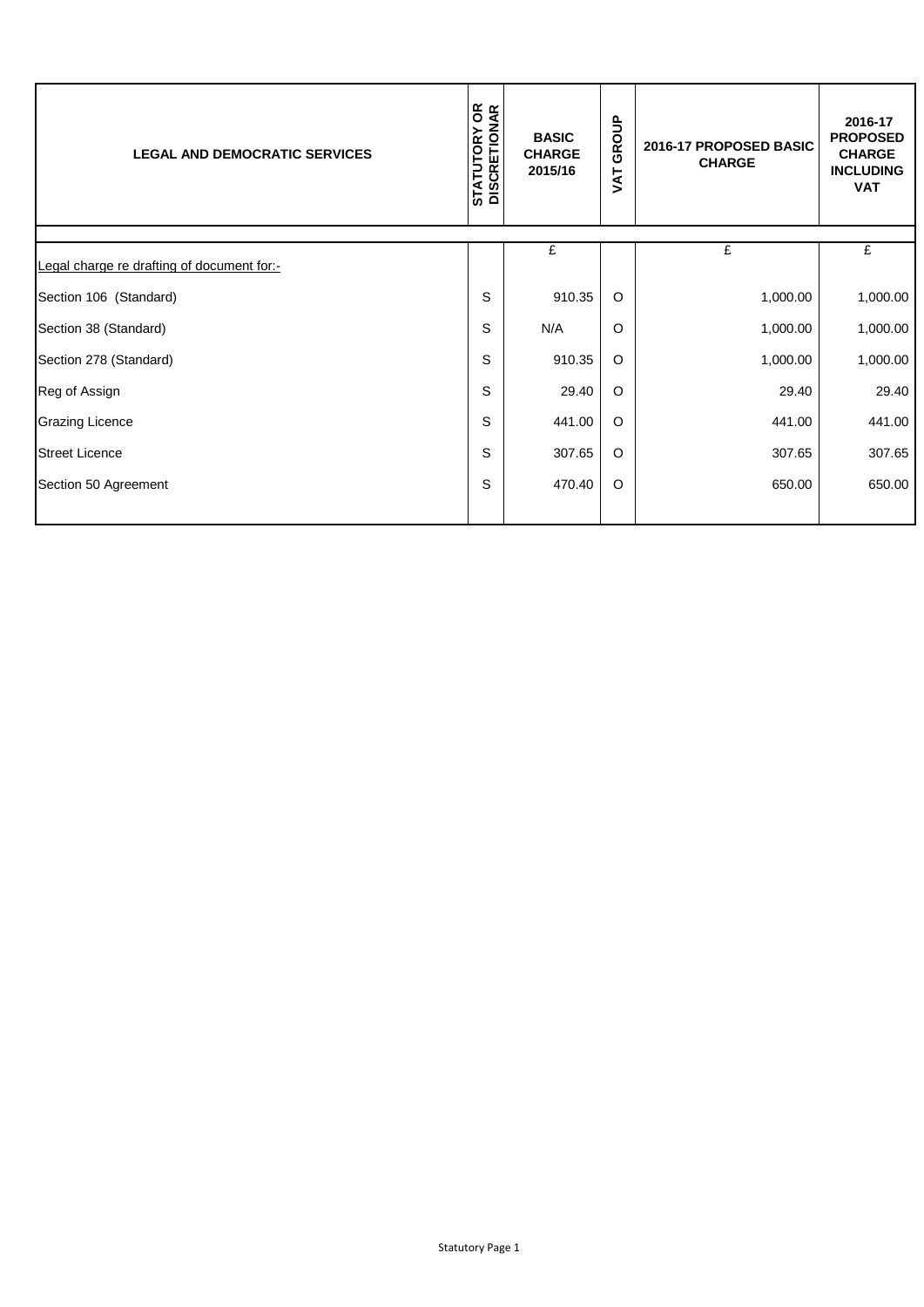| LEGAL AND DEMOCRATIC SERVICES | STATUTORY OR DISCRETIONAR | BASIC CHARGE 2015/16 | VAT GROUP | 2016-17 PROPOSED BASIC CHARGE | 2016-17 PROPOSED CHARGE INCLUDING VAT |
|---|---|---|---|---|---|
| | | £ | | £ | £ |
| Legal charge re drafting of document for:- | | | | | |
| Section 106 (Standard) | S | 910.35 | O | 1,000.00 | 1,000.00 |
| Section 38 (Standard) | S | N/A | O | 1,000.00 | 1,000.00 |
| Section 278 (Standard) | S | 910.35 | O | 1,000.00 | 1,000.00 |
| Reg of Assign | S | 29.40 | O | 29.40 | 29.40 |
| Grazing Licence | S | 441.00 | O | 441.00 | 441.00 |
| Street Licence | S | 307.65 | O | 307.65 | 307.65 |
| Section 50 Agreement | S | 470.40 | O | 650.00 | 650.00 |

Statutory Page 1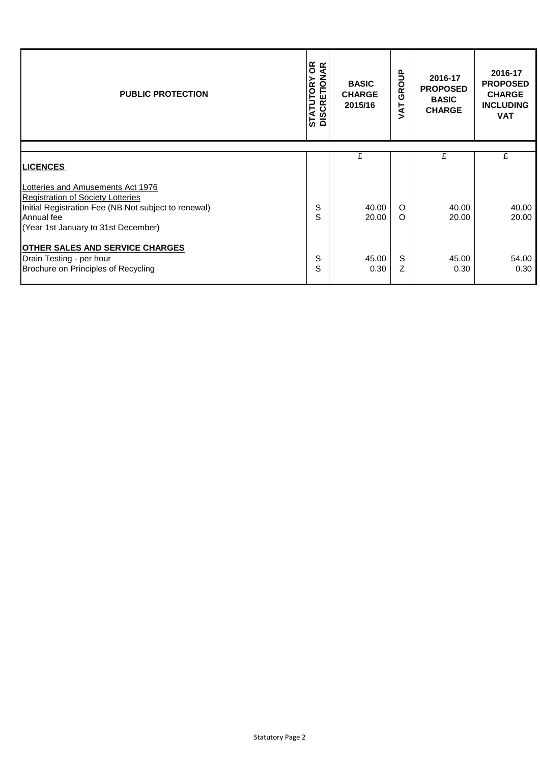| PUBLIC PROTECTION | STATUTORY OR DISCRETIONAR | BASIC CHARGE 2015/16 | VAT GROUP | 2016-17 PROPOSED BASIC CHARGE | 2016-17 PROPOSED CHARGE INCLUDING VAT |
|---|---|---|---|---|---|
| | | £ | | £ | £ |
| **LICENCES** | | | | | |
| Lotteries and Amusements Act 1976 | | | | | |
| Registration of Society Lotteries | | | | | |
| Initial Registration Fee (NB Not subject to renewal) | S | 40.00 | O | 40.00 | 40.00 |
| Annual fee | S | 20.00 | O | 20.00 | 20.00 |
| (Year 1st January to 31st December) | | | | | |
| **OTHER SALES AND SERVICE CHARGES** | | | | | |
| Drain Testing - per hour | S | 45.00 | S | 45.00 | 54.00 |
| Brochure on Principles of Recycling | S | 0.30 | Z | 0.30 | 0.30 |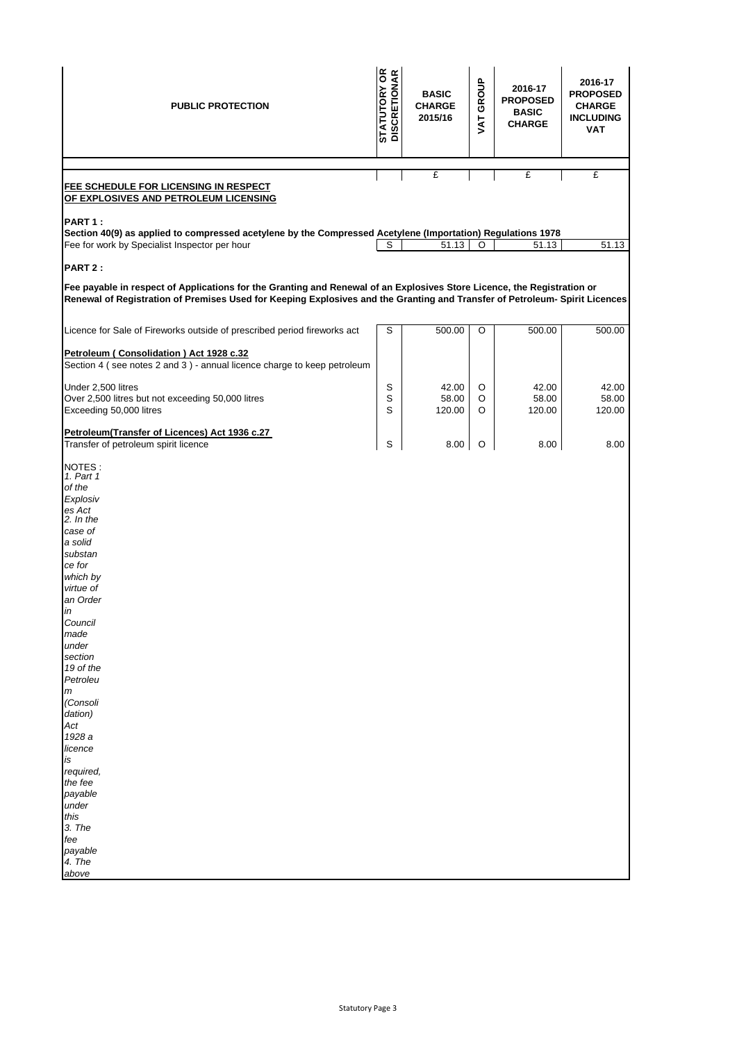| PUBLIC PROTECTION | STATUTORY OR DISCRETIONAR | BASIC CHARGE 2015/16 | VAT GROUP | 2016-17 PROPOSED BASIC CHARGE | 2016-17 PROPOSED CHARGE INCLUDING VAT |
|---|---|---|---|---|---|
| | | £ | | £ | £ |
| **FEE SCHEDULE FOR LICENSING IN RESPECT OF EXPLOSIVES AND PETROLEUM LICENSING** | | | | | |
| **PART 1 :** | | | | | |
| **Section 40(9) as applied to compressed acetylene by the Compressed Acetylene (Importation) Regulations 1978** | | | | | |
| Fee for work by Specialist Inspector per hour | S | 51.13 | O | 51.13 | 51.13 |
| **PART 2 :** | | | | | |
| **Fee payable in respect of Applications for the Granting and Renewal of an Explosives Store Licence, the Registration or Renewal of Registration of Premises Used for Keeping Explosives and the Granting and Transfer of Petroleum- Spirit Licences** | | | | | |
| Licence for Sale of Fireworks outside of prescribed period fireworks act | S | 500.00 | O | 500.00 | 500.00 |
| **Petroleum ( Consolidation ) Act 1928 c.32** | | | | | |
| Section 4 ( see notes 2 and 3 ) - annual licence charge to keep petroleum | | | | | |
| Under 2,500 litres | S | 42.00 | O | 42.00 | 42.00 |
| Over 2,500 litres but not exceeding 50,000 litres | S | 58.00 | O | 58.00 | 58.00 |
| Exceeding 50,000 litres | S | 120.00 | O | 120.00 | 120.00 |
| **Petroleum(Transfer of Licences) Act 1936 c.27** | | | | | |
| Transfer of petroleum spirit licence | S | 8.00 | O | 8.00 | 8.00 |

NOTES :

*1. Part 1 of the Explosives Act*

*2. In the case of a solid substance for which by virtue of an Order in Council made under section 19 of the Petroleum (Consolidation) Act 1928 a licence is required, the fee payable under this*

*3. The fee payable*

*4. The above*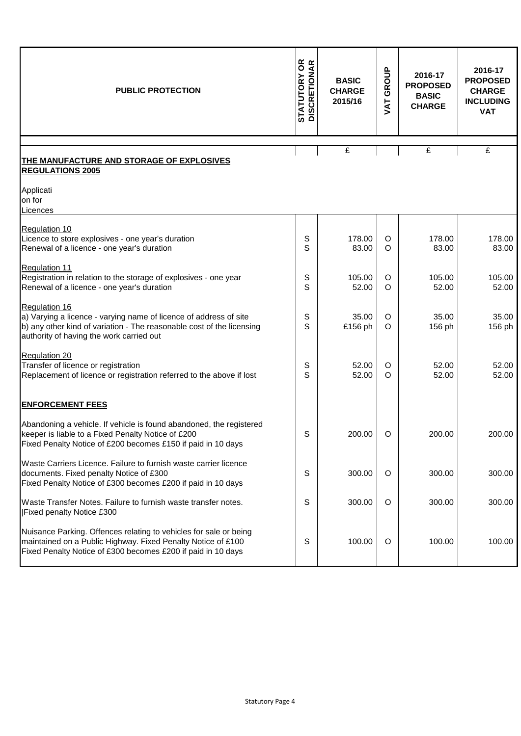| PUBLIC PROTECTION | STATUTORY OR DISCRETIONAR | BASIC CHARGE 2015/16 | VAT GROUP | 2016-17 PROPOSED BASIC CHARGE | 2016-17 PROPOSED CHARGE INCLUDING VAT |
|---|---|---|---|---|---|
| | | £ | | £ | £ |
| **THE MANUFACTURE AND STORAGE OF EXPLOSIVES REGULATIONS 2005** | | | | | |
| Application for Licences | | | | | |
| Regulation 10 | | | | | |
| Licence to store explosives - one year's duration | S | 178.00 | O | 178.00 | 178.00 |
| Renewal of a licence - one year's duration | S | 83.00 | O | 83.00 | 83.00 |
| Regulation 11 | | | | | |
| Registration in relation to the storage of explosives - one year | S | 105.00 | O | 105.00 | 105.00 |
| Renewal of a licence - one year's duration | S | 52.00 | O | 52.00 | 52.00 |
| Regulation 16 | | | | | |
| a) Varying a licence - varying name of licence of address of site | S | 35.00 | O | 35.00 | 35.00 |
| b) any other kind of variation - The reasonable cost of the licensing authority of having the work carried out | S | £156 ph | O | 156 ph | 156 ph |
| Regulation 20 | | | | | |
| Transfer of licence or registration | S | 52.00 | O | 52.00 | 52.00 |
| Replacement of licence or registration referred to the above if lost | S | 52.00 | O | 52.00 | 52.00 |
| **ENFORCEMENT FEES** | | | | | |
| Abandoning a vehicle. If vehicle is found abandoned, the registered keeper is liable to a Fixed Penalty Notice of £200 Fixed Penalty Notice of £200 becomes £150 if paid in 10 days | S | 200.00 | O | 200.00 | 200.00 |
| Waste Carriers Licence. Failure to furnish waste carrier licence documents. Fixed penalty Notice of £300 Fixed Penalty Notice of £300 becomes £200 if paid in 10 days | S | 300.00 | O | 300.00 | 300.00 |
| Waste Transfer Notes. Failure to furnish waste transfer notes. Fixed penalty Notice £300 | S | 300.00 | O | 300.00 | 300.00 |
| Nuisance Parking. Offences relating to vehicles for sale or being maintained on a Public Highway. Fixed Penalty Notice of £100 Fixed Penalty Notice of £300 becomes £200 if paid in 10 days | S | 100.00 | O | 100.00 | 100.00 |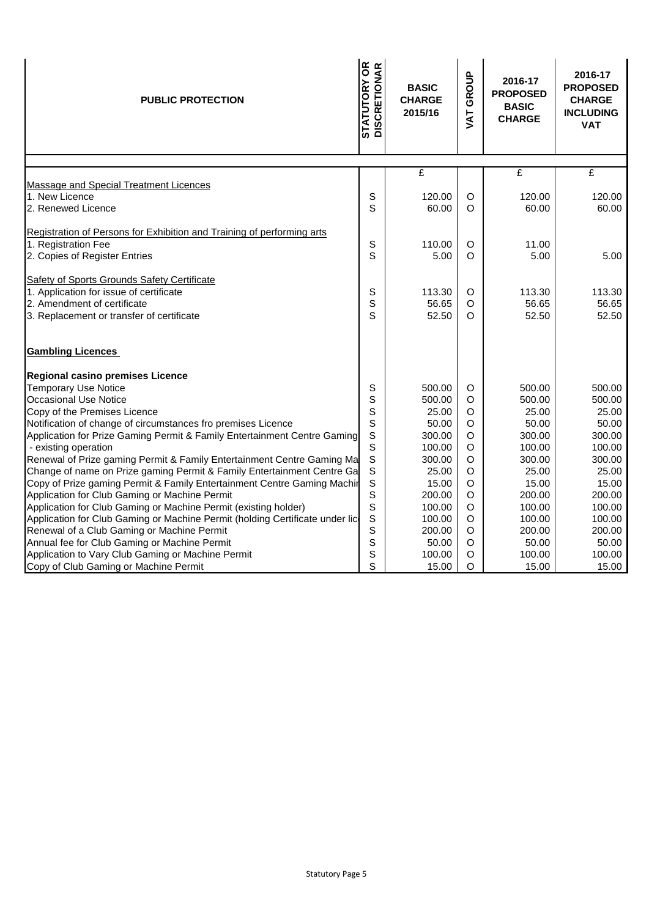| PUBLIC PROTECTION | STATUTORY OR DISCRETIONAR | BASIC CHARGE 2015/16 | VAT GROUP | 2016-17 PROPOSED BASIC CHARGE | 2016-17 PROPOSED CHARGE INCLUDING VAT |
|---|---|---|---|---|---|
| | | £ | | £ | £ |
| Massage and Special Treatment Licences | | | | | |
| 1. New Licence | S | 120.00 | O | 120.00 | 120.00 |
| 2. Renewed Licence | S | 60.00 | O | 60.00 | 60.00 |
| | | | | | |
| Registration of Persons for Exhibition and Training of performing arts | | | | | |
| 1. Registration Fee | S | 110.00 | O | 11.00 | |
| 2. Copies of Register Entries | S | 5.00 | O | 5.00 | 5.00 |
| | | | | | |
| Safety of Sports Grounds Safety Certificate | | | | | |
| 1. Application for issue of certificate | S | 113.30 | O | 113.30 | 113.30 |
| 2. Amendment of certificate | S | 56.65 | O | 56.65 | 56.65 |
| 3. Replacement or transfer of certificate | S | 52.50 | O | 52.50 | 52.50 |
| | | | | | |
| **Gambling Licences** | | | | | |
| | | | | | |
| **Regional casino premises Licence** | | | | | |
| Temporary Use Notice | S | 500.00 | O | 500.00 | 500.00 |
| Occasional Use Notice | S | 500.00 | O | 500.00 | 500.00 |
| Copy of the Premises Licence | S | 25.00 | O | 25.00 | 25.00 |
| Notification of change of circumstances fro premises Licence | S | 50.00 | O | 50.00 | 50.00 |
| Application for Prize Gaming Permit & Family Entertainment Centre Gaming | S | 300.00 | O | 300.00 | 300.00 |
| - existing operation | S | 100.00 | O | 100.00 | 100.00 |
| Renewal of Prize gaming Permit & Family Entertainment Centre Gaming Ma | S | 300.00 | O | 300.00 | 300.00 |
| Change of name on Prize gaming Permit & Family Entertainment Centre Ga | S | 25.00 | O | 25.00 | 25.00 |
| Copy of Prize gaming Permit & Family Entertainment Centre Gaming Machir | S | 15.00 | O | 15.00 | 15.00 |
| Application for Club Gaming or Machine Permit | S | 200.00 | O | 200.00 | 200.00 |
| Application for Club Gaming or Machine Permit (existing holder) | S | 100.00 | O | 100.00 | 100.00 |
| Application for Club Gaming or Machine Permit (holding Certificate under lic | S | 100.00 | O | 100.00 | 100.00 |
| Renewal of a Club Gaming or Machine Permit | S | 200.00 | O | 200.00 | 200.00 |
| Annual fee for Club Gaming or Machine Permit | S | 50.00 | O | 50.00 | 50.00 |
| Application to Vary Club Gaming or Machine Permit | S | 100.00 | O | 100.00 | 100.00 |
| Copy of Club Gaming or Machine Permit | S | 15.00 | O | 15.00 | 15.00 |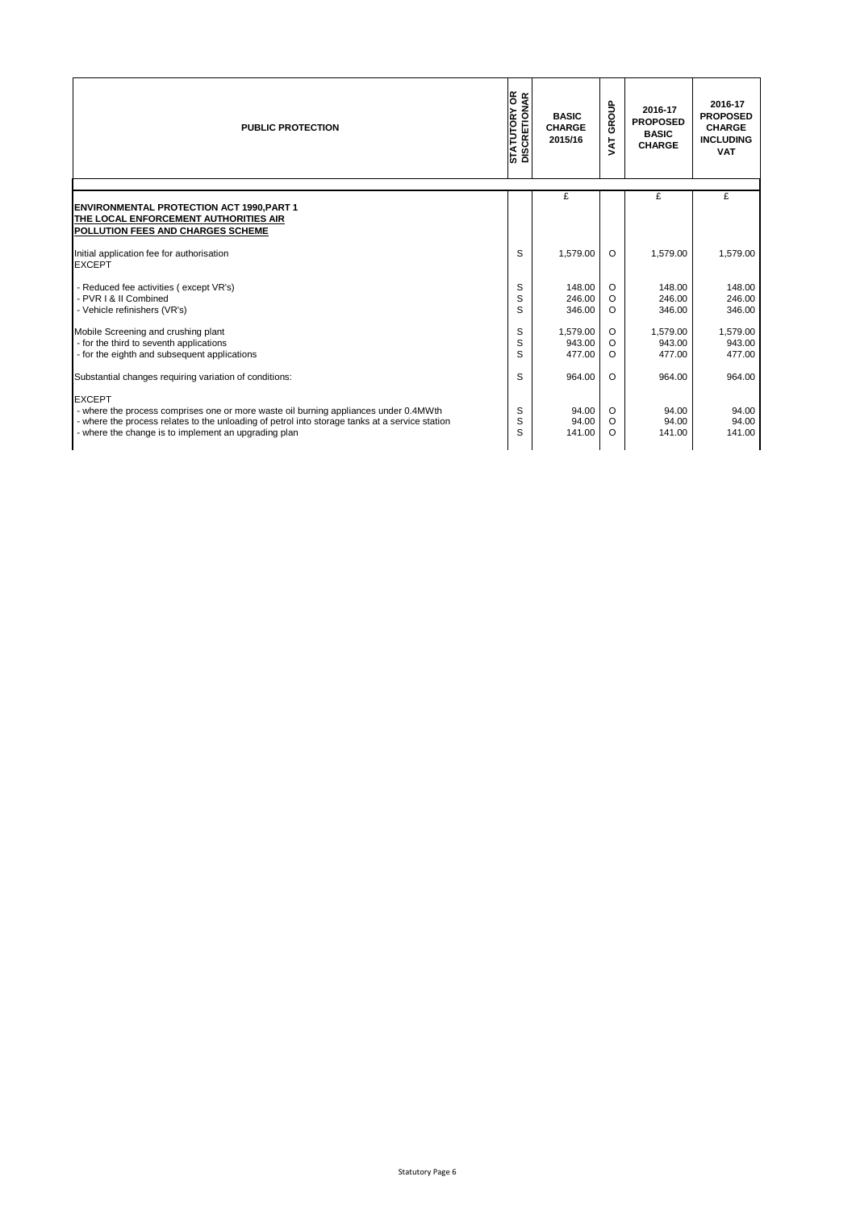| PUBLIC PROTECTION | STATUTORY OR DISCRETIONAR | BASIC CHARGE 2015/16 | VAT GROUP | 2016-17 PROPOSED BASIC CHARGE | 2016-17 PROPOSED CHARGE INCLUDING VAT |
|---|---|---|---|---|---|
| | | £ | | £ | £ |
| **ENVIRONMENTAL PROTECTION ACT 1990,PART 1** | | | | | |
| **THE LOCAL ENFORCEMENT AUTHORITIES AIR POLLUTION FEES AND CHARGES SCHEME** | | | | | |
| Initial application fee for authorisation | S | 1,579.00 | O | 1,579.00 | 1,579.00 |
| EXCEPT | | | | | |
| - Reduced fee activities ( except VR's) | S | 148.00 | O | 148.00 | 148.00 |
| - PVR I & II Combined | S | 246.00 | O | 246.00 | 246.00 |
| - Vehicle refinishers (VR's) | S | 346.00 | O | 346.00 | 346.00 |
| Mobile Screening and crushing plant | S | 1,579.00 | O | 1,579.00 | 1,579.00 |
| - for the third to seventh applications | S | 943.00 | O | 943.00 | 943.00 |
| - for the eighth and subsequent applications | S | 477.00 | O | 477.00 | 477.00 |
| Substantial changes requiring variation of conditions: | S | 964.00 | O | 964.00 | 964.00 |
| EXCEPT | | | | | |
| - where the process comprises one or more waste oil burning appliances under 0.4MWth | S | 94.00 | O | 94.00 | 94.00 |
| - where the process relates to the unloading of petrol into storage tanks at a service station | S | 94.00 | O | 94.00 | 94.00 |
| - where the change is to implement an upgrading plan | S | 141.00 | O | 141.00 | 141.00 |

Statutory Page 6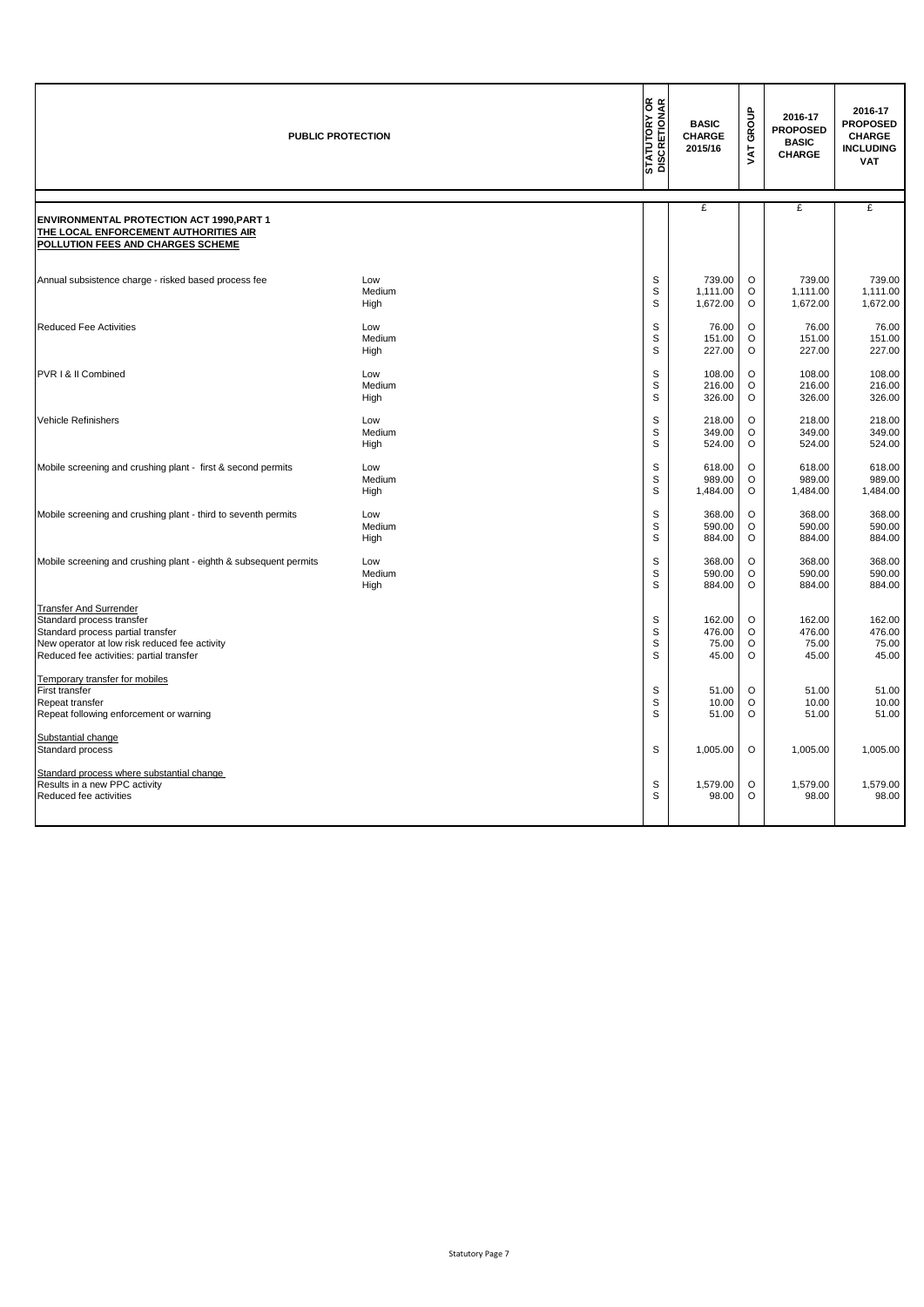| PUBLIC PROTECTION | | STATUTORY OR DISCRETIONAR | BASIC CHARGE 2015/16 | VAT GROUP | 2016-17 PROPOSED BASIC CHARGE | 2016-17 PROPOSED CHARGE INCLUDING VAT |
|---|---|---|---|---|---|---|
| | | | £ | | £ | £ |
| **ENVIRONMENTAL PROTECTION ACT 1990,PART 1** **THE LOCAL ENFORCEMENT AUTHORITIES AIR POLLUTION FEES AND CHARGES SCHEME** | | | | | | |
| Annual subsistence charge - risked based process fee | Low | S | 739.00 | O | 739.00 | 739.00 |
| | Medium | S | 1,111.00 | O | 1,111.00 | 1,111.00 |
| | High | S | 1,672.00 | O | 1,672.00 | 1,672.00 |
| Reduced Fee Activities | Low | S | 76.00 | O | 76.00 | 76.00 |
| | Medium | S | 151.00 | O | 151.00 | 151.00 |
| | High | S | 227.00 | O | 227.00 | 227.00 |
| PVR I & II Combined | Low | S | 108.00 | O | 108.00 | 108.00 |
| | Medium | S | 216.00 | O | 216.00 | 216.00 |
| | High | S | 326.00 | O | 326.00 | 326.00 |
| Vehicle Refinishers | Low | S | 218.00 | O | 218.00 | 218.00 |
| | Medium | S | 349.00 | O | 349.00 | 349.00 |
| | High | S | 524.00 | O | 524.00 | 524.00 |
| Mobile screening and crushing plant - first & second permits | Low | S | 618.00 | O | 618.00 | 618.00 |
| | Medium | S | 989.00 | O | 989.00 | 989.00 |
| | High | S | 1,484.00 | O | 1,484.00 | 1,484.00 |
| Mobile screening and crushing plant - third to seventh permits | Low | S | 368.00 | O | 368.00 | 368.00 |
| | Medium | S | 590.00 | O | 590.00 | 590.00 |
| | High | S | 884.00 | O | 884.00 | 884.00 |
| Mobile screening and crushing plant - eighth & subsequent permits | Low | S | 368.00 | O | 368.00 | 368.00 |
| | Medium | S | 590.00 | O | 590.00 | 590.00 |
| | High | S | 884.00 | O | 884.00 | 884.00 |
| Transfer And Surrender | | | | | | |
| Standard process transfer | | S | 162.00 | O | 162.00 | 162.00 |
| Standard process partial transfer | | S | 476.00 | O | 476.00 | 476.00 |
| New operator at low risk reduced fee activity | | S | 75.00 | O | 75.00 | 75.00 |
| Reduced fee activities: partial transfer | | S | 45.00 | O | 45.00 | 45.00 |
| Temporary transfer for mobiles | | | | | | |
| First transfer | | S | 51.00 | O | 51.00 | 51.00 |
| Repeat transfer | | S | 10.00 | O | 10.00 | 10.00 |
| Repeat following enforcement or warning | | S | 51.00 | O | 51.00 | 51.00 |
| Substantial change | | | | | | |
| Standard process | | S | 1,005.00 | O | 1,005.00 | 1,005.00 |
| Standard process where substantial change | | | | | | |
| Results in a new PPC activity | | S | 1,579.00 | O | 1,579.00 | 1,579.00 |
| Reduced fee activities | | S | 98.00 | O | 98.00 | 98.00 |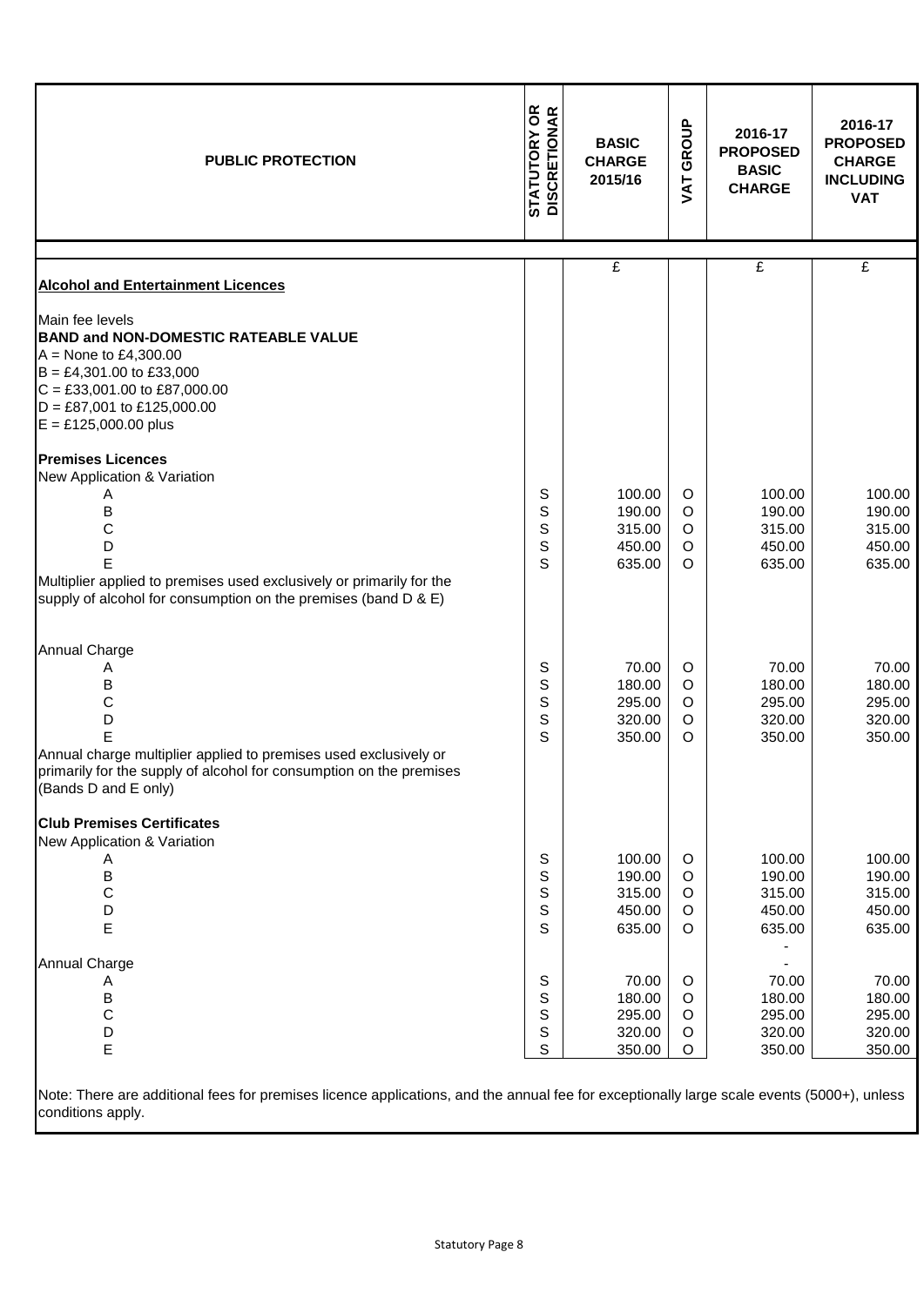| PUBLIC PROTECTION | STATUTORY OR DISCRETIONARY | BASIC CHARGE 2015/16 | VAT GROUP | 2016-17 PROPOSED BASIC CHARGE | 2016-17 PROPOSED CHARGE INCLUDING VAT |
|---|---|---|---|---|---|
| | | £ | | £ | £ |
| **Alcohol and Entertainment Licences** | | | | | |
| Main fee levels | | | | | |
| **BAND and NON-DOMESTIC RATEABLE VALUE** | | | | | |
| A = None to £4,300.00 | | | | | |
| B = £4,301.00 to £33,000 | | | | | |
| C = £33,001.00 to £87,000.00 | | | | | |
| D = £87,001 to £125,000.00 | | | | | |
| E = £125,000.00 plus | | | | | |
| **Premises Licences** | | | | | |
| New Application & Variation | | | | | |
| A | S | 100.00 | O | 100.00 | 100.00 |
| B | S | 190.00 | O | 190.00 | 190.00 |
| C | S | 315.00 | O | 315.00 | 315.00 |
| D | S | 450.00 | O | 450.00 | 450.00 |
| E | S | 635.00 | O | 635.00 | 635.00 |
| Multiplier applied to premises used exclusively or primarily for the supply of alcohol for consumption on the premises (band D & E) | | | | | |
| Annual Charge | | | | | |
| A | S | 70.00 | O | 70.00 | 70.00 |
| B | S | 180.00 | O | 180.00 | 180.00 |
| C | S | 295.00 | O | 295.00 | 295.00 |
| D | S | 320.00 | O | 320.00 | 320.00 |
| E | S | 350.00 | O | 350.00 | 350.00 |
| Annual charge multiplier applied to premises used exclusively or primarily for the supply of alcohol for consumption on the premises (Bands D and E only) | | | | | |
| **Club Premises Certificates** | | | | | |
| New Application & Variation | | | | | |
| A | S | 100.00 | O | 100.00 | 100.00 |
| B | S | 190.00 | O | 190.00 | 190.00 |
| C | S | 315.00 | O | 315.00 | 315.00 |
| D | S | 450.00 | O | 450.00 | 450.00 |
| E | S | 635.00 | O | 635.00 | 635.00 |
| | | | | - | |
| Annual Charge | | | | - | |
| A | S | 70.00 | O | 70.00 | 70.00 |
| B | S | 180.00 | O | 180.00 | 180.00 |
| C | S | 295.00 | O | 295.00 | 295.00 |
| D | S | 320.00 | O | 320.00 | 320.00 |
| E | S | 350.00 | O | 350.00 | 350.00 |

Note: There are additional fees for premises licence applications, and the annual fee for exceptionally large scale events (5000+), unless conditions apply.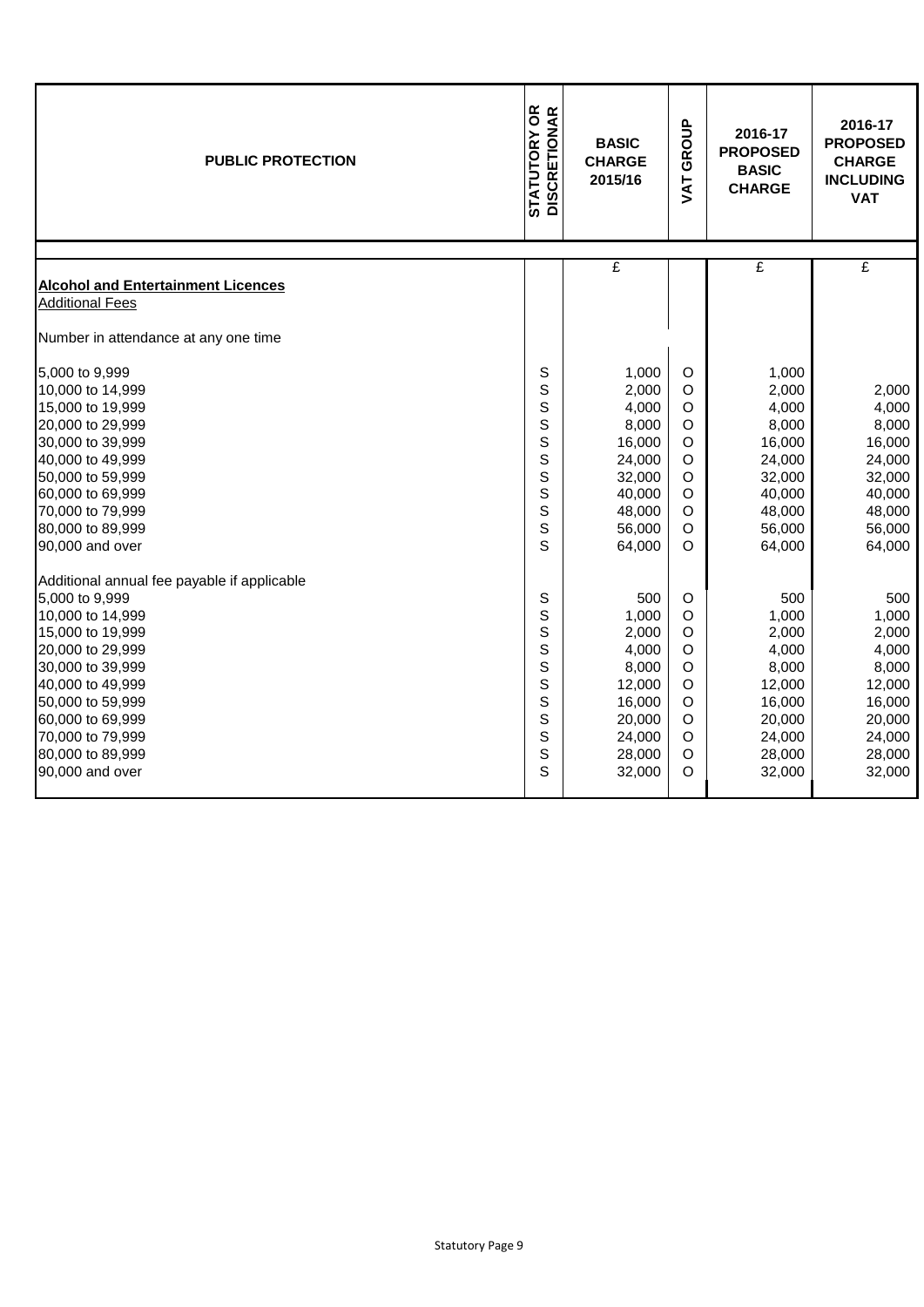| PUBLIC PROTECTION | STATUTORY OR DISCRETIONAR | BASIC CHARGE 2015/16 | VAT GROUP | 2016-17 PROPOSED BASIC CHARGE | 2016-17 PROPOSED CHARGE INCLUDING VAT |
|---|---|---|---|---|---|
| | | £ | | £ | £ |
| **Alcohol and Entertainment Licences** | | | | | |
| Additional Fees | | | | | |
| Number in attendance at any one time | | | | | |
| 5,000 to 9,999 | S | 1,000 | O | 1,000 | |
| 10,000 to 14,999 | S | 2,000 | O | 2,000 | 2,000 |
| 15,000 to 19,999 | S | 4,000 | O | 4,000 | 4,000 |
| 20,000 to 29,999 | S | 8,000 | O | 8,000 | 8,000 |
| 30,000 to 39,999 | S | 16,000 | O | 16,000 | 16,000 |
| 40,000 to 49,999 | S | 24,000 | O | 24,000 | 24,000 |
| 50,000 to 59,999 | S | 32,000 | O | 32,000 | 32,000 |
| 60,000 to 69,999 | S | 40,000 | O | 40,000 | 40,000 |
| 70,000 to 79,999 | S | 48,000 | O | 48,000 | 48,000 |
| 80,000 to 89,999 | S | 56,000 | O | 56,000 | 56,000 |
| 90,000 and over | S | 64,000 | O | 64,000 | 64,000 |
| Additional annual fee payable if applicable | | | | | |
| 5,000 to 9,999 | S | 500 | O | 500 | 500 |
| 10,000 to 14,999 | S | 1,000 | O | 1,000 | 1,000 |
| 15,000 to 19,999 | S | 2,000 | O | 2,000 | 2,000 |
| 20,000 to 29,999 | S | 4,000 | O | 4,000 | 4,000 |
| 30,000 to 39,999 | S | 8,000 | O | 8,000 | 8,000 |
| 40,000 to 49,999 | S | 12,000 | O | 12,000 | 12,000 |
| 50,000 to 59,999 | S | 16,000 | O | 16,000 | 16,000 |
| 60,000 to 69,999 | S | 20,000 | O | 20,000 | 20,000 |
| 70,000 to 79,999 | S | 24,000 | O | 24,000 | 24,000 |
| 80,000 to 89,999 | S | 28,000 | O | 28,000 | 28,000 |
| 90,000 and over | S | 32,000 | O | 32,000 | 32,000 |

Statutory Page 9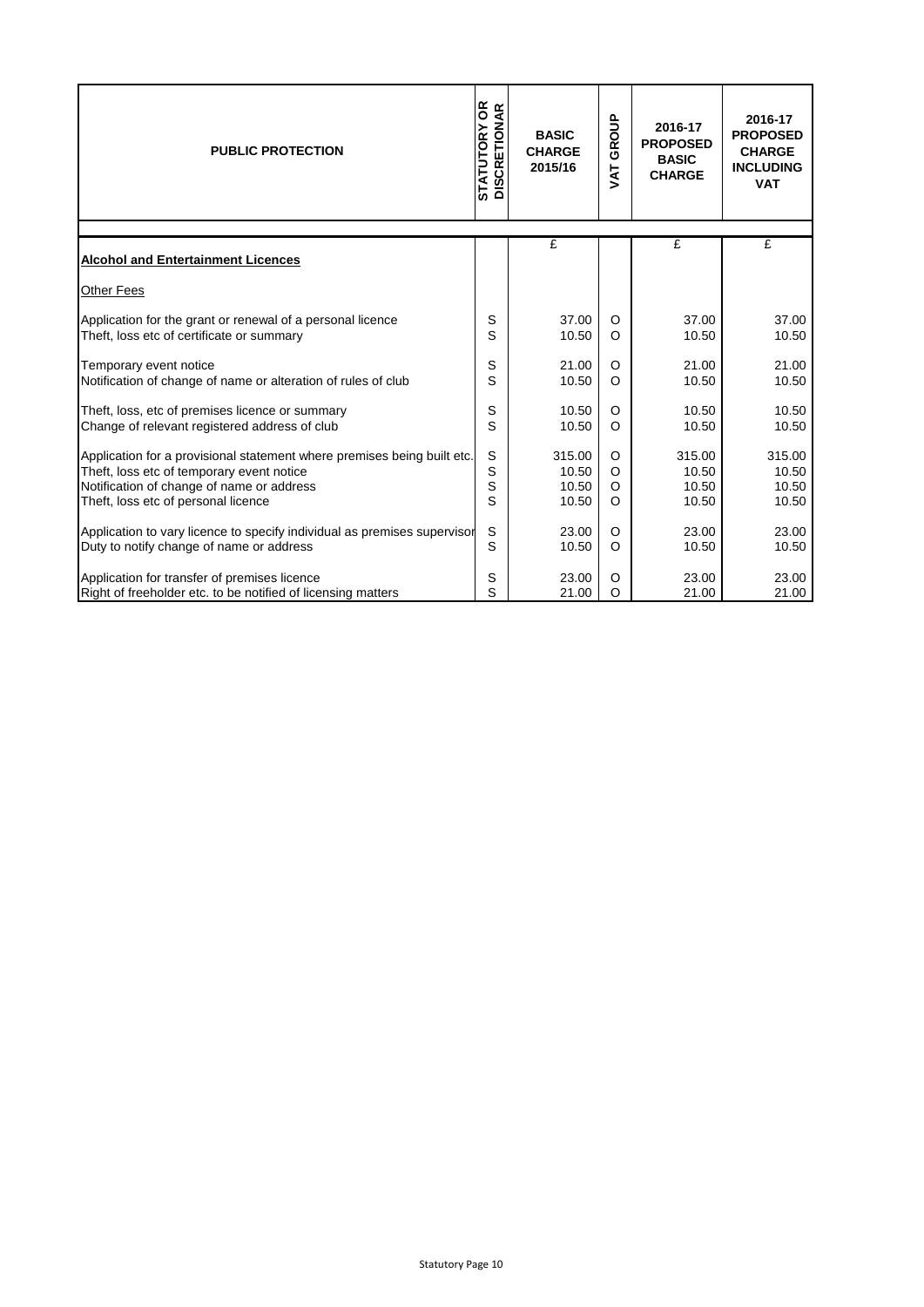| PUBLIC PROTECTION | STATUTORY OR DISCRETIONAR | BASIC CHARGE 2015/16 | VAT GROUP | 2016-17 PROPOSED BASIC CHARGE | 2016-17 PROPOSED CHARGE INCLUDING VAT |
|---|---|---|---|---|---|
| | | £ | | £ | £ |
| **Alcohol and Entertainment Licences** | | | | | |
| Other Fees | | | | | |
| Application for the grant or renewal of a personal licence | S | 37.00 | O | 37.00 | 37.00 |
| Theft, loss etc of certificate or summary | S | 10.50 | O | 10.50 | 10.50 |
| Temporary event notice | S | 21.00 | O | 21.00 | 21.00 |
| Notification of change of name or alteration of rules of club | S | 10.50 | O | 10.50 | 10.50 |
| Theft, loss, etc of premises licence or summary | S | 10.50 | O | 10.50 | 10.50 |
| Change of relevant registered address of club | S | 10.50 | O | 10.50 | 10.50 |
| Application for a provisional statement where premises being built etc. | S | 315.00 | O | 315.00 | 315.00 |
| Theft, loss etc of temporary event notice | S | 10.50 | O | 10.50 | 10.50 |
| Notification of change of name or address | S | 10.50 | O | 10.50 | 10.50 |
| Theft, loss etc of personal licence | S | 10.50 | O | 10.50 | 10.50 |
| Application to vary licence to specify individual as premises supervisor | S | 23.00 | O | 23.00 | 23.00 |
| Duty to notify change of name or address | S | 10.50 | O | 10.50 | 10.50 |
| Application for transfer of premises licence | S | 23.00 | O | 23.00 | 23.00 |
| Right of freeholder etc. to be notified of licensing matters | S | 21.00 | O | 21.00 | 21.00 |

Statutory Page 10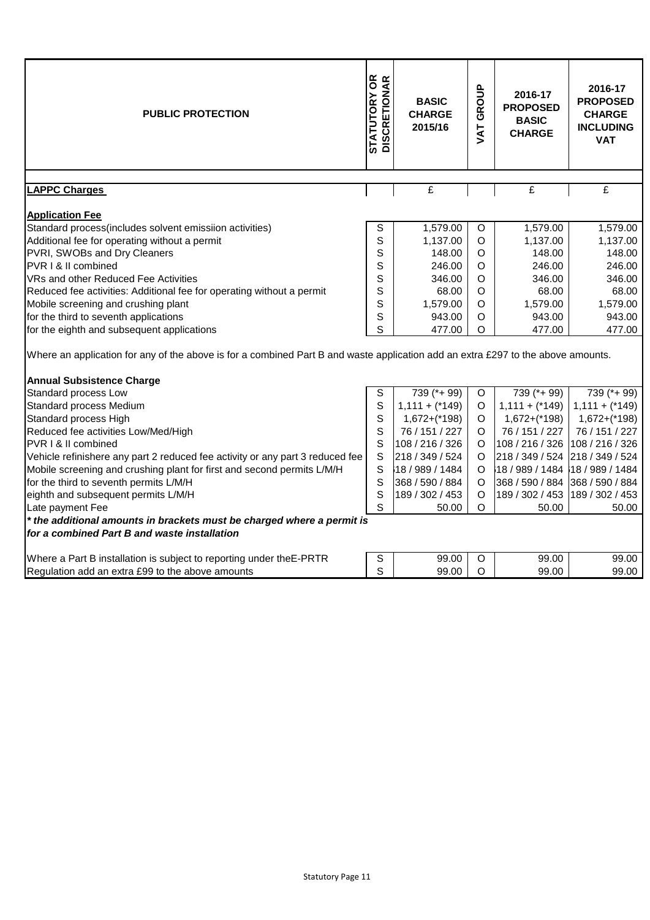| PUBLIC PROTECTION | STATUTORY OR DISCRETIONAR | BASIC CHARGE 2015/16 | VAT GROUP | 2016-17 PROPOSED BASIC CHARGE | 2016-17 PROPOSED CHARGE INCLUDING VAT |
|---|---|---|---|---|---|
| **LAPPC Charges** | | £ | | £ | £ |
| **Application Fee** | | | | | |
| Standard process(includes solvent emissiion activities) | S | 1,579.00 | O | 1,579.00 | 1,579.00 |
| Additional fee for operating without a permit | S | 1,137.00 | O | 1,137.00 | 1,137.00 |
| PVRI, SWOBs and Dry Cleaners | S | 148.00 | O | 148.00 | 148.00 |
| PVR I & II combined | S | 246.00 | O | 246.00 | 246.00 |
| VRs and other Reduced Fee Activities | S | 346.00 | O | 346.00 | 346.00 |
| Reduced fee activities: Additional fee for operating without a permit | S | 68.00 | O | 68.00 | 68.00 |
| Mobile screening and crushing plant | S | 1,579.00 | O | 1,579.00 | 1,579.00 |
| for the third to seventh applications | S | 943.00 | O | 943.00 | 943.00 |
| for the eighth and subsequent applications | S | 477.00 | O | 477.00 | 477.00 |

Where an application for any of the above is for a combined Part B and waste application add an extra £297 to the above amounts.

| **Annual Subsistence Charge** | | | | | |
|---|---|---|---|---|---|
| Standard process Low | S | 739 (*+ 99) | O | 739 (*+ 99) | 739 (*+ 99) |
| Standard process Medium | S | 1,111 + (*149) | O | 1,111 + (*149) | 1,111 + (*149) |
| Standard process High | S | 1,672+(*198) | O | 1,672+(*198) | 1,672+(*198) |
| Reduced fee activities Low/Med/High | S | 76 / 151 / 227 | O | 76 / 151 / 227 | 76 / 151 / 227 |
| PVR I & II combined | S | 108 / 216 / 326 | O | 108 / 216 / 326 | 108 / 216 / 326 |
| Vehicle refinishere any part 2 reduced fee activity or any part 3 reduced fee | S | 218 / 349 / 524 | O | 218 / 349 / 524 | 218 / 349 / 524 |
| Mobile screening and crushing plant for first and second permits L/M/H | S | 18 / 989 / 1484 | O | 18 / 989 / 1484 | 18 / 989 / 1484 |
| for the third to seventh permits L/M/H | S | 368 / 590 / 884 | O | 368 / 590 / 884 | 368 / 590 / 884 |
| eighth and subsequent permits L/M/H | S | 189 / 302 / 453 | O | 189 / 302 / 453 | 189 / 302 / 453 |
| Late payment Fee | S | 50.00 | O | 50.00 | 50.00 |

***\* the additional amounts in brackets must be charged where a permit is for a combined Part B and waste installation***

| | | | | | |
|---|---|---|---|---|---|
| Where a Part B installation is subject to reporting under theE-PRTR | S | 99.00 | O | 99.00 | 99.00 |
| Regulation add an extra £99 to the above amounts | S | 99.00 | O | 99.00 | 99.00 |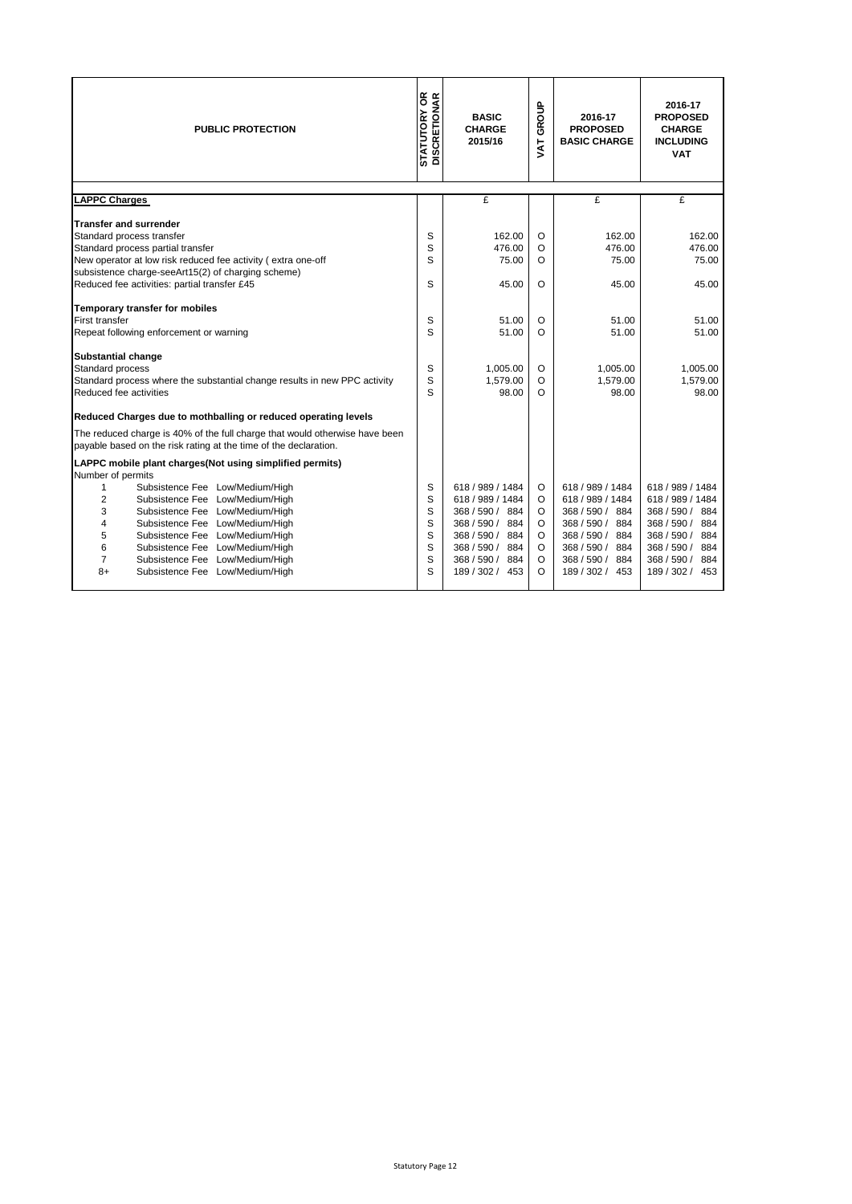| PUBLIC PROTECTION | STATUTORY OR DISCRETIONAR | BASIC CHARGE 2015/16 | VAT GROUP | 2016-17 PROPOSED BASIC CHARGE | 2016-17 PROPOSED CHARGE INCLUDING VAT |
|---|---|---|---|---|---|
| **LAPPC Charges** | | £ | | £ | £ |
| **Transfer and surrender** | | | | | |
| Standard process transfer | S | 162.00 | O | 162.00 | 162.00 |
| Standard process partial transfer | S | 476.00 | O | 476.00 | 476.00 |
| New operator at low risk reduced fee activity ( extra one-off subsistence charge-seeArt15(2) of charging scheme) | S | 75.00 | O | 75.00 | 75.00 |
| Reduced fee activities: partial transfer £45 | S | 45.00 | O | 45.00 | 45.00 |
| **Temporary transfer for mobiles** | | | | | |
| First transfer | S | 51.00 | O | 51.00 | 51.00 |
| Repeat following enforcement or warning | S | 51.00 | O | 51.00 | 51.00 |
| **Substantial change** | | | | | |
| Standard process | S | 1,005.00 | O | 1,005.00 | 1,005.00 |
| Standard process where the substantial change results in new PPC activity | S | 1,579.00 | O | 1,579.00 | 1,579.00 |
| Reduced fee activities | S | 98.00 | O | 98.00 | 98.00 |
| **Reduced Charges due to mothballing or reduced operating levels** | | | | | |
| The reduced charge is 40% of the full charge that would otherwise have been payable based on the risk rating at the time of the declaration. | | | | | |
| **LAPPC mobile plant charges(Not using simplified permits)** | | | | | |
| Number of permits | | | | | |
| 1 Subsistence Fee Low/Medium/High | S | 618 / 989 / 1484 | O | 618 / 989 / 1484 | 618 / 989 / 1484 |
| 2 Subsistence Fee Low/Medium/High | S | 618 / 989 / 1484 | O | 618 / 989 / 1484 | 618 / 989 / 1484 |
| 3 Subsistence Fee Low/Medium/High | S | 368 / 590 / 884 | O | 368 / 590 / 884 | 368 / 590 / 884 |
| 4 Subsistence Fee Low/Medium/High | S | 368 / 590 / 884 | O | 368 / 590 / 884 | 368 / 590 / 884 |
| 5 Subsistence Fee Low/Medium/High | S | 368 / 590 / 884 | O | 368 / 590 / 884 | 368 / 590 / 884 |
| 6 Subsistence Fee Low/Medium/High | S | 368 / 590 / 884 | O | 368 / 590 / 884 | 368 / 590 / 884 |
| 7 Subsistence Fee Low/Medium/High | S | 368 / 590 / 884 | O | 368 / 590 / 884 | 368 / 590 / 884 |
| 8+ Subsistence Fee Low/Medium/High | S | 189 / 302 / 453 | O | 189 / 302 / 453 | 189 / 302 / 453 |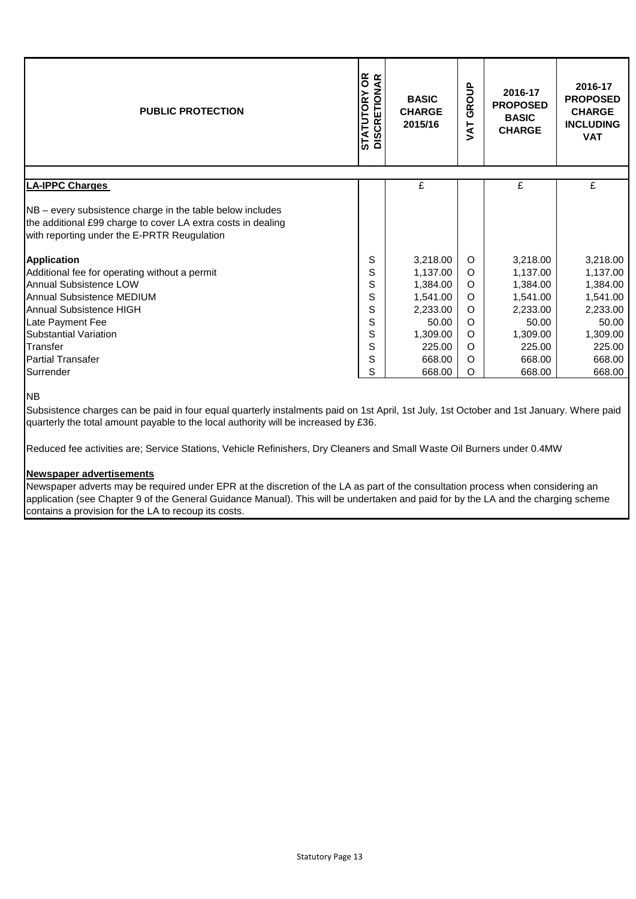| PUBLIC PROTECTION | STATUTORY OR DISCRETIONAR | BASIC CHARGE 2015/16 | VAT GROUP | 2016-17 PROPOSED BASIC CHARGE | 2016-17 PROPOSED CHARGE INCLUDING VAT |
|---|---|---|---|---|---|
| **LA-IPPC Charges** | | £ | | £ | £ |
| NB – every subsistence charge in the table below includes the additional £99 charge to cover LA extra costs in dealing with reporting under the E-PRTR Reugulation | | | | | |
| **Application** | S | 3,218.00 | O | 3,218.00 | 3,218.00 |
| Additional fee for operating without a permit | S | 1,137.00 | O | 1,137.00 | 1,137.00 |
| Annual Subsistence LOW | S | 1,384.00 | O | 1,384.00 | 1,384.00 |
| Annual Subsistence MEDIUM | S | 1,541.00 | O | 1,541.00 | 1,541.00 |
| Annual Subsistence HIGH | S | 2,233.00 | O | 2,233.00 | 2,233.00 |
| Late Payment Fee | S | 50.00 | O | 50.00 | 50.00 |
| Substantial Variation | S | 1,309.00 | O | 1,309.00 | 1,309.00 |
| Transfer | S | 225.00 | O | 225.00 | 225.00 |
| Partial Transafer | S | 668.00 | O | 668.00 | 668.00 |
| Surrender | S | 668.00 | O | 668.00 | 668.00 |

NB

Subsistence charges can be paid in four equal quarterly instalments paid on 1st April, 1st July, 1st October and 1st January. Where paid quarterly the total amount payable to the local authority will be increased by £36.

Reduced fee activities are; Service Stations, Vehicle Refinishers, Dry Cleaners and Small Waste Oil Burners under 0.4MW

**Newspaper advertisements**

Newspaper adverts may be required under EPR at the discretion of the LA as part of the consultation process when considering an application (see Chapter 9 of the General Guidance Manual). This will be undertaken and paid for by the LA and the charging scheme contains a provision for the LA to recoup its costs.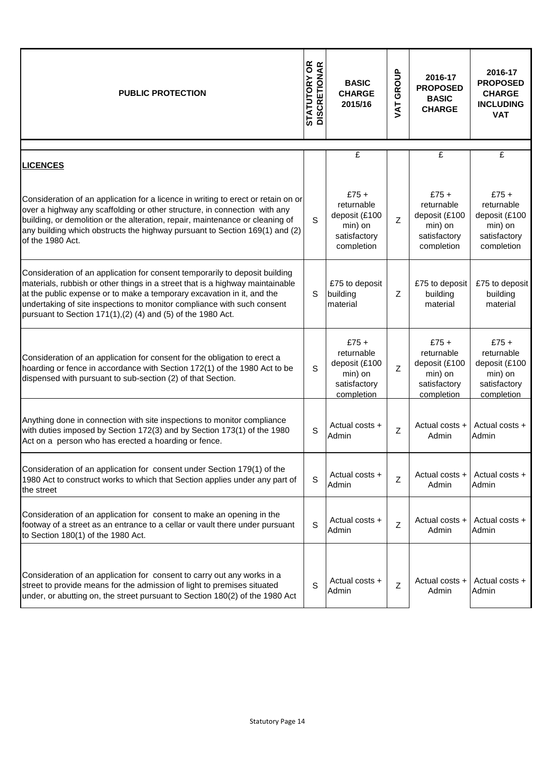| PUBLIC PROTECTION | STATUTORY OR DISCRETIONAR | BASIC CHARGE 2015/16 | VAT GROUP | 2016-17 PROPOSED BASIC CHARGE | 2016-17 PROPOSED CHARGE INCLUDING VAT |
|---|---|---|---|---|---|
| | | £ | | £ | £ |
| **LICENCES** | | | | | |
| Consideration of an application for a licence in writing to erect or retain on or over a highway any scaffolding or other structure, in connection with any building, or demolition or the alteration, repair, maintenance or cleaning of any building which obstructs the highway pursuant to Section 169(1) and (2) of the 1980 Act. | S | £75 + returnable deposit (£100 min) on satisfactory completion | Z | £75 + returnable deposit (£100 min) on satisfactory completion | £75 + returnable deposit (£100 min) on satisfactory completion |
| Consideration of an application for consent temporarily to deposit building materials, rubbish or other things in a street that is a highway maintainable at the public expense or to make a temporary excavation in it, and the undertaking of site inspections to monitor compliance with such consent pursuant to Section 171(1),(2) (4) and (5) of the 1980 Act. | S | £75 to deposit building material | Z | £75 to deposit building material | £75 to deposit building material |
| Consideration of an application for consent for the obligation to erect a hoarding or fence in accordance with Section 172(1) of the 1980 Act to be dispensed with pursuant to sub-section (2) of that Section. | S | £75 + returnable deposit (£100 min) on satisfactory completion | Z | £75 + returnable deposit (£100 min) on satisfactory completion | £75 + returnable deposit (£100 min) on satisfactory completion |
| Anything done in connection with site inspections to monitor compliance with duties imposed by Section 172(3) and by Section 173(1) of the 1980 Act on a person who has erected a hoarding or fence. | S | Actual costs + Admin | Z | Actual costs + Admin | Actual costs + Admin |
| Consideration of an application for consent under Section 179(1) of the 1980 Act to construct works to which that Section applies under any part of the street | S | Actual costs + Admin | Z | Actual costs + Admin | Actual costs + Admin |
| Consideration of an application for consent to make an opening in the footway of a street as an entrance to a cellar or vault there under pursuant to Section 180(1) of the 1980 Act. | S | Actual costs + Admin | Z | Actual costs + Admin | Actual costs + Admin |
| Consideration of an application for consent to carry out any works in a street to provide means for the admission of light to premises situated under, or abutting on, the street pursuant to Section 180(2) of the 1980 Act | S | Actual costs + Admin | Z | Actual costs + Admin | Actual costs + Admin |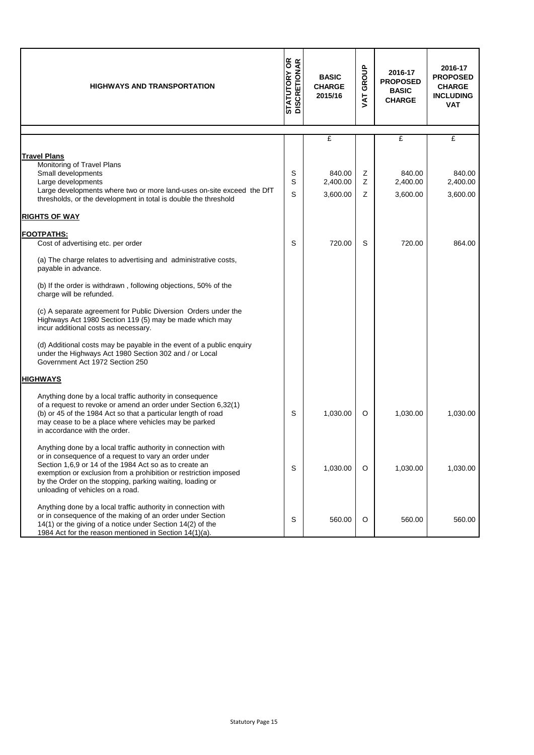| HIGHWAYS AND TRANSPORTATION | STATUTORY OR DISCRETIONAR | BASIC CHARGE 2015/16 | VAT GROUP | 2016-17 PROPOSED BASIC CHARGE | 2016-17 PROPOSED CHARGE INCLUDING VAT |
|---|---|---|---|---|---|
| | | £ | | £ | £ |
| **Travel Plans** | | | | | |
| Monitoring of Travel Plans | | | | | |
| Small developments | S | 840.00 | Z | 840.00 | 840.00 |
| Large developments | S | 2,400.00 | Z | 2,400.00 | 2,400.00 |
| Large developments where two or more land-uses on-site exceed the DfT thresholds, or the development in total is double the threshold | S | 3,600.00 | Z | 3,600.00 | 3,600.00 |
| **RIGHTS OF WAY** | | | | | |
| **FOOTPATHS:** | | | | | |
| Cost of advertising etc. per order | S | 720.00 | S | 720.00 | 864.00 |
| (a) The charge relates to advertising and administrative costs, payable in advance. | | | | | |
| (b) If the order is withdrawn , following objections, 50% of the charge will be refunded. | | | | | |
| (c) A separate agreement for Public Diversion Orders under the Highways Act 1980 Section 119 (5) may be made which may incur additional costs as necessary. | | | | | |
| (d) Additional costs may be payable in the event of a public enquiry under the Highways Act 1980 Section 302 and / or Local Government Act 1972 Section 250 | | | | | |
| **HIGHWAYS** | | | | | |
| Anything done by a local traffic authority in consequence of a request to revoke or amend an order under Section 6,32(1) (b) or 45 of the 1984 Act so that a particular length of road may cease to be a place where vehicles may be parked in accordance with the order. | S | 1,030.00 | O | 1,030.00 | 1,030.00 |
| Anything done by a local traffic authority in connection with or in consequence of a request to vary an order under Section 1,6,9 or 14 of the 1984 Act so as to create an exemption or exclusion from a prohibition or restriction imposed by the Order on the stopping, parking waiting, loading or unloading of vehicles on a road. | S | 1,030.00 | O | 1,030.00 | 1,030.00 |
| Anything done by a local traffic authority in connection with or in consequence of the making of an order under Section 14(1) or the giving of a notice under Section 14(2) of the 1984 Act for the reason mentioned in Section 14(1)(a). | S | 560.00 | O | 560.00 | 560.00 |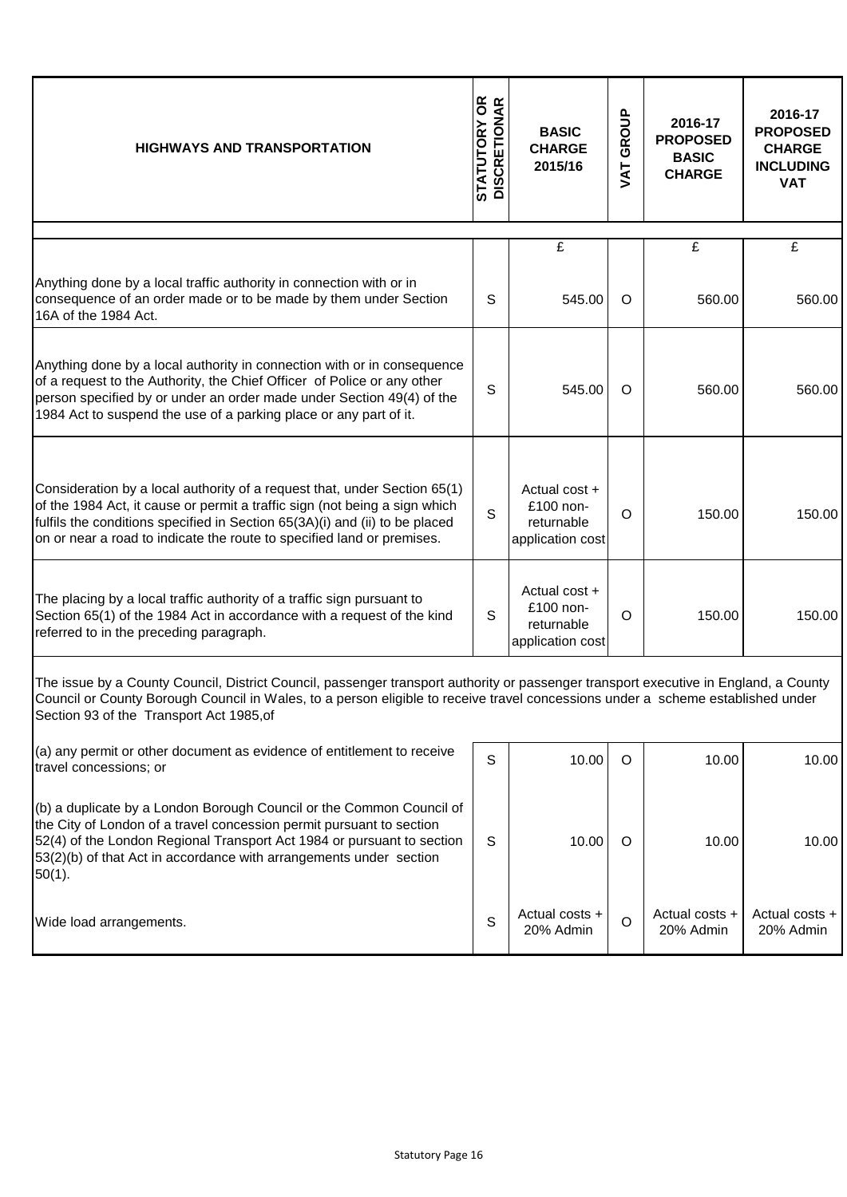| HIGHWAYS AND TRANSPORTATION | STATUTORY OR DISCRETIONAR | BASIC CHARGE 2015/16 | VAT GROUP | 2016-17 PROPOSED BASIC CHARGE | 2016-17 PROPOSED CHARGE INCLUDING VAT |
|---|---|---|---|---|---|
| | | £ | | £ | £ |
| Anything done by a local traffic authority in connection with or in consequence of an order made or to be made by them under Section 16A of the 1984 Act. | S | 545.00 | O | 560.00 | 560.00 |
| Anything done by a local authority in connection with or in consequence of a request to the Authority, the Chief Officer of Police or any other person specified by or under an order made under Section 49(4) of the 1984 Act to suspend the use of a parking place or any part of it. | S | 545.00 | O | 560.00 | 560.00 |
| Consideration by a local authority of a request that, under Section 65(1) of the 1984 Act, it cause or permit a traffic sign (not being a sign which fulfils the conditions specified in Section 65(3A)(i) and (ii) to be placed on or near a road to indicate the route to specified land or premises. | S | Actual cost + £100 non-returnable application cost | O | 150.00 | 150.00 |
| The placing by a local traffic authority of a traffic sign pursuant to Section 65(1) of the 1984 Act in accordance with a request of the kind referred to in the preceding paragraph. | S | Actual cost + £100 non-returnable application cost | O | 150.00 | 150.00 |
| The issue by a County Council, District Council, passenger transport authority or passenger transport executive in England, a County Council or County Borough Council in Wales, to a person eligible to receive travel concessions under a scheme established under Section 93 of the Transport Act 1985,of | | | | | |
| (a) any permit or other document as evidence of entitlement to receive travel concessions; or | S | 10.00 | O | 10.00 | 10.00 |
| (b) a duplicate by a London Borough Council or the Common Council of the City of London of a travel concession permit pursuant to section 52(4) of the London Regional Transport Act 1984 or pursuant to section 53(2)(b) of that Act in accordance with arrangements under section 50(1). | S | 10.00 | O | 10.00 | 10.00 |
| Wide load arrangements. | S | Actual costs + 20% Admin | O | Actual costs + 20% Admin | Actual costs + 20% Admin |

Statutory Page 16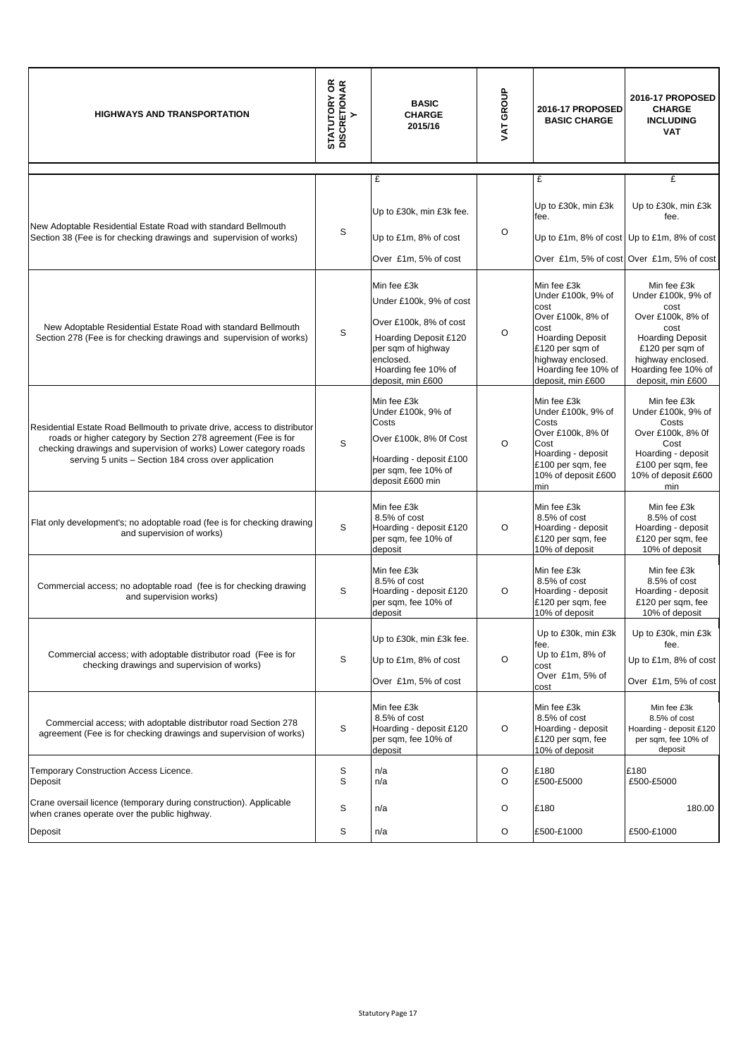| HIGHWAYS AND TRANSPORTATION | STATUTORY OR DISCRETIONARY | BASIC CHARGE 2015/16 | VAT GROUP | 2016-17 PROPOSED BASIC CHARGE | 2016-17 PROPOSED CHARGE INCLUDING VAT |
|---|---|---|---|---|---|
| | | £ | | £ | £ |
| New Adoptable Residential Estate Road with standard Bellmouth Section 38 (Fee is for checking drawings and supervision of works) | S | Up to £30k, min £3k fee. Up to £1m, 8% of cost Over £1m, 5% of cost | O | Up to £30k, min £3k fee. Up to £1m, 8% of cost Over £1m, 5% of cost | Up to £30k, min £3k fee. Up to £1m, 8% of cost Over £1m, 5% of cost |
| New Adoptable Residential Estate Road with standard Bellmouth Section 278 (Fee is for checking drawings and supervision of works) | S | Min fee £3k Under £100k, 9% of cost Over £100k, 8% of cost Hoarding Deposit £120 per sqm of highway enclosed. Hoarding fee 10% of deposit, min £600 | O | Min fee £3k Under £100k, 9% of cost Over £100k, 8% of cost Hoarding Deposit £120 per sqm of highway enclosed. Hoarding fee 10% of deposit, min £600 | Min fee £3k Under £100k, 9% of cost Over £100k, 8% of cost Hoarding Deposit £120 per sqm of highway enclosed. Hoarding fee 10% of deposit, min £600 |
| Residential Estate Road Bellmouth to private drive, access to distributor roads or higher category by Section 278 agreement (Fee is for checking drawings and supervision of works) Lower category roads serving 5 units – Section 184 cross over application | S | Min fee £3k Under £100k, 9% of Costs Over £100k, 8% 0f Cost Hoarding - deposit £100 per sqm, fee 10% of deposit £600 min | O | Min fee £3k Under £100k, 9% of Costs Over £100k, 8% 0f Cost Hoarding - deposit £100 per sqm, fee 10% of deposit £600 min | Min fee £3k Under £100k, 9% of Costs Over £100k, 8% 0f Cost Hoarding - deposit £100 per sqm, fee 10% of deposit £600 min |
| Flat only development's; no adoptable road (fee is for checking drawing and supervision of works) | S | Min fee £3k 8.5% of cost Hoarding - deposit £120 per sqm, fee 10% of deposit | O | Min fee £3k 8.5% of cost Hoarding - deposit £120 per sqm, fee 10% of deposit | Min fee £3k 8.5% of cost Hoarding - deposit £120 per sqm, fee 10% of deposit |
| Commercial access; no adoptable road (fee is for checking drawing and supervision works) | S | Min fee £3k 8.5% of cost Hoarding - deposit £120 per sqm, fee 10% of deposit | O | Min fee £3k 8.5% of cost Hoarding - deposit £120 per sqm, fee 10% of deposit | Min fee £3k 8.5% of cost Hoarding - deposit £120 per sqm, fee 10% of deposit |
| Commercial access; with adoptable distributor road (Fee is for checking drawings and supervision of works) | S | Up to £30k, min £3k fee. Up to £1m, 8% of cost Over £1m, 5% of cost | O | Up to £30k, min £3k fee. Up to £1m, 8% of cost Over £1m, 5% of cost | Up to £30k, min £3k fee. Up to £1m, 8% of cost Over £1m, 5% of cost |
| Commercial access; with adoptable distributor road Section 278 agreement (Fee is for checking drawings and supervision of works) | S | Min fee £3k 8.5% of cost Hoarding - deposit £120 per sqm, fee 10% of deposit | O | Min fee £3k 8.5% of cost Hoarding - deposit £120 per sqm, fee 10% of deposit | Min fee £3k 8.5% of cost Hoarding - deposit £120 per sqm, fee 10% of deposit |
| Temporary Construction Access Licence. | S | n/a | O | £180 | £180 |
| Deposit | S | n/a | O | £500-£5000 | £500-£5000 |
| Crane oversail licence (temporary during construction). Applicable when cranes operate over the public highway. | S | n/a | O | £180 | 180.00 |
| Deposit | S | n/a | O | £500-£1000 | £500-£1000 |

Statutory Page 17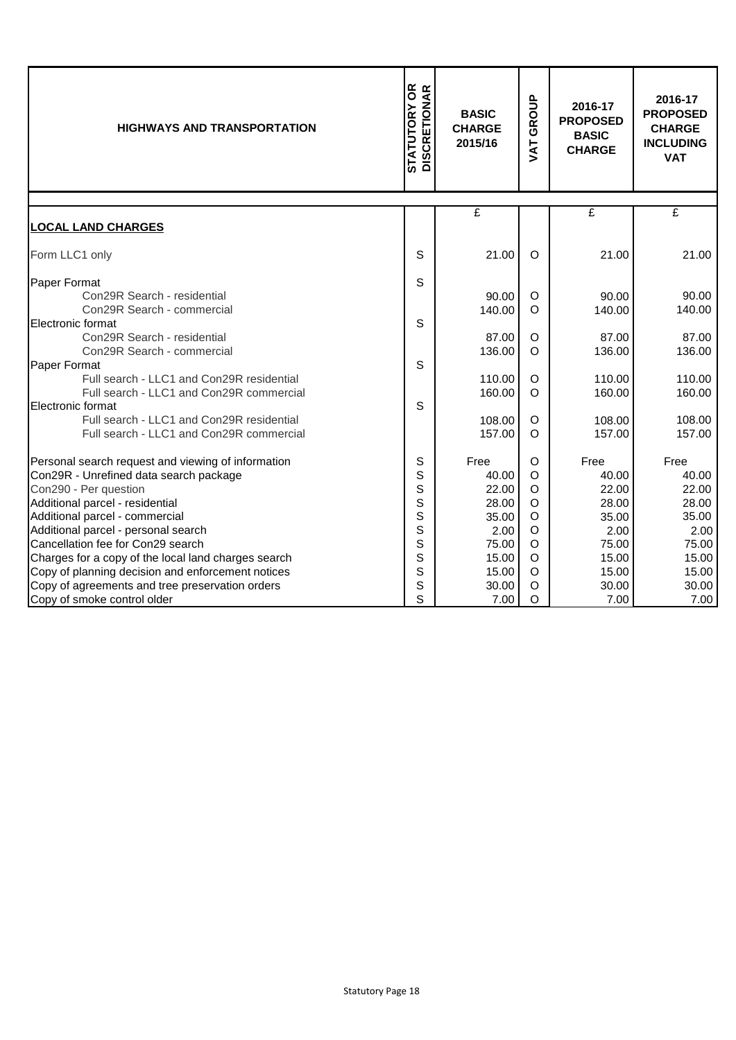| HIGHWAYS AND TRANSPORTATION | STATUTORY OR DISCRETIONAR | BASIC CHARGE 2015/16 | VAT GROUP | 2016-17 PROPOSED BASIC CHARGE | 2016-17 PROPOSED CHARGE INCLUDING VAT |
|---|---|---|---|---|---|
| | | £ | | £ | £ |
| **LOCAL LAND CHARGES** | | | | | |
| Form LLC1 only | S | 21.00 | O | 21.00 | 21.00 |
| Paper Format | S | | | | |
| Con29R Search - residential | | 90.00 | O | 90.00 | 90.00 |
| Con29R Search - commercial | | 140.00 | O | 140.00 | 140.00 |
| Electronic format | S | | | | |
| Con29R Search - residential | | 87.00 | O | 87.00 | 87.00 |
| Con29R Search - commercial | | 136.00 | O | 136.00 | 136.00 |
| Paper Format | S | | | | |
| Full search - LLC1 and Con29R residential | | 110.00 | O | 110.00 | 110.00 |
| Full search - LLC1 and Con29R commercial | | 160.00 | O | 160.00 | 160.00 |
| Electronic format | S | | | | |
| Full search - LLC1 and Con29R residential | | 108.00 | O | 108.00 | 108.00 |
| Full search - LLC1 and Con29R commercial | | 157.00 | O | 157.00 | 157.00 |
| Personal search request and viewing of information | S | Free | O | Free | Free |
| Con29R - Unrefined data search package | S | 40.00 | O | 40.00 | 40.00 |
| Con290 - Per question | S | 22.00 | O | 22.00 | 22.00 |
| Additional parcel - residential | S | 28.00 | O | 28.00 | 28.00 |
| Additional parcel - commercial | S | 35.00 | O | 35.00 | 35.00 |
| Additional parcel - personal search | S | 2.00 | O | 2.00 | 2.00 |
| Cancellation fee for Con29 search | S | 75.00 | O | 75.00 | 75.00 |
| Charges for a copy of the local land charges search | S | 15.00 | O | 15.00 | 15.00 |
| Copy of planning decision and enforcement notices | S | 15.00 | O | 15.00 | 15.00 |
| Copy of agreements and tree preservation orders | S | 30.00 | O | 30.00 | 30.00 |
| Copy of smoke control older | S | 7.00 | O | 7.00 | 7.00 |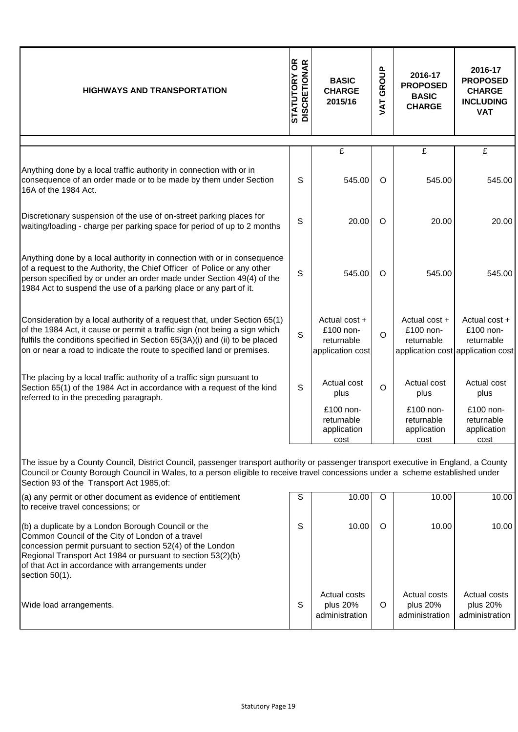| HIGHWAYS AND TRANSPORTATION | STATUTORY OR DISCRETIONAR | BASIC CHARGE 2015/16 | VAT GROUP | 2016-17 PROPOSED BASIC CHARGE | 2016-17 PROPOSED CHARGE INCLUDING VAT |
|---|---|---|---|---|---|
| | | £ | | £ | £ |
| Anything done by a local traffic authority in connection with or in consequence of an order made or to be made by them under Section 16A of the 1984 Act. | S | 545.00 | O | 545.00 | 545.00 |
| Discretionary suspension of the use of on-street parking places for waiting/loading - charge per parking space for period of up to 2 months | S | 20.00 | O | 20.00 | 20.00 |
| Anything done by a local authority in connection with or in consequence of a request to the Authority, the Chief Officer of Police or any other person specified by or under an order made under Section 49(4) of the 1984 Act to suspend the use of a parking place or any part of it. | S | 545.00 | O | 545.00 | 545.00 |
| Consideration by a local authority of a request that, under Section 65(1) of the 1984 Act, it cause or permit a traffic sign (not being a sign which fulfils the conditions specified in Section 65(3A)(i) and (ii) to be placed on or near a road to indicate the route to specified land or premises. | S | Actual cost + £100 non-returnable application cost | O | Actual cost + £100 non-returnable application cost | Actual cost + £100 non-returnable application cost |
| The placing by a local traffic authority of a traffic sign pursuant to Section 65(1) of the 1984 Act in accordance with a request of the kind referred to in the preceding paragraph. | S | Actual cost plus £100 non-returnable application cost | O | Actual cost plus £100 non-returnable application cost | Actual cost plus £100 non-returnable application cost |
| The issue by a County Council, District Council, passenger transport authority or passenger transport executive in England, a County Council or County Borough Council in Wales, to a person eligible to receive travel concessions under a scheme established under Section 93 of the Transport Act 1985,of: | | | | | |
| (a) any permit or other document as evidence of entitlement to receive travel concessions; or | S | 10.00 | O | 10.00 | 10.00 |
| (b) a duplicate by a London Borough Council or the Common Council of the City of London of a travel concession permit pursuant to section 52(4) of the London Regional Transport Act 1984 or pursuant to section 53(2)(b) of that Act in accordance with arrangements under section 50(1). | S | 10.00 | O | 10.00 | 10.00 |
| Wide load arrangements. | S | Actual costs plus 20% administration | O | Actual costs plus 20% administration | Actual costs plus 20% administration |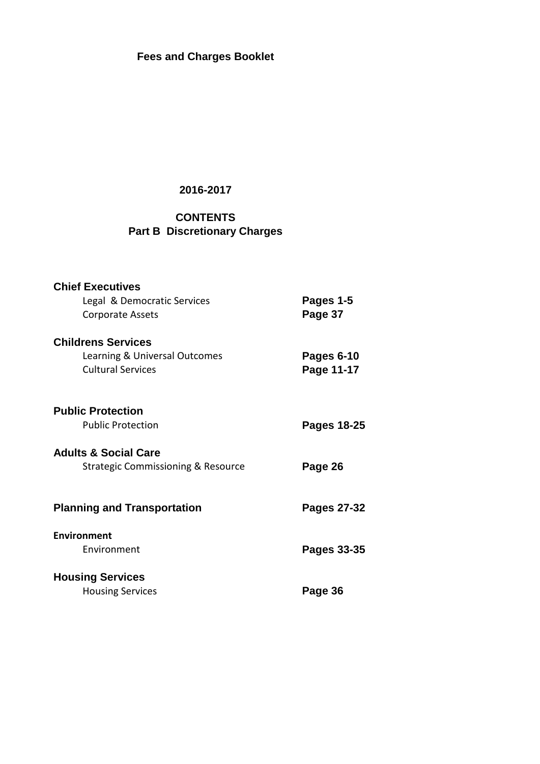# Fees and Charges Booklet

## 2016-2017

## CONTENTS
## Part B Discretionary Charges

| | |
|---|---|
| **Chief Executives** | |
| Legal & Democratic Services | **Pages 1-5** |
| Corporate Assets | **Page 37** |
| **Childrens Services** | |
| Learning & Universal Outcomes | **Pages 6-10** |
| Cultural Services | **Page 11-17** |
| **Public Protection** | |
| Public Protection | **Pages 18-25** |
| **Adults & Social Care** | |
| Strategic Commissioning & Resource | **Page 26** |
| **Planning and Transportation** | **Pages 27-32** |
| **Environment** | |
| Environment | **Pages 33-35** |
| **Housing Services** | |
| Housing Services | **Page 36** |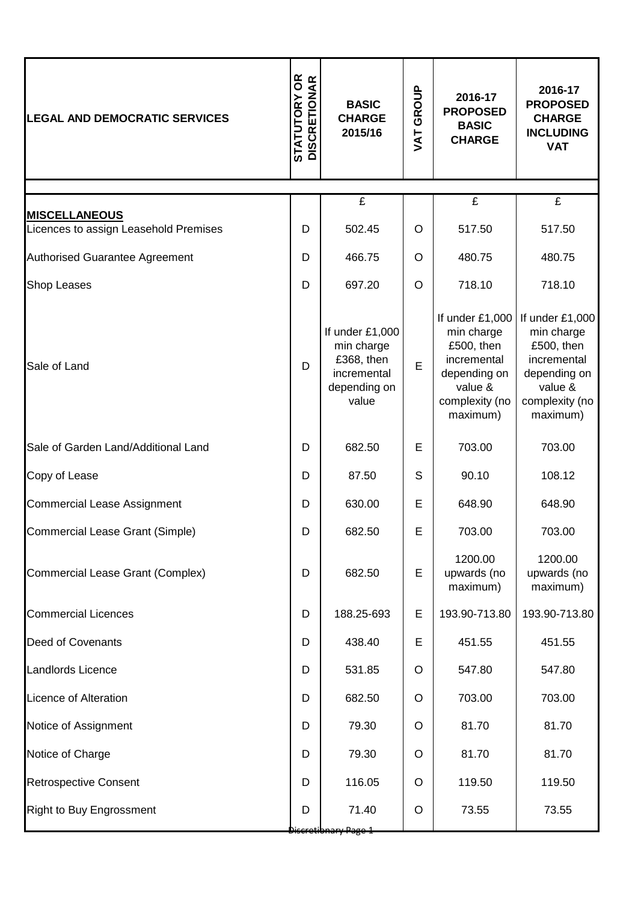| LEGAL AND DEMOCRATIC SERVICES | STATUTORY OR DISCRETIONARY | BASIC CHARGE 2015/16 | VAT GROUP | 2016-17 PROPOSED BASIC CHARGE | 2016-17 PROPOSED CHARGE INCLUDING VAT |
|---|---|---|---|---|---|
| | | £ | | £ | £ |
| **MISCELLANEOUS** | | | | | |
| Licences to assign Leasehold Premises | D | 502.45 | O | 517.50 | 517.50 |
| Authorised Guarantee Agreement | D | 466.75 | O | 480.75 | 480.75 |
| Shop Leases | D | 697.20 | O | 718.10 | 718.10 |
| Sale of Land | D | If under £1,000 min charge £368, then incremental depending on value | E | If under £1,000 min charge £500, then incremental depending on value & complexity (no maximum) | If under £1,000 min charge £500, then incremental depending on value & complexity (no maximum) |
| Sale of Garden Land/Additional Land | D | 682.50 | E | 703.00 | 703.00 |
| Copy of Lease | D | 87.50 | S | 90.10 | 108.12 |
| Commercial Lease Assignment | D | 630.00 | E | 648.90 | 648.90 |
| Commercial Lease Grant (Simple) | D | 682.50 | E | 703.00 | 703.00 |
| Commercial Lease Grant (Complex) | D | 682.50 | E | 1200.00 upwards (no maximum) | 1200.00 upwards (no maximum) |
| Commercial Licences | D | 188.25-693 | E | 193.90-713.80 | 193.90-713.80 |
| Deed of Covenants | D | 438.40 | E | 451.55 | 451.55 |
| Landlords Licence | D | 531.85 | O | 547.80 | 547.80 |
| Licence of Alteration | D | 682.50 | O | 703.00 | 703.00 |
| Notice of Assignment | D | 79.30 | O | 81.70 | 81.70 |
| Notice of Charge | D | 79.30 | O | 81.70 | 81.70 |
| Retrospective Consent | D | 116.05 | O | 119.50 | 119.50 |
| Right to Buy Engrossment | D | 71.40 | O | 73.55 | 73.55 |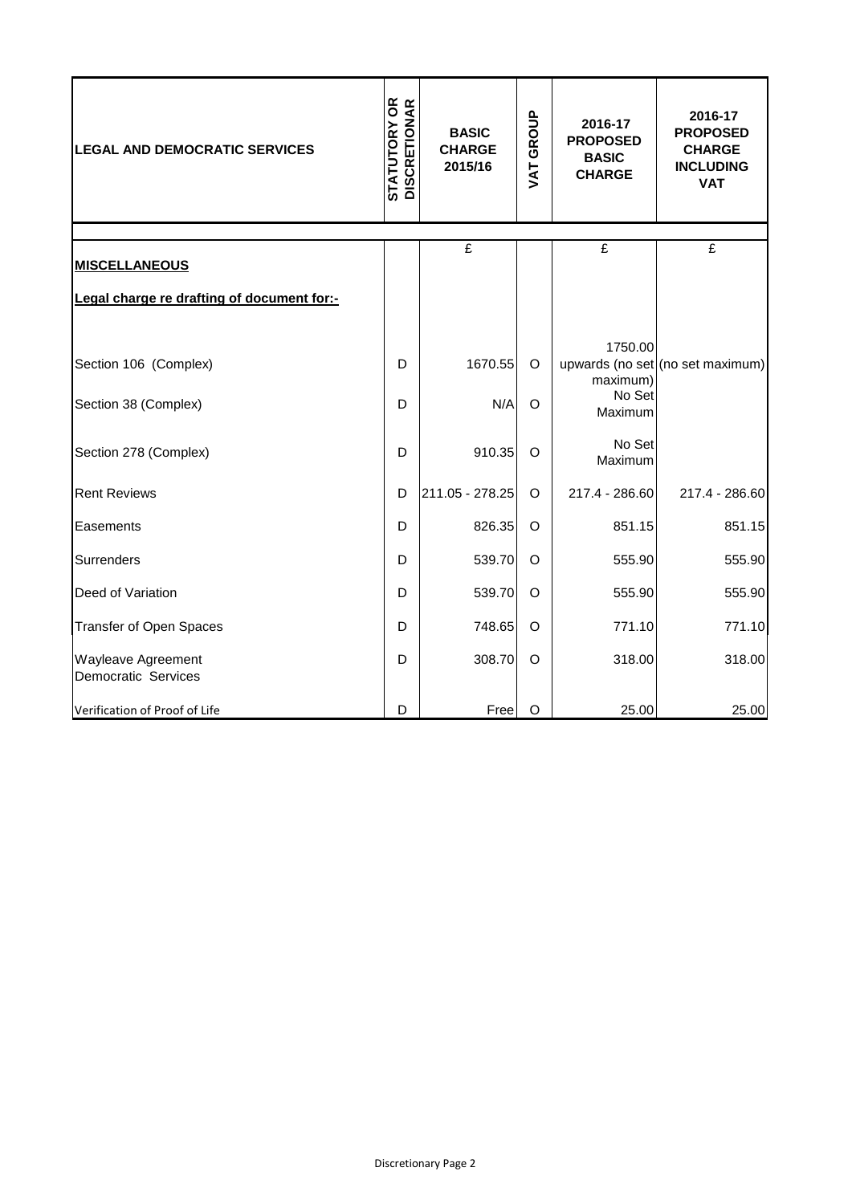| LEGAL AND DEMOCRATIC SERVICES | STATUTORY OR DISCRETIONAR | BASIC CHARGE 2015/16 | VAT GROUP | 2016-17 PROPOSED BASIC CHARGE | 2016-17 PROPOSED CHARGE INCLUDING VAT |
|---|---|---|---|---|---|
| | | £ | | £ | £ |
| **MISCELLANEOUS** | | | | | |
| **Legal charge re drafting of document for:-** | | | | | |
| Section 106 (Complex) | D | 1670.55 | O | 1750.00 upwards (no set maximum) | (no set maximum) |
| Section 38 (Complex) | D | N/A | O | No Set Maximum | |
| Section 278 (Complex) | D | 910.35 | O | No Set Maximum | |
| Rent Reviews | D | 211.05 - 278.25 | O | 217.4 - 286.60 | 217.4 - 286.60 |
| Easements | D | 826.35 | O | 851.15 | 851.15 |
| Surrenders | D | 539.70 | O | 555.90 | 555.90 |
| Deed of Variation | D | 539.70 | O | 555.90 | 555.90 |
| Transfer of Open Spaces | D | 748.65 | O | 771.10 | 771.10 |
| Wayleave Agreement | D | 308.70 | O | 318.00 | 318.00 |
| Democratic Services | | | | | |
| Verification of Proof of Life | D | Free | O | 25.00 | 25.00 |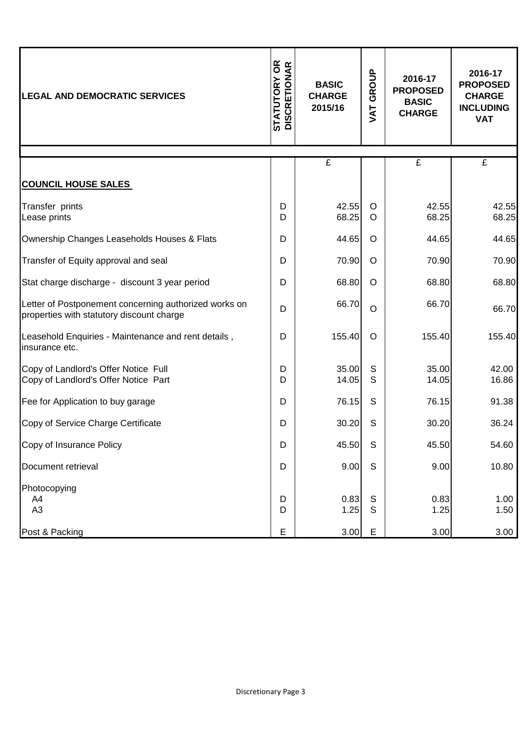| LEGAL AND DEMOCRATIC SERVICES | STATUTORY OR DISCRETIONAR | BASIC CHARGE 2015/16 | VAT GROUP | 2016-17 PROPOSED BASIC CHARGE | 2016-17 PROPOSED CHARGE INCLUDING VAT |
|---|---|---|---|---|---|
| | | £ | | £ | £ |
| **COUNCIL HOUSE SALES** | | | | | |
| Transfer prints | D | 42.55 | O | 42.55 | 42.55 |
| Lease prints | D | 68.25 | O | 68.25 | 68.25 |
| Ownership Changes Leaseholds Houses & Flats | D | 44.65 | O | 44.65 | 44.65 |
| Transfer of Equity approval and seal | D | 70.90 | O | 70.90 | 70.90 |
| Stat charge discharge - discount 3 year period | D | 68.80 | O | 68.80 | 68.80 |
| Letter of Postponement concerning authorized works on properties with statutory discount charge | D | 66.70 | O | 66.70 | 66.70 |
| Leasehold Enquiries - Maintenance and rent details , insurance etc. | D | 155.40 | O | 155.40 | 155.40 |
| Copy of Landlord's Offer Notice Full | D | 35.00 | S | 35.00 | 42.00 |
| Copy of Landlord's Offer Notice Part | D | 14.05 | S | 14.05 | 16.86 |
| Fee for Application to buy garage | D | 76.15 | S | 76.15 | 91.38 |
| Copy of Service Charge Certificate | D | 30.20 | S | 30.20 | 36.24 |
| Copy of Insurance Policy | D | 45.50 | S | 45.50 | 54.60 |
| Document retrieval | D | 9.00 | S | 9.00 | 10.80 |
| Photocopying | | | | | |
| A4 | D | 0.83 | S | 0.83 | 1.00 |
| A3 | D | 1.25 | S | 1.25 | 1.50 |
| Post & Packing | E | 3.00 | E | 3.00 | 3.00 |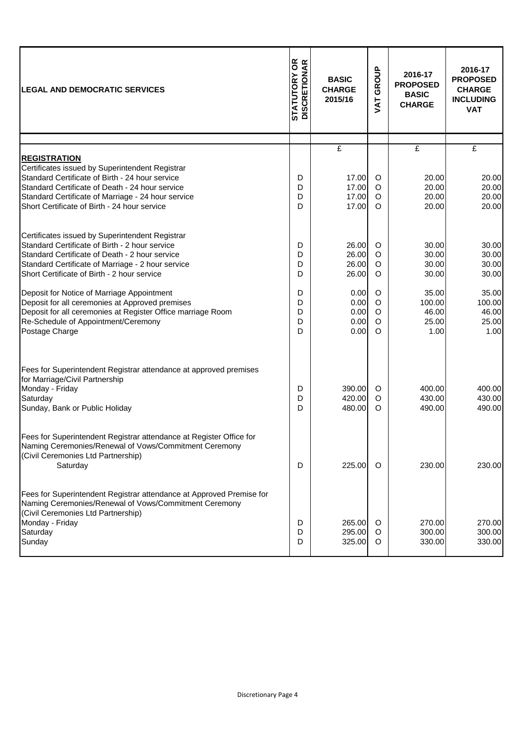| LEGAL AND DEMOCRATIC SERVICES | STATUTORY OR DISCRETIONAR | BASIC CHARGE 2015/16 | VAT GROUP | 2016-17 PROPOSED BASIC CHARGE | 2016-17 PROPOSED CHARGE INCLUDING VAT |
|---|---|---|---|---|---|
| | | £ | | £ | £ |
| **REGISTRATION** | | | | | |
| Certificates issued by Superintendent Registrar | | | | | |
| Standard Certificate of Birth - 24 hour service | D | 17.00 | O | 20.00 | 20.00 |
| Standard Certificate of Death - 24 hour service | D | 17.00 | O | 20.00 | 20.00 |
| Standard Certificate of Marriage - 24 hour service | D | 17.00 | O | 20.00 | 20.00 |
| Short Certificate of Birth - 24 hour service | D | 17.00 | O | 20.00 | 20.00 |
| | | | | | |
| Certificates issued by Superintendent Registrar | | | | | |
| Standard Certificate of Birth - 2 hour service | D | 26.00 | O | 30.00 | 30.00 |
| Standard Certificate of Death - 2 hour service | D | 26.00 | O | 30.00 | 30.00 |
| Standard Certificate of Marriage - 2 hour service | D | 26.00 | O | 30.00 | 30.00 |
| Short Certificate of Birth - 2 hour service | D | 26.00 | O | 30.00 | 30.00 |
| | | | | | |
| Deposit for Notice of Marriage Appointment | D | 0.00 | O | 35.00 | 35.00 |
| Deposit for all ceremonies at Approved premises | D | 0.00 | O | 100.00 | 100.00 |
| Deposit for all ceremonies at Register Office marriage Room | D | 0.00 | O | 46.00 | 46.00 |
| Re-Schedule of Appointment/Ceremony | D | 0.00 | O | 25.00 | 25.00 |
| Postage Charge | D | 0.00 | O | 1.00 | 1.00 |
| | | | | | |
| Fees for Superintendent Registrar attendance at approved premises for Marriage/Civil Partnership | | | | | |
| Monday - Friday | D | 390.00 | O | 400.00 | 400.00 |
| Saturday | D | 420.00 | O | 430.00 | 430.00 |
| Sunday, Bank or Public Holiday | D | 480.00 | O | 490.00 | 490.00 |
| | | | | | |
| Fees for Superintendent Registrar attendance at Register Office for Naming Ceremonies/Renewal of Vows/Commitment Ceremony (Civil Ceremonies Ltd Partnership) | | | | | |
| Saturday | D | 225.00 | O | 230.00 | 230.00 |
| | | | | | |
| Fees for Superintendent Registrar attendance at Approved Premise for Naming Ceremonies/Renewal of Vows/Commitment Ceremony (Civil Ceremonies Ltd Partnership) | | | | | |
| Monday - Friday | D | 265.00 | O | 270.00 | 270.00 |
| Saturday | D | 295.00 | O | 300.00 | 300.00 |
| Sunday | D | 325.00 | O | 330.00 | 330.00 |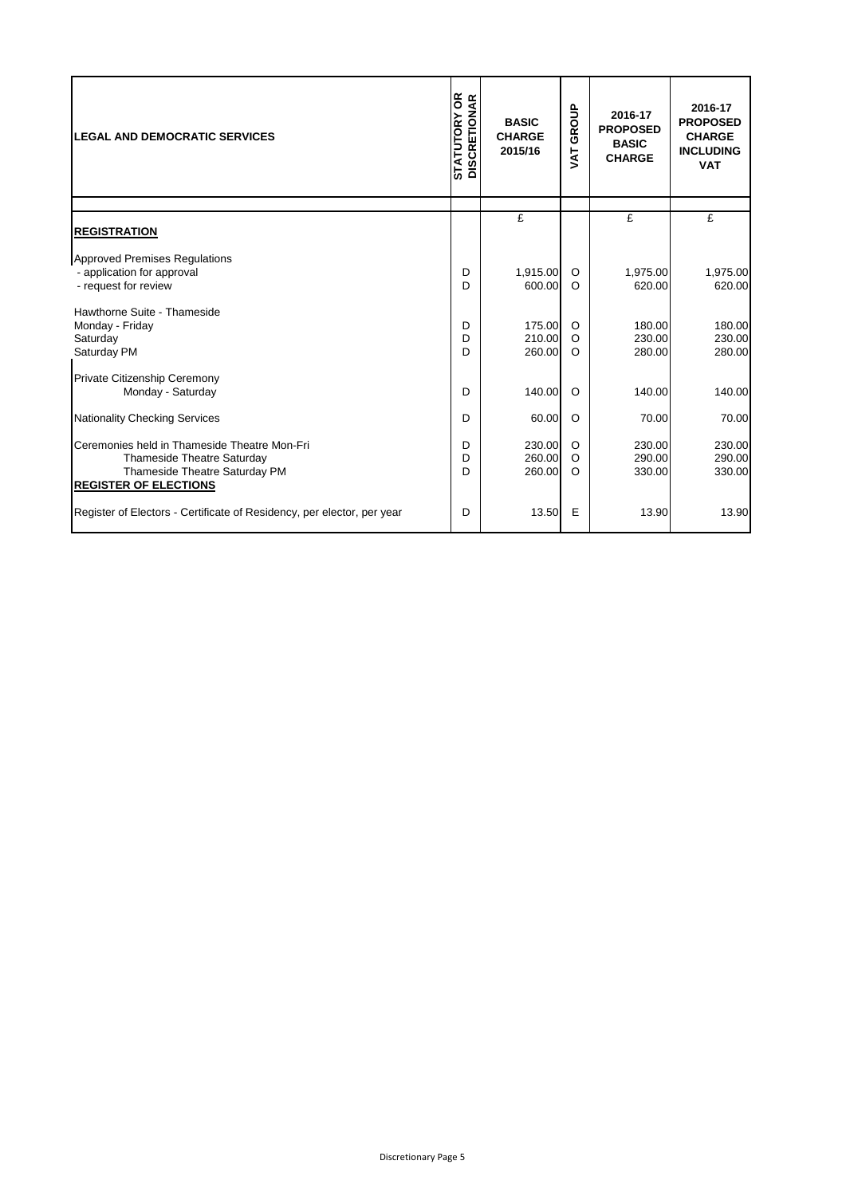| LEGAL AND DEMOCRATIC SERVICES | STATUTORY OR DISCRETIONAR | BASIC CHARGE 2015/16 | VAT GROUP | 2016-17 PROPOSED BASIC CHARGE | 2016-17 PROPOSED CHARGE INCLUDING VAT |
|---|---|---|---|---|---|
| | | £ | | £ | £ |
| **REGISTRATION** | | | | | |
| Approved Premises Regulations | | | | | |
| - application for approval | D | 1,915.00 | O | 1,975.00 | 1,975.00 |
| - request for review | D | 600.00 | O | 620.00 | 620.00 |
| Hawthorne Suite - Thameside | | | | | |
| Monday - Friday | D | 175.00 | O | 180.00 | 180.00 |
| Saturday | D | 210.00 | O | 230.00 | 230.00 |
| Saturday PM | D | 260.00 | O | 280.00 | 280.00 |
| Private Citizenship Ceremony | | | | | |
| Monday - Saturday | D | 140.00 | O | 140.00 | 140.00 |
| Nationality Checking Services | D | 60.00 | O | 70.00 | 70.00 |
| Ceremonies held in Thameside Theatre Mon-Fri | D | 230.00 | O | 230.00 | 230.00 |
| Thameside Theatre Saturday | D | 260.00 | O | 290.00 | 290.00 |
| Thameside Theatre Saturday PM | D | 260.00 | O | 330.00 | 330.00 |
| **REGISTER OF ELECTIONS** | | | | | |
| Register of Electors - Certificate of Residency, per elector, per year | D | 13.50 | E | 13.90 | 13.90 |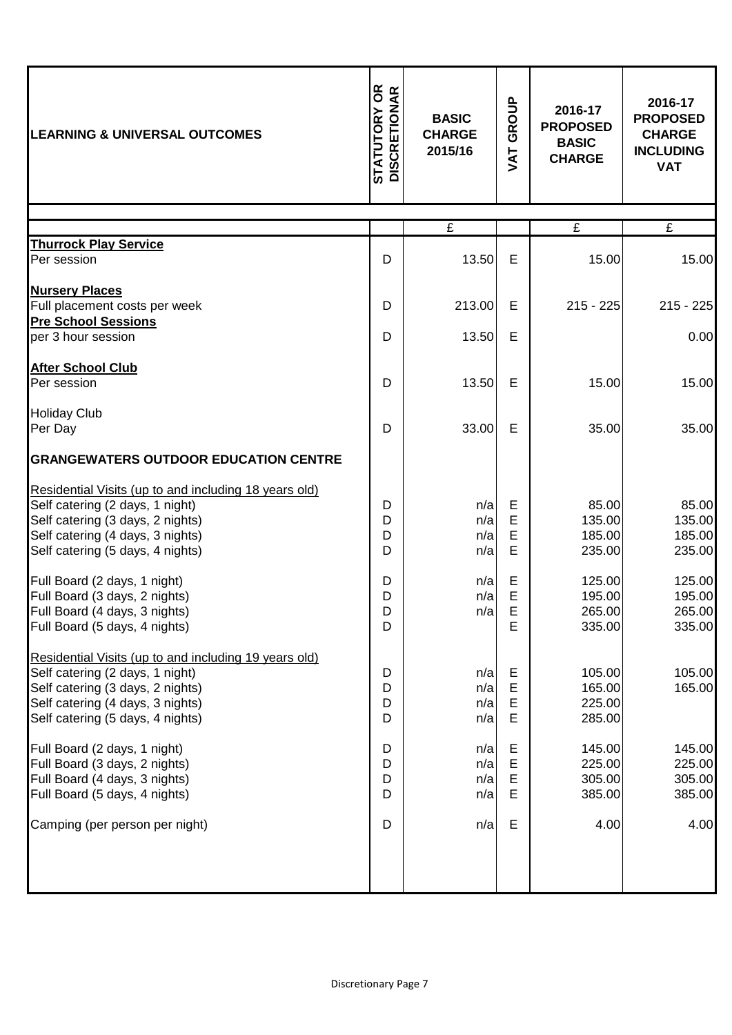| LEARNING & UNIVERSAL OUTCOMES | STATUTORY OR DISCRETIONAR | BASIC CHARGE 2015/16 | VAT GROUP | 2016-17 PROPOSED BASIC CHARGE | 2016-17 PROPOSED CHARGE INCLUDING VAT |
|---|---|---|---|---|---|
| | | £ | | £ | £ |
| **Thurrock Play Service** | | | | | |
| Per session | D | 13.50 | E | 15.00 | 15.00 |
| **Nursery Places** | | | | | |
| Full placement costs per week | D | 213.00 | E | 215 - 225 | 215 - 225 |
| **Pre School Sessions** | | | | | |
| per 3 hour session | D | 13.50 | E | | 0.00 |
| **After School Club** | | | | | |
| Per session | D | 13.50 | E | 15.00 | 15.00 |
| Holiday Club | | | | | |
| Per Day | D | 33.00 | E | 35.00 | 35.00 |
| **GRANGEWATERS OUTDOOR EDUCATION CENTRE** | | | | | |
| Residential Visits (up to and including 18 years old) | | | | | |
| Self catering (2 days, 1 night) | D | n/a | E | 85.00 | 85.00 |
| Self catering (3 days, 2 nights) | D | n/a | E | 135.00 | 135.00 |
| Self catering (4 days, 3 nights) | D | n/a | E | 185.00 | 185.00 |
| Self catering (5 days, 4 nights) | D | n/a | E | 235.00 | 235.00 |
| Full Board (2 days, 1 night) | D | n/a | E | 125.00 | 125.00 |
| Full Board (3 days, 2 nights) | D | n/a | E | 195.00 | 195.00 |
| Full Board (4 days, 3 nights) | D | n/a | E | 265.00 | 265.00 |
| Full Board (5 days, 4 nights) | D | | E | 335.00 | 335.00 |
| Residential Visits (up to and including 19 years old) | | | | | |
| Self catering (2 days, 1 night) | D | n/a | E | 105.00 | 105.00 |
| Self catering (3 days, 2 nights) | D | n/a | E | 165.00 | 165.00 |
| Self catering (4 days, 3 nights) | D | n/a | E | 225.00 | |
| Self catering (5 days, 4 nights) | D | n/a | E | 285.00 | |
| Full Board (2 days, 1 night) | D | n/a | E | 145.00 | 145.00 |
| Full Board (3 days, 2 nights) | D | n/a | E | 225.00 | 225.00 |
| Full Board (4 days, 3 nights) | D | n/a | E | 305.00 | 305.00 |
| Full Board (5 days, 4 nights) | D | n/a | E | 385.00 | 385.00 |
| Camping (per person per night) | D | n/a | E | 4.00 | 4.00 |

Discretionary Page 7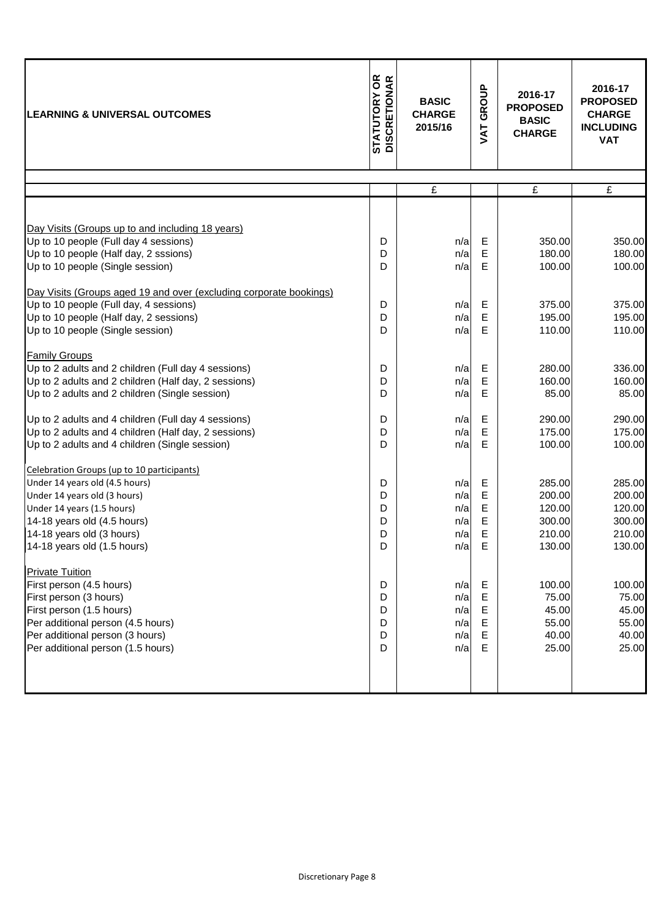| LEARNING & UNIVERSAL OUTCOMES | STATUTORY OR DISCRETIONAR | BASIC CHARGE 2015/16 | VAT GROUP | 2016-17 PROPOSED BASIC CHARGE | 2016-17 PROPOSED CHARGE INCLUDING VAT |
|---|---|---|---|---|---|
| | | £ | | £ | £ |
| Day Visits (Groups up to and including 18 years) | | | | | |
| Up to 10 people (Full day 4 sessions) | D | n/a | E | 350.00 | 350.00 |
| Up to 10 people (Half day, 2 sssions) | D | n/a | E | 180.00 | 180.00 |
| Up to 10 people (Single session) | D | n/a | E | 100.00 | 100.00 |
| Day Visits (Groups aged 19 and over (excluding corporate bookings) | | | | | |
| Up to 10 people (Full day, 4 sessions) | D | n/a | E | 375.00 | 375.00 |
| Up to 10 people (Half day, 2 sessions) | D | n/a | E | 195.00 | 195.00 |
| Up to 10 people (Single session) | D | n/a | E | 110.00 | 110.00 |
| Family Groups | | | | | |
| Up to 2 adults and 2 children (Full day 4 sessions) | D | n/a | E | 280.00 | 336.00 |
| Up to 2 adults and 2 children (Half day, 2 sessions) | D | n/a | E | 160.00 | 160.00 |
| Up to 2 adults and 2 children (Single session) | D | n/a | E | 85.00 | 85.00 |
| Up to 2 adults and 4 children (Full day 4 sessions) | D | n/a | E | 290.00 | 290.00 |
| Up to 2 adults and 4 children (Half day, 2 sessions) | D | n/a | E | 175.00 | 175.00 |
| Up to 2 adults and 4 children (Single session) | D | n/a | E | 100.00 | 100.00 |
| Celebration Groups (up to 10 participants) | | | | | |
| Under 14 years old (4.5 hours) | D | n/a | E | 285.00 | 285.00 |
| Under 14 years old (3 hours) | D | n/a | E | 200.00 | 200.00 |
| Under 14 years (1.5 hours) | D | n/a | E | 120.00 | 120.00 |
| 14-18 years old (4.5 hours) | D | n/a | E | 300.00 | 300.00 |
| 14-18 years old (3 hours) | D | n/a | E | 210.00 | 210.00 |
| 14-18 years old (1.5 hours) | D | n/a | E | 130.00 | 130.00 |
| Private Tuition | | | | | |
| First person (4.5 hours) | D | n/a | E | 100.00 | 100.00 |
| First person (3 hours) | D | n/a | E | 75.00 | 75.00 |
| First person (1.5 hours) | D | n/a | E | 45.00 | 45.00 |
| Per additional person (4.5 hours) | D | n/a | E | 55.00 | 55.00 |
| Per additional person (3 hours) | D | n/a | E | 40.00 | 40.00 |
| Per additional person (1.5 hours) | D | n/a | E | 25.00 | 25.00 |

Discretionary Page 8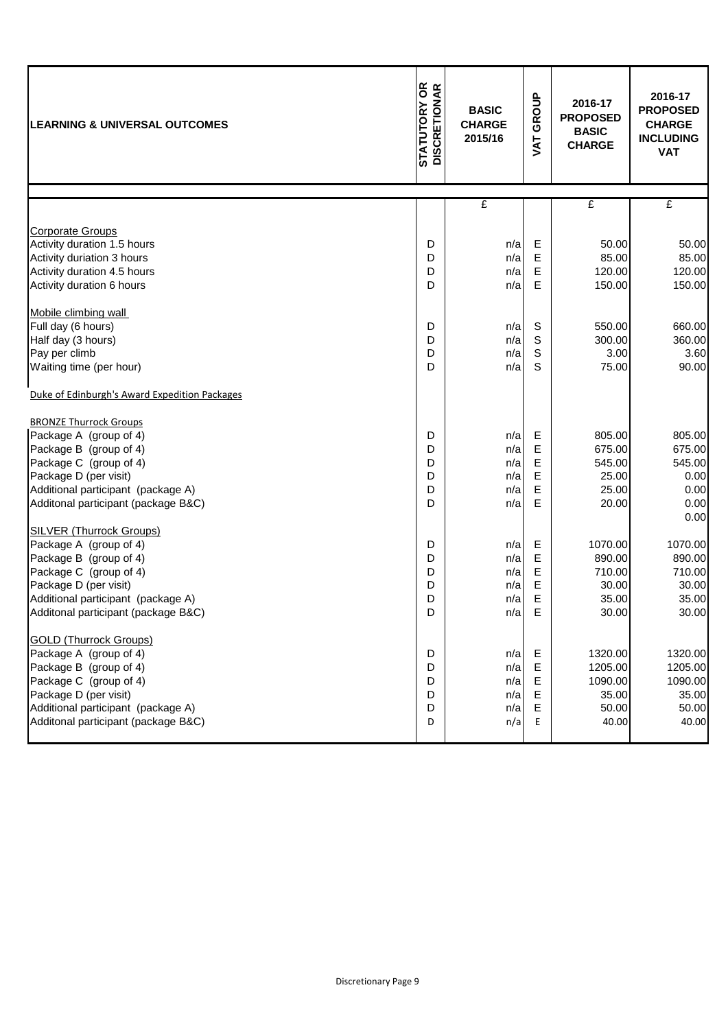| LEARNING & UNIVERSAL OUTCOMES | STATUTORY OR DISCRETIONAR | BASIC CHARGE 2015/16 | VAT GROUP | 2016-17 PROPOSED BASIC CHARGE | 2016-17 PROPOSED CHARGE INCLUDING VAT |
|---|---|---|---|---|---|
| | | £ | | £ | £ |
| Corporate Groups | | | | | |
| Activity duration 1.5 hours | D | n/a | E | 50.00 | 50.00 |
| Activity duriation 3 hours | D | n/a | E | 85.00 | 85.00 |
| Activity duration 4.5 hours | D | n/a | E | 120.00 | 120.00 |
| Activity duration 6 hours | D | n/a | E | 150.00 | 150.00 |
| Mobile climbing wall | | | | | |
| Full day (6 hours) | D | n/a | S | 550.00 | 660.00 |
| Half day (3 hours) | D | n/a | S | 300.00 | 360.00 |
| Pay per climb | D | n/a | S | 3.00 | 3.60 |
| Waiting time (per hour) | D | n/a | S | 75.00 | 90.00 |
| Duke of Edinburgh's Award Expedition Packages | | | | | |
| BRONZE Thurrock Groups | | | | | |
| Package A (group of 4) | D | n/a | E | 805.00 | 805.00 |
| Package B (group of 4) | D | n/a | E | 675.00 | 675.00 |
| Package C (group of 4) | D | n/a | E | 545.00 | 545.00 |
| Package D (per visit) | D | n/a | E | 25.00 | 0.00 |
| Additional participant (package A) | D | n/a | E | 25.00 | 0.00 |
| Additonal participant (package B&C) | D | n/a | E | 20.00 | 0.00 |
| | | | | | 0.00 |
| SILVER (Thurrock Groups) | | | | | |
| Package A (group of 4) | D | n/a | E | 1070.00 | 1070.00 |
| Package B (group of 4) | D | n/a | E | 890.00 | 890.00 |
| Package C (group of 4) | D | n/a | E | 710.00 | 710.00 |
| Package D (per visit) | D | n/a | E | 30.00 | 30.00 |
| Additional participant (package A) | D | n/a | E | 35.00 | 35.00 |
| Additonal participant (package B&C) | D | n/a | E | 30.00 | 30.00 |
| GOLD (Thurrock Groups) | | | | | |
| Package A (group of 4) | D | n/a | E | 1320.00 | 1320.00 |
| Package B (group of 4) | D | n/a | E | 1205.00 | 1205.00 |
| Package C (group of 4) | D | n/a | E | 1090.00 | 1090.00 |
| Package D (per visit) | D | n/a | E | 35.00 | 35.00 |
| Additional participant (package A) | D | n/a | E | 50.00 | 50.00 |
| Additonal participant (package B&C) | D | n/a | E | 40.00 | 40.00 |

Discretionary Page 9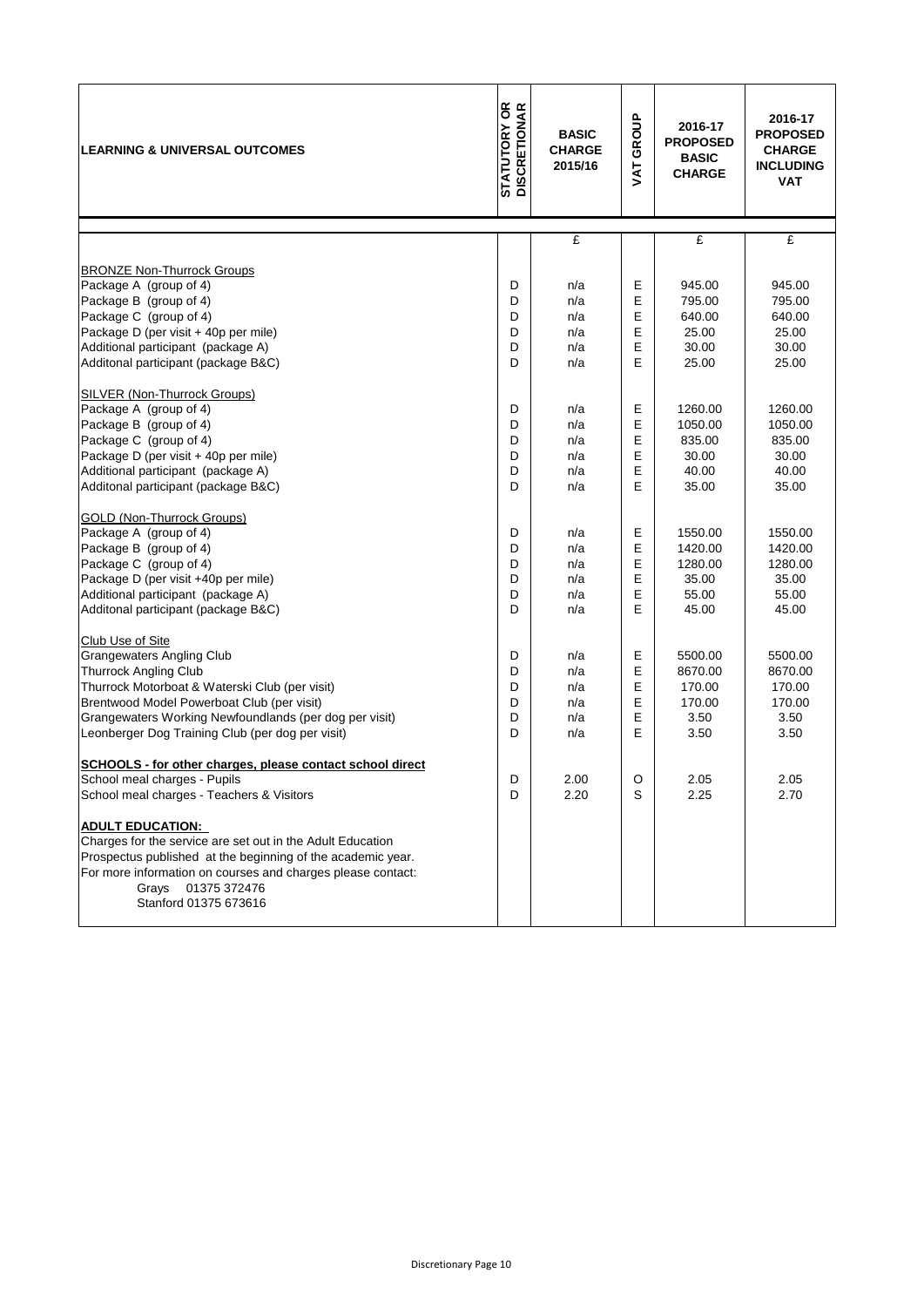| LEARNING & UNIVERSAL OUTCOMES | STATUTORY OR DISCRETIONAR | BASIC CHARGE 2015/16 | VAT GROUP | 2016-17 PROPOSED BASIC CHARGE | 2016-17 PROPOSED CHARGE INCLUDING VAT |
|---|---|---|---|---|---|
| | | £ | | £ | £ |
| BRONZE Non-Thurrock Groups | | | | | |
| Package A (group of 4) | D | n/a | E | 945.00 | 945.00 |
| Package B (group of 4) | D | n/a | E | 795.00 | 795.00 |
| Package C (group of 4) | D | n/a | E | 640.00 | 640.00 |
| Package D (per visit + 40p per mile) | D | n/a | E | 25.00 | 25.00 |
| Additional participant (package A) | D | n/a | E | 30.00 | 30.00 |
| Additonal participant (package B&C) | D | n/a | E | 25.00 | 25.00 |
| SILVER (Non-Thurrock Groups) | | | | | |
| Package A (group of 4) | D | n/a | E | 1260.00 | 1260.00 |
| Package B (group of 4) | D | n/a | E | 1050.00 | 1050.00 |
| Package C (group of 4) | D | n/a | E | 835.00 | 835.00 |
| Package D (per visit + 40p per mile) | D | n/a | E | 30.00 | 30.00 |
| Additional participant (package A) | D | n/a | E | 40.00 | 40.00 |
| Additonal participant (package B&C) | D | n/a | E | 35.00 | 35.00 |
| GOLD (Non-Thurrock Groups) | | | | | |
| Package A (group of 4) | D | n/a | E | 1550.00 | 1550.00 |
| Package B (group of 4) | D | n/a | E | 1420.00 | 1420.00 |
| Package C (group of 4) | D | n/a | E | 1280.00 | 1280.00 |
| Package D (per visit +40p per mile) | D | n/a | E | 35.00 | 35.00 |
| Additional participant (package A) | D | n/a | E | 55.00 | 55.00 |
| Additonal participant (package B&C) | D | n/a | E | 45.00 | 45.00 |
| Club Use of Site | | | | | |
| Grangewaters Angling Club | D | n/a | E | 5500.00 | 5500.00 |
| Thurrock Angling Club | D | n/a | E | 8670.00 | 8670.00 |
| Thurrock Motorboat & Waterski Club (per visit) | D | n/a | E | 170.00 | 170.00 |
| Brentwood Model Powerboat Club (per visit) | D | n/a | E | 170.00 | 170.00 |
| Grangewaters Working Newfoundlands (per dog per visit) | D | n/a | E | 3.50 | 3.50 |
| Leonberger Dog Training Club (per dog per visit) | D | n/a | E | 3.50 | 3.50 |
| **SCHOOLS - for other charges, please contact school direct** | | | | | |
| School meal charges - Pupils | D | 2.00 | O | 2.05 | 2.05 |
| School meal charges - Teachers & Visitors | D | 2.20 | S | 2.25 | 2.70 |
| **ADULT EDUCATION:** | | | | | |
| Charges for the service are set out in the Adult Education Prospectus published at the beginning of the academic year. | | | | | |
| For more information on courses and charges please contact: | | | | | |
| Grays 01375 372476 | | | | | |
| Stanford 01375 673616 | | | | | |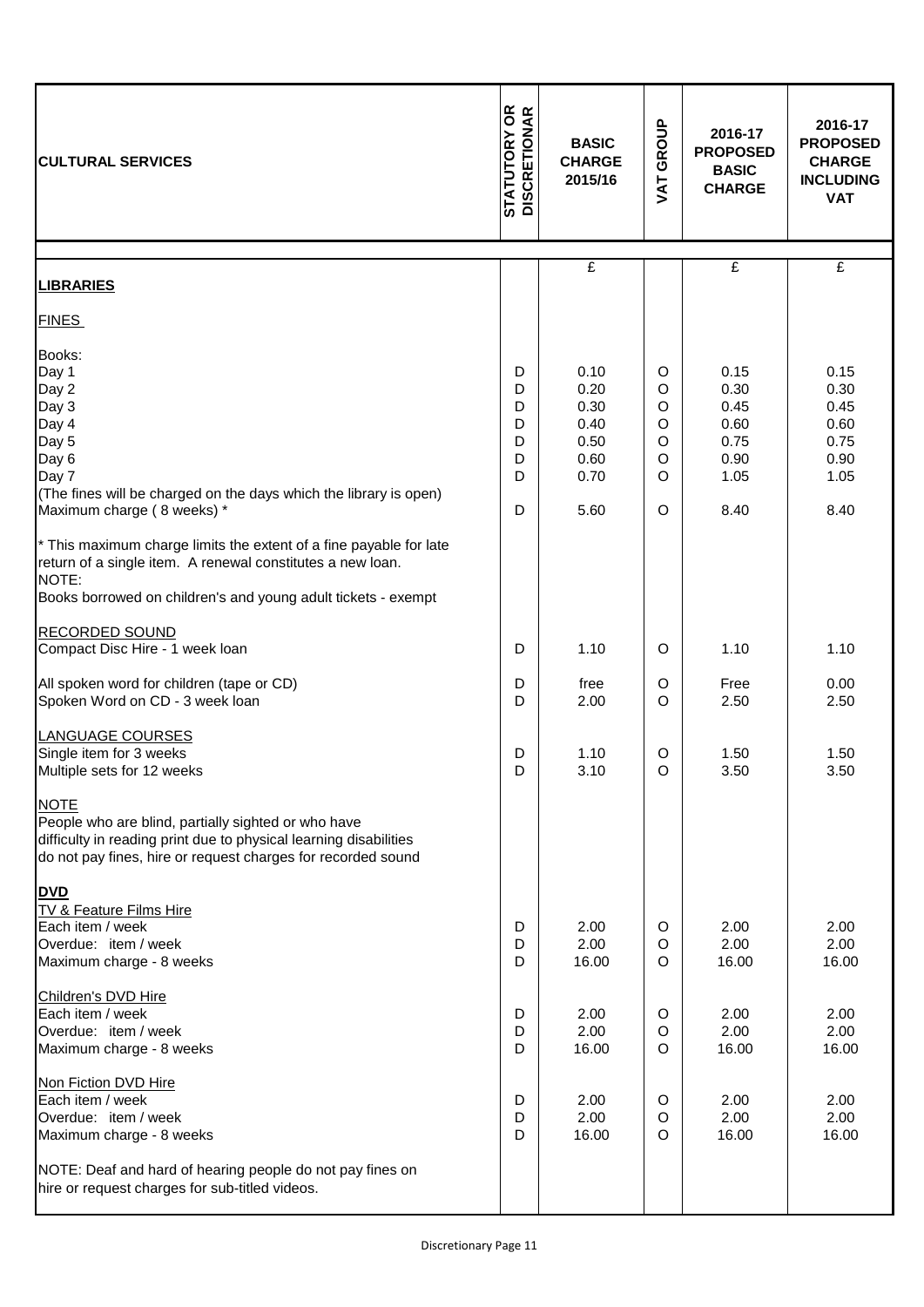| CULTURAL SERVICES | STATUTORY OR DISCRETIONAR | BASIC CHARGE 2015/16 | VAT GROUP | 2016-17 PROPOSED BASIC CHARGE | 2016-17 PROPOSED CHARGE INCLUDING VAT |
|---|---|---|---|---|---|
| | | £ | | £ | £ |
| **LIBRARIES** | | | | | |
| FINES | | | | | |
| Books: | | | | | |
| Day 1 | D | 0.10 | O | 0.15 | 0.15 |
| Day 2 | D | 0.20 | O | 0.30 | 0.30 |
| Day 3 | D | 0.30 | O | 0.45 | 0.45 |
| Day 4 | D | 0.40 | O | 0.60 | 0.60 |
| Day 5 | D | 0.50 | O | 0.75 | 0.75 |
| Day 6 | D | 0.60 | O | 0.90 | 0.90 |
| Day 7 | D | 0.70 | O | 1.05 | 1.05 |
| (The fines will be charged on the days which the library is open) | | | | | |
| Maximum charge ( 8 weeks) * | D | 5.60 | O | 8.40 | 8.40 |
| * This maximum charge limits the extent of a fine payable for late return of a single item. A renewal constitutes a new loan. | | | | | |
| NOTE: | | | | | |
| Books borrowed on children's and young adult tickets - exempt | | | | | |
| RECORDED SOUND | | | | | |
| Compact Disc Hire - 1 week loan | D | 1.10 | O | 1.10 | 1.10 |
| All spoken word for children (tape or CD) | D | free | O | Free | 0.00 |
| Spoken Word on CD - 3 week loan | D | 2.00 | O | 2.50 | 2.50 |
| LANGUAGE COURSES | | | | | |
| Single item for 3 weeks | D | 1.10 | O | 1.50 | 1.50 |
| Multiple sets for 12 weeks | D | 3.10 | O | 3.50 | 3.50 |
| NOTE | | | | | |
| People who are blind, partially sighted or who have difficulty in reading print due to physical learning disabilities do not pay fines, hire or request charges for recorded sound | | | | | |
| **DVD** | | | | | |
| TV & Feature Films Hire | | | | | |
| Each item / week | D | 2.00 | O | 2.00 | 2.00 |
| Overdue: item / week | D | 2.00 | O | 2.00 | 2.00 |
| Maximum charge - 8 weeks | D | 16.00 | O | 16.00 | 16.00 |
| Children's DVD Hire | | | | | |
| Each item / week | D | 2.00 | O | 2.00 | 2.00 |
| Overdue: item / week | D | 2.00 | O | 2.00 | 2.00 |
| Maximum charge - 8 weeks | D | 16.00 | O | 16.00 | 16.00 |
| Non Fiction DVD Hire | | | | | |
| Each item / week | D | 2.00 | O | 2.00 | 2.00 |
| Overdue: item / week | D | 2.00 | O | 2.00 | 2.00 |
| Maximum charge - 8 weeks | D | 16.00 | O | 16.00 | 16.00 |
| NOTE: Deaf and hard of hearing people do not pay fines on hire or request charges for sub-titled videos. | | | | | |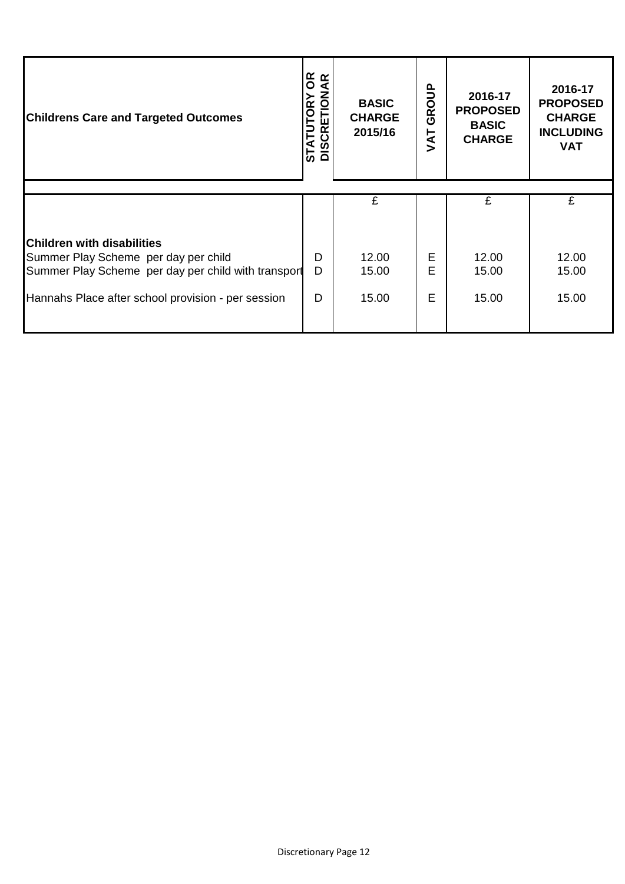| Childrens Care and Targeted Outcomes | STATUTORY OR DISCRETIONAR | BASIC CHARGE 2015/16 | VAT GROUP | 2016-17 PROPOSED BASIC CHARGE | 2016-17 PROPOSED CHARGE INCLUDING VAT |
|---|---|---|---|---|---|
| | | £ | | £ | £ |
| **Children with disabilities** | | | | | |
| Summer Play Scheme per day per child | D | 12.00 | E | 12.00 | 12.00 |
| Summer Play Scheme per day per child with transport | D | 15.00 | E | 15.00 | 15.00 |
| Hannahs Place after school provision - per session | D | 15.00 | E | 15.00 | 15.00 |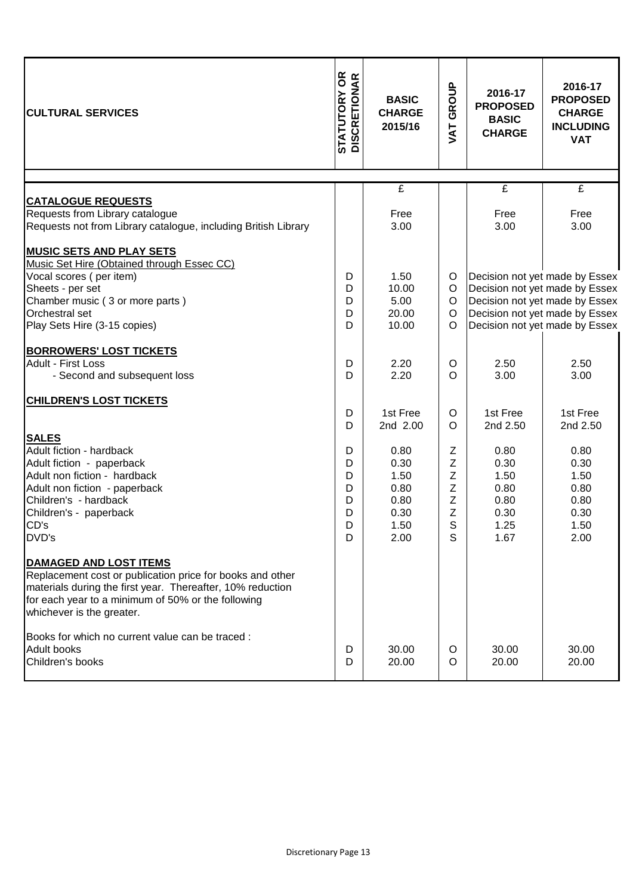| CULTURAL SERVICES | STATUTORY OR DISCRETIONAR | BASIC CHARGE 2015/16 | VAT GROUP | 2016-17 PROPOSED BASIC CHARGE | 2016-17 PROPOSED CHARGE INCLUDING VAT |
|---|---|---|---|---|---|
| | | £ | | £ | £ |
| **CATALOGUE REQUESTS** | | | | | |
| Requests from Library catalogue | | Free | | Free | Free |
| Requests not from Library catalogue, including British Library | | 3.00 | | 3.00 | 3.00 |
| **MUSIC SETS AND PLAY SETS** | | | | | |
| Music Set Hire (Obtained through Essec CC) | | | | | |
| Vocal scores ( per item) | D | 1.50 | O | Decision not yet made by Essex | |
| Sheets - per set | D | 10.00 | O | Decision not yet made by Essex | |
| Chamber music ( 3 or more parts ) | D | 5.00 | O | Decision not yet made by Essex | |
| Orchestral set | D | 20.00 | O | Decision not yet made by Essex | |
| Play Sets Hire (3-15 copies) | D | 10.00 | O | Decision not yet made by Essex | |
| **BORROWERS' LOST TICKETS** | | | | | |
| Adult - First Loss | D | 2.20 | O | 2.50 | 2.50 |
| - Second and subsequent loss | D | 2.20 | O | 3.00 | 3.00 |
| **CHILDREN'S LOST TICKETS** | | | | | |
| | D | 1st Free | O | 1st Free | 1st Free |
| | D | 2nd 2.00 | O | 2nd 2.50 | 2nd 2.50 |
| **SALES** | | | | | |
| Adult fiction - hardback | D | 0.80 | Z | 0.80 | 0.80 |
| Adult fiction - paperback | D | 0.30 | Z | 0.30 | 0.30 |
| Adult non fiction - hardback | D | 1.50 | Z | 1.50 | 1.50 |
| Adult non fiction - paperback | D | 0.80 | Z | 0.80 | 0.80 |
| Children's - hardback | D | 0.80 | Z | 0.80 | 0.80 |
| Children's - paperback | D | 0.30 | Z | 0.30 | 0.30 |
| CD's | D | 1.50 | S | 1.25 | 1.50 |
| DVD's | D | 2.00 | S | 1.67 | 2.00 |
| **DAMAGED AND LOST ITEMS** | | | | | |
| Replacement cost or publication price for books and other materials during the first year. Thereafter, 10% reduction for each year to a minimum of 50% or the following whichever is the greater. | | | | | |
| Books for which no current value can be traced : | | | | | |
| Adult books | D | 30.00 | O | 30.00 | 30.00 |
| Children's books | D | 20.00 | O | 20.00 | 20.00 |

Discretionary Page 13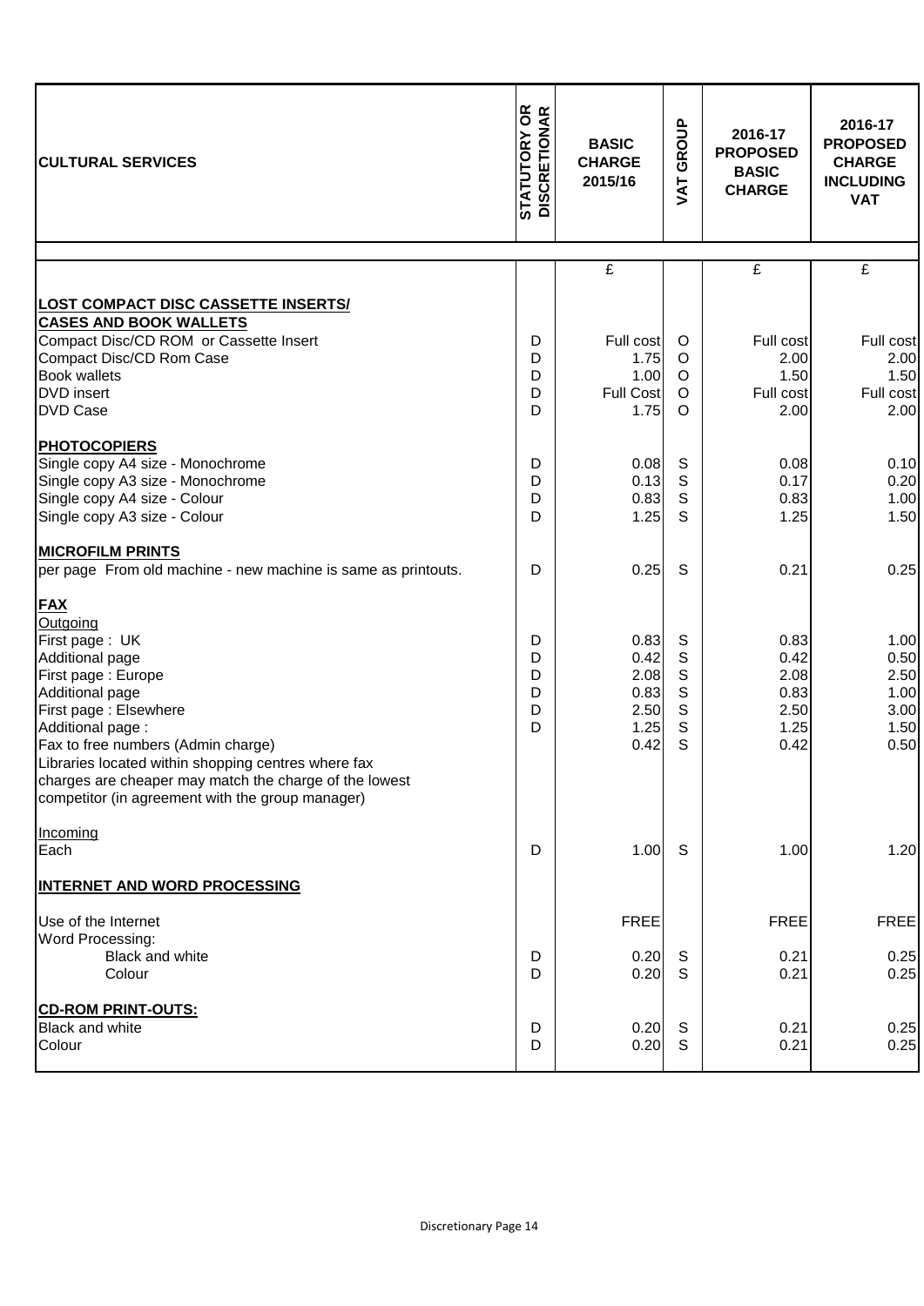| CULTURAL SERVICES | STATUTORY OR DISCRETIONAR | BASIC CHARGE 2015/16 | VAT GROUP | 2016-17 PROPOSED BASIC CHARGE | 2016-17 PROPOSED CHARGE INCLUDING VAT |
|---|---|---|---|---|---|
| | | £ | | £ | £ |
| **LOST COMPACT DISC CASSETTE INSERTS/ CASES AND BOOK WALLETS** | | | | | |
| Compact Disc/CD ROM or Cassette Insert | D | Full cost | O | Full cost | Full cost |
| Compact Disc/CD Rom Case | D | 1.75 | O | 2.00 | 2.00 |
| Book wallets | D | 1.00 | O | 1.50 | 1.50 |
| DVD insert | D | Full Cost | O | Full cost | Full cost |
| DVD Case | D | 1.75 | O | 2.00 | 2.00 |
| **PHOTOCOPIERS** | | | | | |
| Single copy A4 size - Monochrome | D | 0.08 | S | 0.08 | 0.10 |
| Single copy A3 size - Monochrome | D | 0.13 | S | 0.17 | 0.20 |
| Single copy A4 size - Colour | D | 0.83 | S | 0.83 | 1.00 |
| Single copy A3 size - Colour | D | 1.25 | S | 1.25 | 1.50 |
| **MICROFILM PRINTS** | | | | | |
| per page From old machine - new machine is same as printouts. | D | 0.25 | S | 0.21 | 0.25 |
| **FAX** | | | | | |
| Outgoing | | | | | |
| First page : UK | D | 0.83 | S | 0.83 | 1.00 |
| Additional page | D | 0.42 | S | 0.42 | 0.50 |
| First page : Europe | D | 2.08 | S | 2.08 | 2.50 |
| Additional page | D | 0.83 | S | 0.83 | 1.00 |
| First page : Elsewhere | D | 2.50 | S | 2.50 | 3.00 |
| Additional page : | D | 1.25 | S | 1.25 | 1.50 |
| Fax to free numbers (Admin charge) | | 0.42 | S | 0.42 | 0.50 |
| Libraries located within shopping centres where fax charges are cheaper may match the charge of the lowest competitor (in agreement with the group manager) | | | | | |
| Incoming | | | | | |
| Each | D | 1.00 | S | 1.00 | 1.20 |
| **INTERNET AND WORD PROCESSING** | | | | | |
| Use of the Internet | | FREE | | FREE | FREE |
| Word Processing: | | | | | |
| Black and white | D | 0.20 | S | 0.21 | 0.25 |
| Colour | D | 0.20 | S | 0.21 | 0.25 |
| **CD-ROM PRINT-OUTS:** | | | | | |
| Black and white | D | 0.20 | S | 0.21 | 0.25 |
| Colour | D | 0.20 | S | 0.21 | 0.25 |

Discretionary Page 14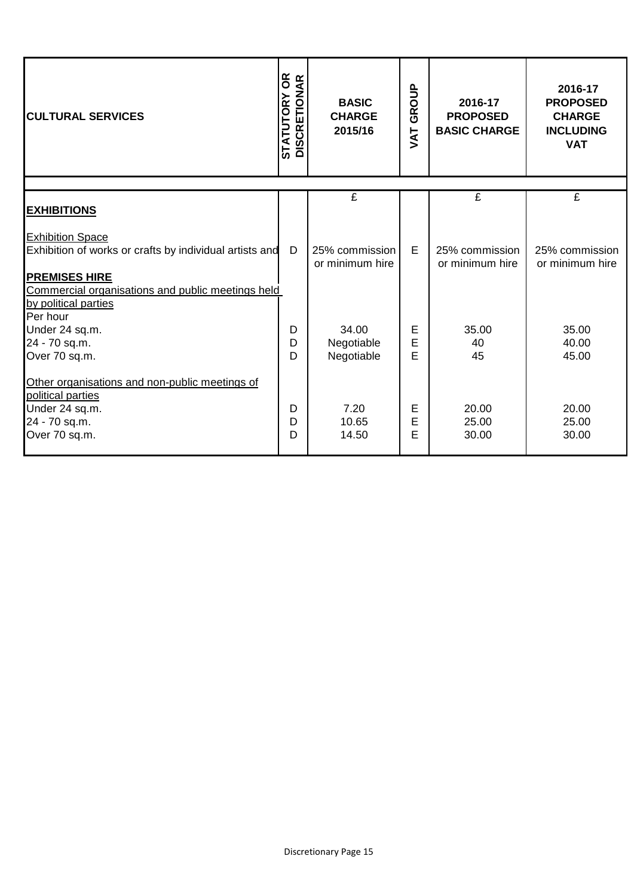| CULTURAL SERVICES | STATUTORY OR DISCRETIONAR | BASIC CHARGE 2015/16 | VAT GROUP | 2016-17 PROPOSED BASIC CHARGE | 2016-17 PROPOSED CHARGE INCLUDING VAT |
|---|---|---|---|---|---|
| | | £ | | £ | £ |
| **EXHIBITIONS** | | | | | |
| Exhibition Space | | | | | |
| Exhibition of works or crafts by individual artists and | D | 25% commission or minimum hire | E | 25% commission or minimum hire | 25% commission or minimum hire |
| **PREMISES HIRE** | | | | | |
| Commercial organisations and public meetings held by political parties | | | | | |
| Per hour | | | | | |
| Under 24 sq.m. | D | 34.00 | E | 35.00 | 35.00 |
| 24 - 70 sq.m. | D | Negotiable | E | 40 | 40.00 |
| Over 70 sq.m. | D | Negotiable | E | 45 | 45.00 |
| Other organisations and non-public meetings of political parties | | | | | |
| Under 24 sq.m. | D | 7.20 | E | 20.00 | 20.00 |
| 24 - 70 sq.m. | D | 10.65 | E | 25.00 | 25.00 |
| Over 70 sq.m. | D | 14.50 | E | 30.00 | 30.00 |

Discretionary Page 15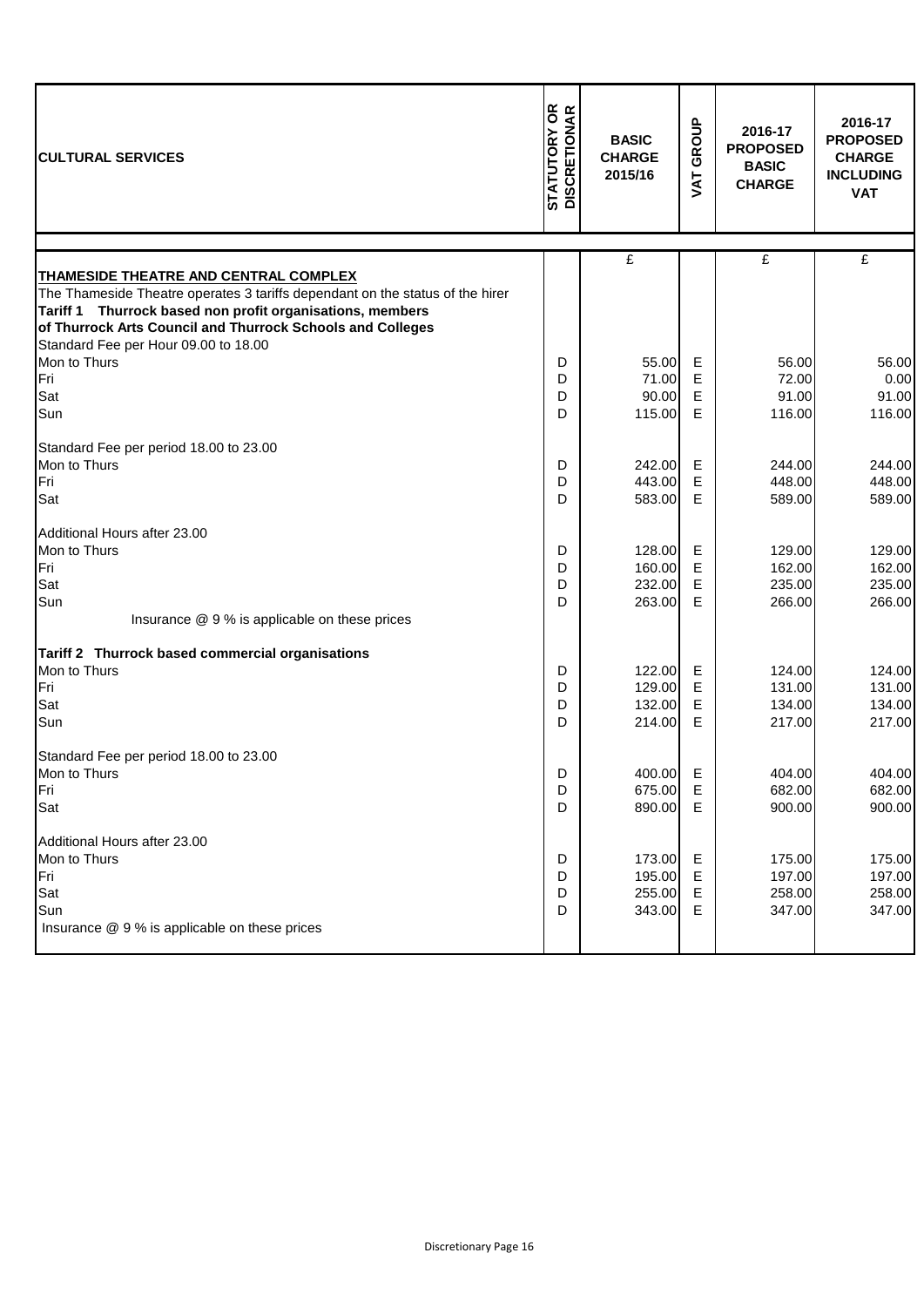| CULTURAL SERVICES | STATUTORY OR DISCRETIONAR | BASIC CHARGE 2015/16 | VAT GROUP | 2016-17 PROPOSED BASIC CHARGE | 2016-17 PROPOSED CHARGE INCLUDING VAT |
|---|---|---|---|---|---|
| | | £ | | £ | £ |
| **THAMESIDE THEATRE AND CENTRAL COMPLEX** | | | | | |
| The Thameside Theatre operates 3 tariffs dependant on the status of the hirer | | | | | |
| **Tariff 1 Thurrock based non profit organisations, members of Thurrock Arts Council and Thurrock Schools and Colleges** | | | | | |
| Standard Fee per Hour 09.00 to 18.00 | | | | | |
| Mon to Thurs | D | 55.00 | E | 56.00 | 56.00 |
| Fri | D | 71.00 | E | 72.00 | 0.00 |
| Sat | D | 90.00 | E | 91.00 | 91.00 |
| Sun | D | 115.00 | E | 116.00 | 116.00 |
| Standard Fee per period 18.00 to 23.00 | | | | | |
| Mon to Thurs | D | 242.00 | E | 244.00 | 244.00 |
| Fri | D | 443.00 | E | 448.00 | 448.00 |
| Sat | D | 583.00 | E | 589.00 | 589.00 |
| Additional Hours after 23.00 | | | | | |
| Mon to Thurs | D | 128.00 | E | 129.00 | 129.00 |
| Fri | D | 160.00 | E | 162.00 | 162.00 |
| Sat | D | 232.00 | E | 235.00 | 235.00 |
| Sun | D | 263.00 | E | 266.00 | 266.00 |
| Insurance @ 9 % is applicable on these prices | | | | | |
| **Tariff 2 Thurrock based commercial organisations** | | | | | |
| Mon to Thurs | D | 122.00 | E | 124.00 | 124.00 |
| Fri | D | 129.00 | E | 131.00 | 131.00 |
| Sat | D | 132.00 | E | 134.00 | 134.00 |
| Sun | D | 214.00 | E | 217.00 | 217.00 |
| Standard Fee per period 18.00 to 23.00 | | | | | |
| Mon to Thurs | D | 400.00 | E | 404.00 | 404.00 |
| Fri | D | 675.00 | E | 682.00 | 682.00 |
| Sat | D | 890.00 | E | 900.00 | 900.00 |
| Additional Hours after 23.00 | | | | | |
| Mon to Thurs | D | 173.00 | E | 175.00 | 175.00 |
| Fri | D | 195.00 | E | 197.00 | 197.00 |
| Sat | D | 255.00 | E | 258.00 | 258.00 |
| Sun | D | 343.00 | E | 347.00 | 347.00 |
| Insurance @ 9 % is applicable on these prices | | | | | |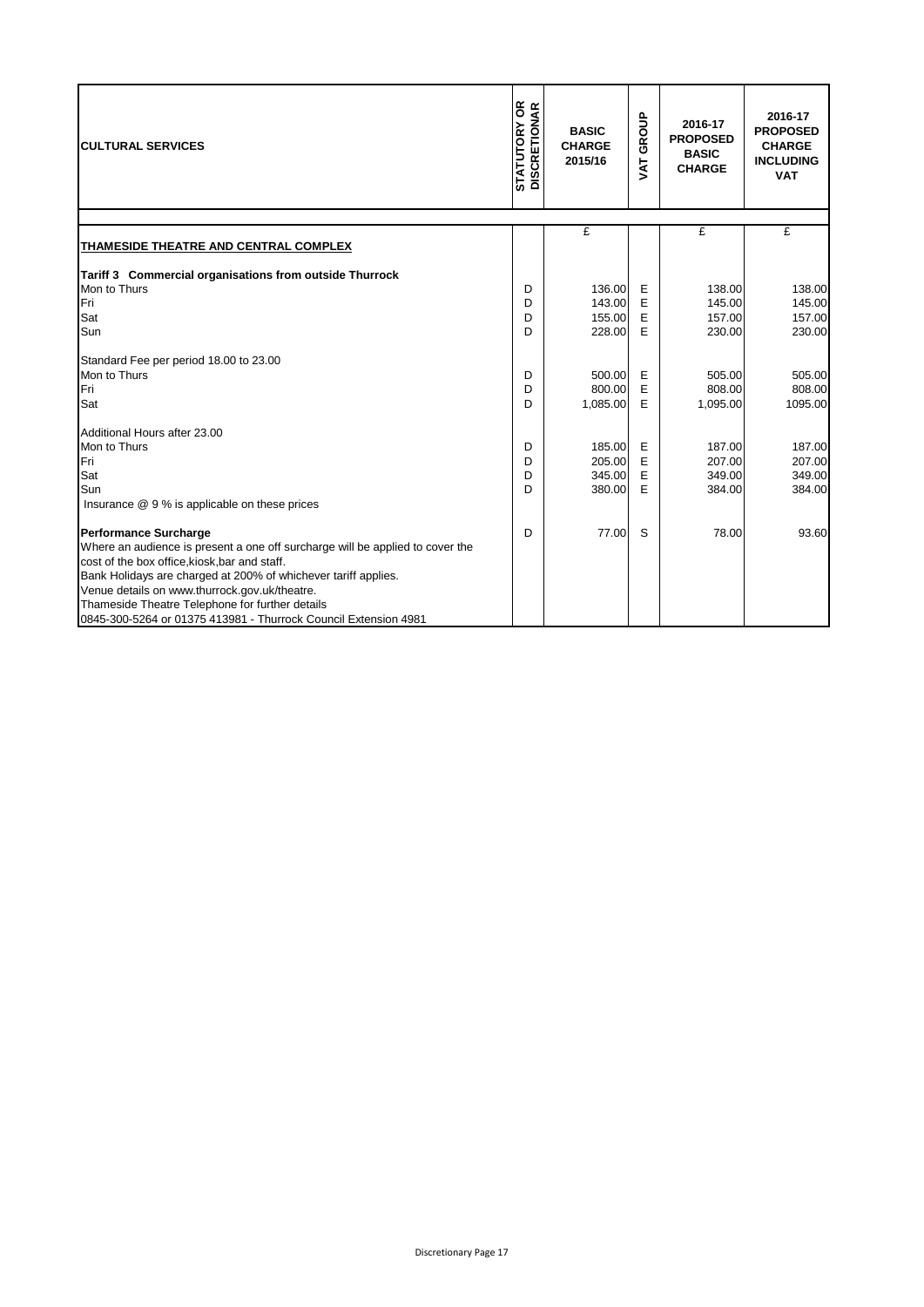| CULTURAL SERVICES | STATUTORY OR DISCRETIONAR | BASIC CHARGE 2015/16 | VAT GROUP | 2016-17 PROPOSED BASIC CHARGE | 2016-17 PROPOSED CHARGE INCLUDING VAT |
|---|---|---|---|---|---|
| | | £ | | £ | £ |
| **THAMESIDE THEATRE AND CENTRAL COMPLEX** | | | | | |
| **Tariff 3 Commercial organisations from outside Thurrock** | | | | | |
| Mon to Thurs | D | 136.00 | E | 138.00 | 138.00 |
| Fri | D | 143.00 | E | 145.00 | 145.00 |
| Sat | D | 155.00 | E | 157.00 | 157.00 |
| Sun | D | 228.00 | E | 230.00 | 230.00 |
| Standard Fee per period 18.00 to 23.00 | | | | | |
| Mon to Thurs | D | 500.00 | E | 505.00 | 505.00 |
| Fri | D | 800.00 | E | 808.00 | 808.00 |
| Sat | D | 1,085.00 | E | 1,095.00 | 1095.00 |
| Additional Hours after 23.00 | | | | | |
| Mon to Thurs | D | 185.00 | E | 187.00 | 187.00 |
| Fri | D | 205.00 | E | 207.00 | 207.00 |
| Sat | D | 345.00 | E | 349.00 | 349.00 |
| Sun | D | 380.00 | E | 384.00 | 384.00 |
| Insurance @ 9 % is applicable on these prices | | | | | |
| **Performance Surcharge** | D | 77.00 | S | 78.00 | 93.60 |
| Where an audience is present a one off surcharge will be applied to cover the cost of the box office,kiosk,bar and staff. | | | | | |
| Bank Holidays are charged at 200% of whichever tariff applies. | | | | | |
| Venue details on www.thurrock.gov.uk/theatre. | | | | | |
| Thameside Theatre Telephone for further details | | | | | |
| 0845-300-5264 or 01375 413981 - Thurrock Council Extension 4981 | | | | | |

Discretionary Page 17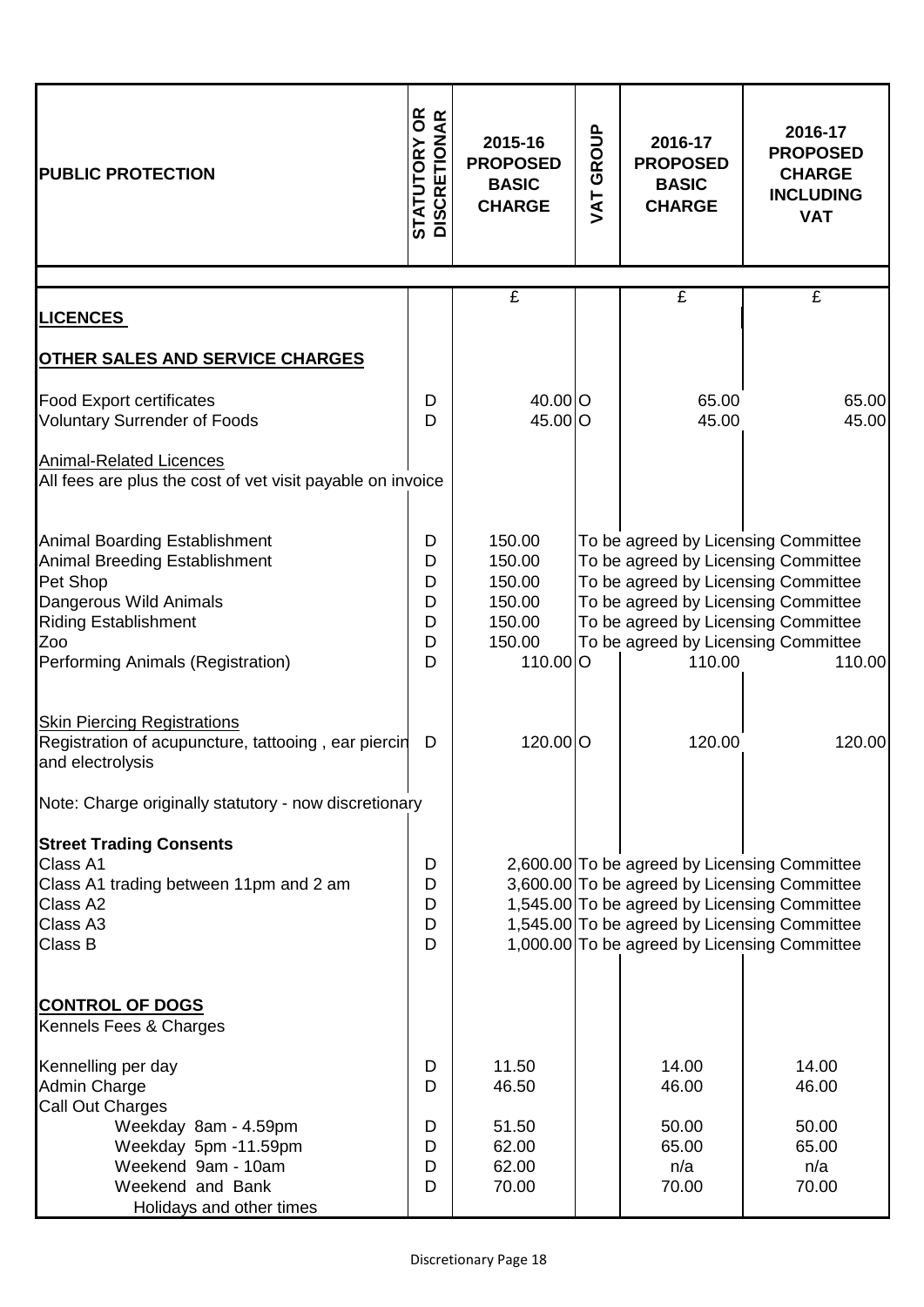| PUBLIC PROTECTION | STATUTORY OR DISCRETIONARY | 2015-16 PROPOSED BASIC CHARGE | VAT GROUP | 2016-17 PROPOSED BASIC CHARGE | 2016-17 PROPOSED CHARGE INCLUDING VAT |
|---|---|---|---|---|---|
| | | £ | | £ | £ |
| **LICENCES** | | | | | |
| **OTHER SALES AND SERVICE CHARGES** | | | | | |
| Food Export certificates | D | 40.00 | O | 65.00 | 65.00 |
| Voluntary Surrender of Foods | D | 45.00 | O | 45.00 | 45.00 |
| Animal-Related Licences | | | | | |
| All fees are plus the cost of vet visit payable on invoice | | | | | |
| Animal Boarding Establishment | D | 150.00 | | To be agreed by Licensing Committee | |
| Animal Breeding Establishment | D | 150.00 | | To be agreed by Licensing Committee | |
| Pet Shop | D | 150.00 | | To be agreed by Licensing Committee | |
| Dangerous Wild Animals | D | 150.00 | | To be agreed by Licensing Committee | |
| Riding Establishment | D | 150.00 | | To be agreed by Licensing Committee | |
| Zoo | D | 150.00 | | To be agreed by Licensing Committee | |
| Performing Animals (Registration) | D | 110.00 | O | 110.00 | 110.00 |
| Skin Piercing Registrations | | | | | |
| Registration of acupuncture, tattooing , ear piercin and electrolysis | D | 120.00 | O | 120.00 | 120.00 |
| Note: Charge originally statutory - now discretionary | | | | | |
| **Street Trading Consents** | | | | | |
| Class A1 | D | 2,600.00 | | To be agreed by Licensing Committee | |
| Class A1 trading between 11pm and 2 am | D | 3,600.00 | | To be agreed by Licensing Committee | |
| Class A2 | D | 1,545.00 | | To be agreed by Licensing Committee | |
| Class A3 | D | 1,545.00 | | To be agreed by Licensing Committee | |
| Class B | D | 1,000.00 | | To be agreed by Licensing Committee | |
| **CONTROL OF DOGS** | | | | | |
| Kennels Fees & Charges | | | | | |
| Kennelling per day | D | 11.50 | | 14.00 | 14.00 |
| Admin Charge | D | 46.50 | | 46.00 | 46.00 |
| Call Out Charges | | | | | |
| Weekday 8am - 4.59pm | D | 51.50 | | 50.00 | 50.00 |
| Weekday 5pm -11.59pm | D | 62.00 | | 65.00 | 65.00 |
| Weekend 9am - 10am | D | 62.00 | | n/a | n/a |
| Weekend and Bank Holidays and other times | D | 70.00 | | 70.00 | 70.00 |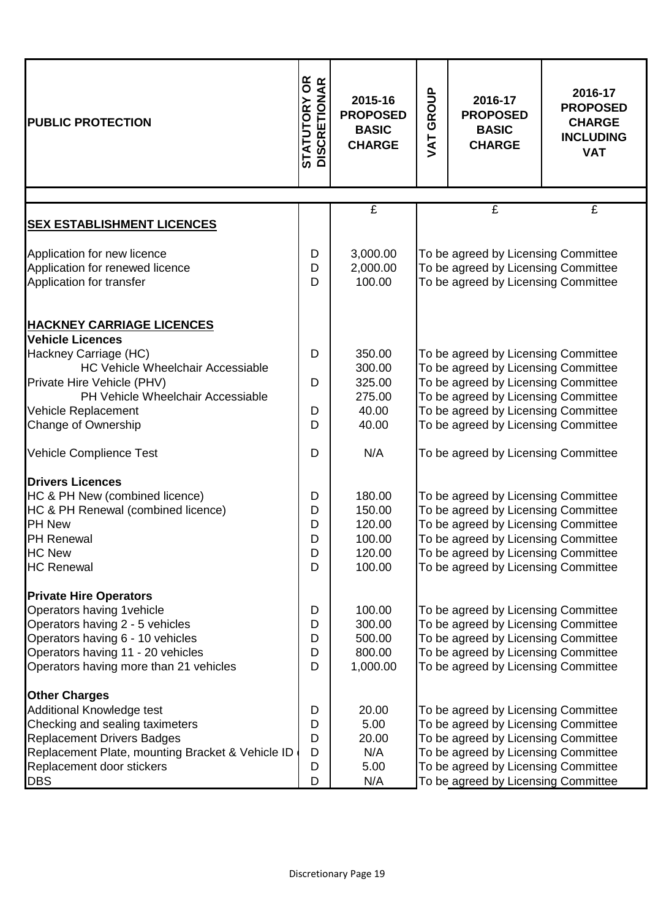| PUBLIC PROTECTION | STATUTORY OR DISCRETIONAR | 2015-16 PROPOSED BASIC CHARGE | VAT GROUP | 2016-17 PROPOSED BASIC CHARGE | 2016-17 PROPOSED CHARGE INCLUDING VAT |
|---|---|---|---|---|---|
| | | £ | | £ | £ |
| **SEX ESTABLISHMENT LICENCES** | | | | | |
| Application for new licence | D | 3,000.00 | To be agreed by Licensing Committee | | |
| Application for renewed licence | D | 2,000.00 | To be agreed by Licensing Committee | | |
| Application for transfer | D | 100.00 | To be agreed by Licensing Committee | | |
| **HACKNEY CARRIAGE LICENCES** | | | | | |
| **Vehicle Licences** | | | | | |
| Hackney Carriage (HC) | D | 350.00 | To be agreed by Licensing Committee | | |
| HC Vehicle Wheelchair Accessiable | | 300.00 | To be agreed by Licensing Committee | | |
| Private Hire Vehicle (PHV) | D | 325.00 | To be agreed by Licensing Committee | | |
| PH Vehicle Wheelchair Accessiable | | 275.00 | To be agreed by Licensing Committee | | |
| Vehicle Replacement | D | 40.00 | To be agreed by Licensing Committee | | |
| Change of Ownership | D | 40.00 | To be agreed by Licensing Committee | | |
| Vehicle Complience Test | D | N/A | To be agreed by Licensing Committee | | |
| **Drivers Licences** | | | | | |
| HC & PH New (combined licence) | D | 180.00 | To be agreed by Licensing Committee | | |
| HC & PH Renewal (combined licence) | D | 150.00 | To be agreed by Licensing Committee | | |
| PH New | D | 120.00 | To be agreed by Licensing Committee | | |
| PH Renewal | D | 100.00 | To be agreed by Licensing Committee | | |
| HC New | D | 120.00 | To be agreed by Licensing Committee | | |
| HC Renewal | D | 100.00 | To be agreed by Licensing Committee | | |
| **Private Hire Operators** | | | | | |
| Operators having 1vehicle | D | 100.00 | To be agreed by Licensing Committee | | |
| Operators having 2 - 5 vehicles | D | 300.00 | To be agreed by Licensing Committee | | |
| Operators having 6 - 10 vehicles | D | 500.00 | To be agreed by Licensing Committee | | |
| Operators having 11 - 20 vehicles | D | 800.00 | To be agreed by Licensing Committee | | |
| Operators having more than 21 vehicles | D | 1,000.00 | To be agreed by Licensing Committee | | |
| **Other Charges** | | | | | |
| Additional Knowledge test | D | 20.00 | To be agreed by Licensing Committee | | |
| Checking and sealing taximeters | D | 5.00 | To be agreed by Licensing Committee | | |
| Replacement Drivers Badges | D | 20.00 | To be agreed by Licensing Committee | | |
| Replacement Plate, mounting Bracket & Vehicle ID | D | N/A | To be agreed by Licensing Committee | | |
| Replacement door stickers | D | 5.00 | To be agreed by Licensing Committee | | |
| DBS | D | N/A | To be agreed by Licensing Committee | | |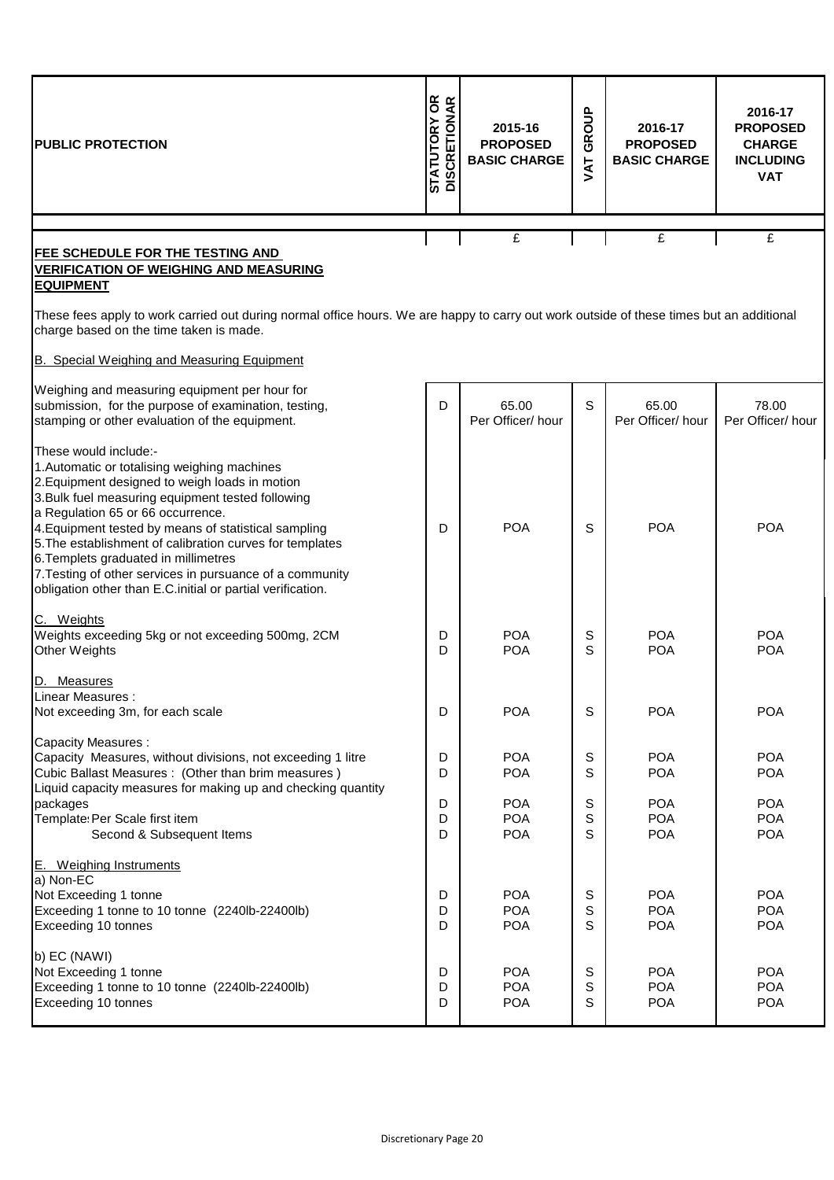| PUBLIC PROTECTION | STATUTORY OR DISCRETIONAR | 2015-16 PROPOSED BASIC CHARGE | VAT GROUP | 2016-17 PROPOSED BASIC CHARGE | 2016-17 PROPOSED CHARGE INCLUDING VAT |
|---|---|---|---|---|---|
| | | £ | | £ | £ |
| **FEE SCHEDULE FOR THE TESTING AND VERIFICATION OF WEIGHING AND MEASURING EQUIPMENT** | | | | | |
| These fees apply to work carried out during normal office hours. We are happy to carry out work outside of these times but an additional charge based on the time taken is made. | | | | | |
| B. Special Weighing and Measuring Equipment | | | | | |
| Weighing and measuring equipment per hour for submission, for the purpose of examination, testing, stamping or other evaluation of the equipment. | D | 65.00 Per Officer/ hour | S | 65.00 Per Officer/ hour | 78.00 Per Officer/ hour |
| These would include:- 1.Automatic or totalising weighing machines 2.Equipment designed to weigh loads in motion 3.Bulk fuel measuring equipment tested following a Regulation 65 or 66 occurrence. 4.Equipment tested by means of statistical sampling 5.The establishment of calibration curves for templates 6.Templets graduated in millimetres 7.Testing of other services in pursuance of a community obligation other than E.C.initial or partial verification. | D | POA | S | POA | POA |
| C. Weights | | | | | |
| Weights exceeding 5kg or not exceeding 500mg, 2CM | D | POA | S | POA | POA |
| Other Weights | D | POA | S | POA | POA |
| D. Measures | | | | | |
| Linear Measures : | | | | | |
| Not exceeding 3m, for each scale | D | POA | S | POA | POA |
| Capacity Measures : | | | | | |
| Capacity Measures, without divisions, not exceeding 1 litre | D | POA | S | POA | POA |
| Cubic Ballast Measures : (Other than brim measures ) | D | POA | S | POA | POA |
| Liquid capacity measures for making up and checking quantity packages | D | POA | S | POA | POA |
| Template: Per Scale first item | D | POA | S | POA | POA |
| Second & Subsequent Items | D | POA | S | POA | POA |
| E. Weighing Instruments | | | | | |
| a) Non-EC | | | | | |
| Not Exceeding 1 tonne | D | POA | S | POA | POA |
| Exceeding 1 tonne to 10 tonne (2240lb-22400lb) | D | POA | S | POA | POA |
| Exceeding 10 tonnes | D | POA | S | POA | POA |
| b) EC (NAWI) | | | | | |
| Not Exceeding 1 tonne | D | POA | S | POA | POA |
| Exceeding 1 tonne to 10 tonne (2240lb-22400lb) | D | POA | S | POA | POA |
| Exceeding 10 tonnes | D | POA | S | POA | POA |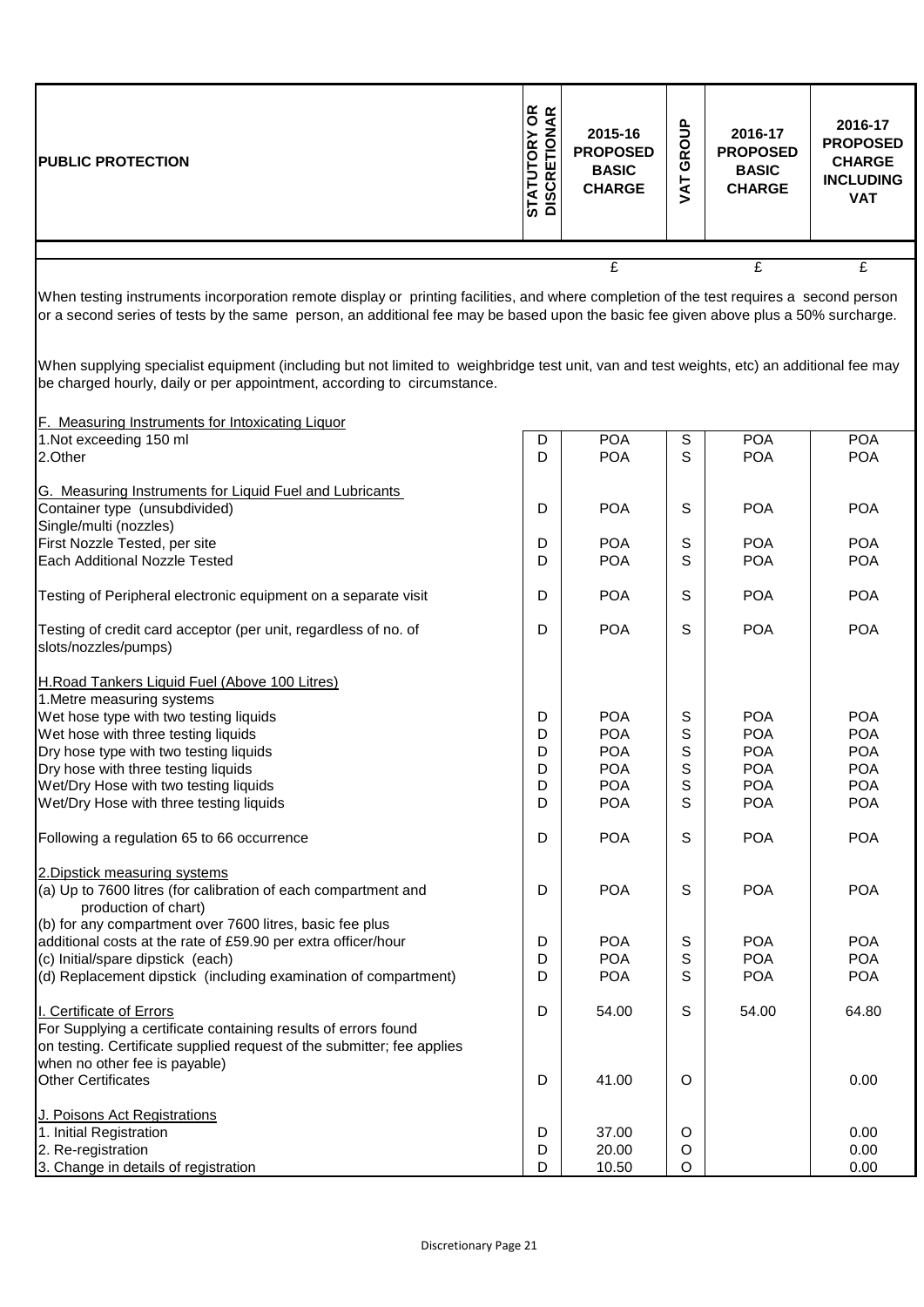| PUBLIC PROTECTION | STATUTORY OR DISCRETIONARY | 2015-16 PROPOSED BASIC CHARGE | VAT GROUP | 2016-17 PROPOSED BASIC CHARGE | 2016-17 PROPOSED CHARGE INCLUDING VAT |
|---|---|---|---|---|---|
| | | £ | | £ | £ |
| When testing instruments incorporation remote display or printing facilities, and where completion of the test requires a second person or a second series of tests by the same person, an additional fee may be based upon the basic fee given above plus a 50% surcharge. | | | | | |
| When supplying specialist equipment (including but not limited to weighbridge test unit, van and test weights, etc) an additional fee may be charged hourly, daily or per appointment, according to circumstance. | | | | | |
| F. Measuring Instruments for Intoxicating Liquor | | | | | |
| 1.Not exceeding 150 ml | D | POA | S | POA | POA |
| 2.Other | D | POA | S | POA | POA |
| G. Measuring Instruments for Liquid Fuel and Lubricants | | | | | |
| Container type (unsubdivided) | D | POA | S | POA | POA |
| Single/multi (nozzles) | | | | | |
| First Nozzle Tested, per site | D | POA | S | POA | POA |
| Each Additional Nozzle Tested | D | POA | S | POA | POA |
| Testing of Peripheral electronic equipment on a separate visit | D | POA | S | POA | POA |
| Testing of credit card acceptor (per unit, regardless of no. of slots/nozzles/pumps) | D | POA | S | POA | POA |
| H.Road Tankers Liquid Fuel (Above 100 Litres) | | | | | |
| 1.Metre measuring systems | | | | | |
| Wet hose type with two testing liquids | D | POA | S | POA | POA |
| Wet hose with three testing liquids | D | POA | S | POA | POA |
| Dry hose type with two testing liquids | D | POA | S | POA | POA |
| Dry hose with three testing liquids | D | POA | S | POA | POA |
| Wet/Dry Hose with two testing liquids | D | POA | S | POA | POA |
| Wet/Dry Hose with three testing liquids | D | POA | S | POA | POA |
| Following a regulation 65 to 66 occurrence | D | POA | S | POA | POA |
| 2.Dipstick measuring systems | | | | | |
| (a) Up to 7600 litres (for calibration of each compartment and production of chart) | D | POA | S | POA | POA |
| (b) for any compartment over 7600 litres, basic fee plus additional costs at the rate of £59.90 per extra officer/hour | D | POA | S | POA | POA |
| (c) Initial/spare dipstick (each) | D | POA | S | POA | POA |
| (d) Replacement dipstick (including examination of compartment) | D | POA | S | POA | POA |
| I. Certificate of Errors<br>For Supplying a certificate containing results of errors found on testing. Certificate supplied request of the submitter; fee applies when no other fee is payable) | D | 54.00 | S | 54.00 | 64.80 |
| Other Certificates | D | 41.00 | O | | 0.00 |
| J. Poisons Act Registrations | | | | | |
| 1. Initial Registration | D | 37.00 | O | | 0.00 |
| 2. Re-registration | D | 20.00 | O | | 0.00 |
| 3. Change in details of registration | D | 10.50 | O | | 0.00 |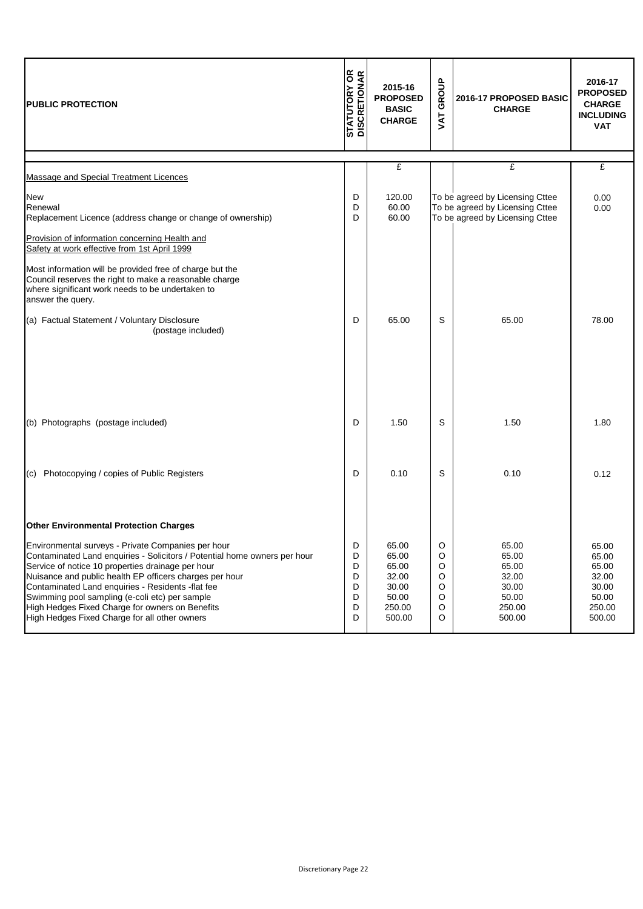| PUBLIC PROTECTION | STATUTORY OR DISCRETIONAR | 2015-16 PROPOSED BASIC CHARGE | VAT GROUP | 2016-17 PROPOSED BASIC CHARGE | 2016-17 PROPOSED CHARGE INCLUDING VAT |
|---|---|---|---|---|---|
| | | £ | | £ | £ |
| Massage and Special Treatment Licences | | | | | |
| New | D | 120.00 | | To be agreed by Licensing Cttee | 0.00 |
| Renewal | D | 60.00 | | To be agreed by Licensing Cttee | 0.00 |
| Replacement Licence (address change or change of ownership) | D | 60.00 | | To be agreed by Licensing Cttee | |
| Provision of information concerning Health and Safety at work effective from 1st April 1999 | | | | | |
| Most information will be provided free of charge but the Council reserves the right to make a reasonable charge where significant work needs to be undertaken to answer the query. | | | | | |
| (a) Factual Statement / Voluntary Disclosure (postage included) | D | 65.00 | S | 65.00 | 78.00 |
| (b) Photographs (postage included) | D | 1.50 | S | 1.50 | 1.80 |
| (c) Photocopying / copies of Public Registers | D | 0.10 | S | 0.10 | 0.12 |
| **Other Environmental Protection Charges** | | | | | |
| Environmental surveys - Private Companies per hour | D | 65.00 | O | 65.00 | 65.00 |
| Contaminated Land enquiries - Solicitors / Potential home owners per hour | D | 65.00 | O | 65.00 | 65.00 |
| Service of notice 10 properties drainage per hour | D | 65.00 | O | 65.00 | 65.00 |
| Nuisance and public health EP officers charges per hour | D | 32.00 | O | 32.00 | 32.00 |
| Contaminated Land enquiries - Residents -flat fee | D | 30.00 | O | 30.00 | 30.00 |
| Swimming pool sampling (e-coli etc) per sample | D | 50.00 | O | 50.00 | 50.00 |
| High Hedges Fixed Charge for owners on Benefits | D | 250.00 | O | 250.00 | 250.00 |
| High Hedges Fixed Charge for all other owners | D | 500.00 | O | 500.00 | 500.00 |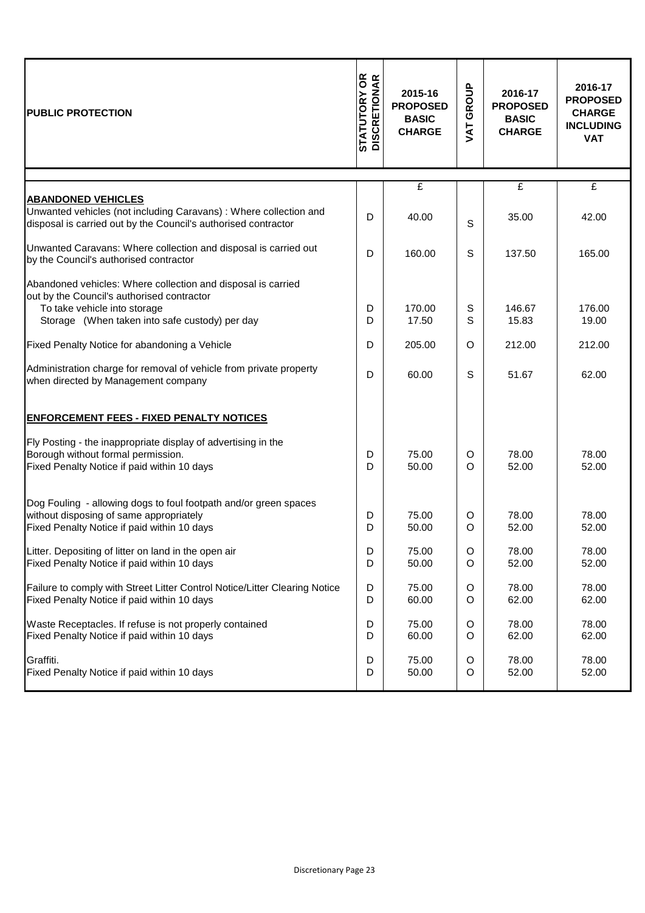| PUBLIC PROTECTION | STATUTORY OR DISCRETIONAR | 2015-16 PROPOSED BASIC CHARGE | VAT GROUP | 2016-17 PROPOSED BASIC CHARGE | 2016-17 PROPOSED CHARGE INCLUDING VAT |
|---|---|---|---|---|---|
| | | £ | | £ | £ |
| **ABANDONED VEHICLES** | | | | | |
| Unwanted vehicles (not including Caravans) : Where collection and disposal is carried out by the Council's authorised contractor | D | 40.00 | S | 35.00 | 42.00 |
| Unwanted Caravans: Where collection and disposal is carried out by the Council's authorised contractor | D | 160.00 | S | 137.50 | 165.00 |
| Abandoned vehicles: Where collection and disposal is carried out by the Council's authorised contractor | | | | | |
| To take vehicle into storage | D | 170.00 | S | 146.67 | 176.00 |
| Storage (When taken into safe custody) per day | D | 17.50 | S | 15.83 | 19.00 |
| Fixed Penalty Notice for abandoning a Vehicle | D | 205.00 | O | 212.00 | 212.00 |
| Administration charge for removal of vehicle from private property when directed by Management company | D | 60.00 | S | 51.67 | 62.00 |
| **ENFORCEMENT FEES - FIXED PENALTY NOTICES** | | | | | |
| Fly Posting - the inappropriate display of advertising in the Borough without formal permission. | D | 75.00 | O | 78.00 | 78.00 |
| Fixed Penalty Notice if paid within 10 days | D | 50.00 | O | 52.00 | 52.00 |
| Dog Fouling - allowing dogs to foul footpath and/or green spaces without disposing of same appropriately | D | 75.00 | O | 78.00 | 78.00 |
| Fixed Penalty Notice if paid within 10 days | D | 50.00 | O | 52.00 | 52.00 |
| Litter. Depositing of litter on land in the open air | D | 75.00 | O | 78.00 | 78.00 |
| Fixed Penalty Notice if paid within 10 days | D | 50.00 | O | 52.00 | 52.00 |
| Failure to comply with Street Litter Control Notice/Litter Clearing Notice | D | 75.00 | O | 78.00 | 78.00 |
| Fixed Penalty Notice if paid within 10 days | D | 60.00 | O | 62.00 | 62.00 |
| Waste Receptacles. If refuse is not properly contained | D | 75.00 | O | 78.00 | 78.00 |
| Fixed Penalty Notice if paid within 10 days | D | 60.00 | O | 62.00 | 62.00 |
| Graffiti. | D | 75.00 | O | 78.00 | 78.00 |
| Fixed Penalty Notice if paid within 10 days | D | 50.00 | O | 52.00 | 52.00 |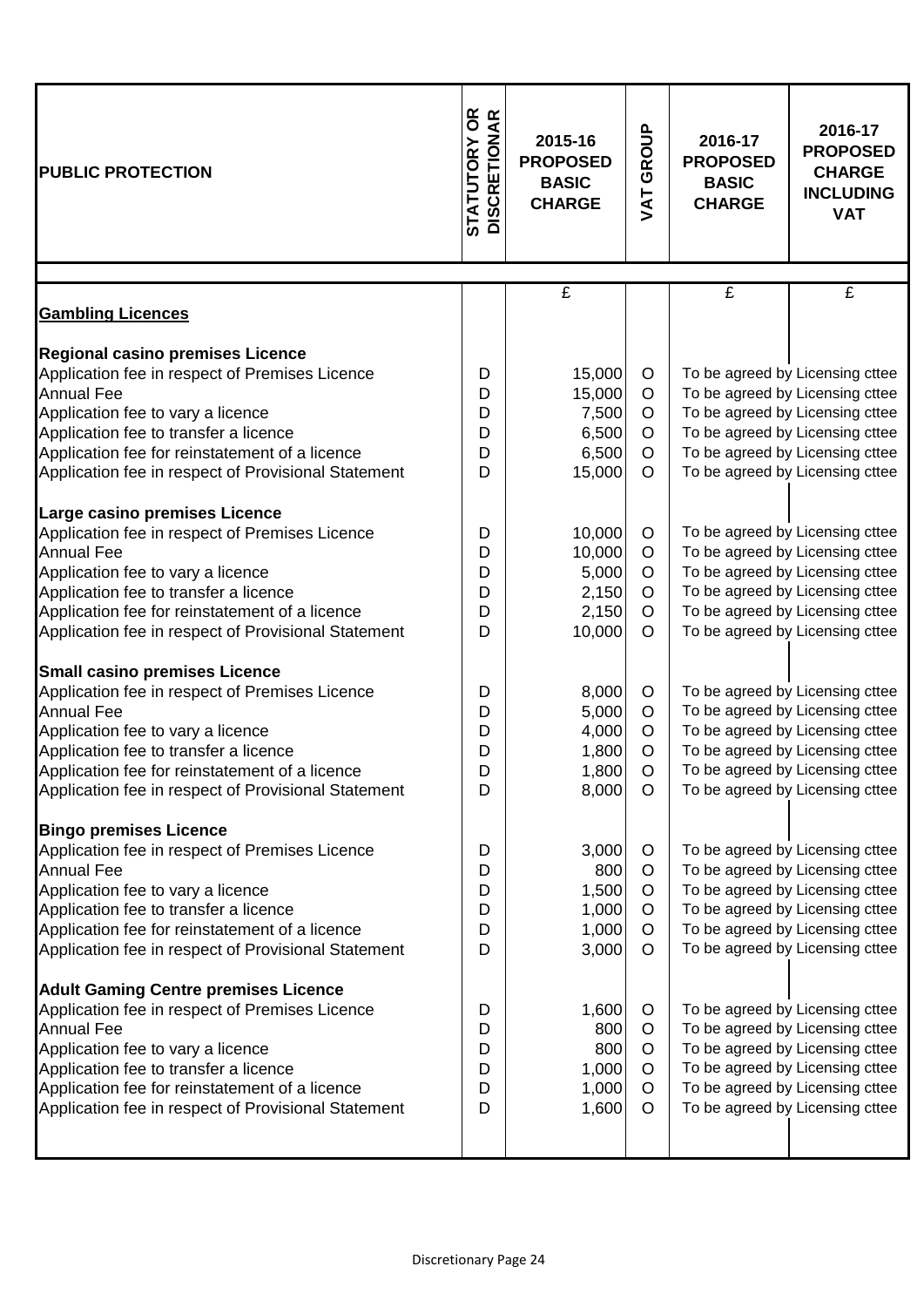| PUBLIC PROTECTION | STATUTORY OR DISCRETIONAR | 2015-16 PROPOSED BASIC CHARGE | VAT GROUP | 2016-17 PROPOSED BASIC CHARGE | 2016-17 PROPOSED CHARGE INCLUDING VAT |
|---|---|---|---|---|---|
| | | £ | | £ | £ |
| **Gambling Licences** | | | | | |
| **Regional casino premises Licence** | | | | | |
| Application fee in respect of Premises Licence | D | 15,000 | O | To be agreed by Licensing cttee | |
| Annual Fee | D | 15,000 | O | To be agreed by Licensing cttee | |
| Application fee to vary a licence | D | 7,500 | O | To be agreed by Licensing cttee | |
| Application fee to transfer a licence | D | 6,500 | O | To be agreed by Licensing cttee | |
| Application fee for reinstatement of a licence | D | 6,500 | O | To be agreed by Licensing cttee | |
| Application fee in respect of Provisional Statement | D | 15,000 | O | To be agreed by Licensing cttee | |
| **Large casino premises Licence** | | | | | |
| Application fee in respect of Premises Licence | D | 10,000 | O | To be agreed by Licensing cttee | |
| Annual Fee | D | 10,000 | O | To be agreed by Licensing cttee | |
| Application fee to vary a licence | D | 5,000 | O | To be agreed by Licensing cttee | |
| Application fee to transfer a licence | D | 2,150 | O | To be agreed by Licensing cttee | |
| Application fee for reinstatement of a licence | D | 2,150 | O | To be agreed by Licensing cttee | |
| Application fee in respect of Provisional Statement | D | 10,000 | O | To be agreed by Licensing cttee | |
| **Small casino premises Licence** | | | | | |
| Application fee in respect of Premises Licence | D | 8,000 | O | To be agreed by Licensing cttee | |
| Annual Fee | D | 5,000 | O | To be agreed by Licensing cttee | |
| Application fee to vary a licence | D | 4,000 | O | To be agreed by Licensing cttee | |
| Application fee to transfer a licence | D | 1,800 | O | To be agreed by Licensing cttee | |
| Application fee for reinstatement of a licence | D | 1,800 | O | To be agreed by Licensing cttee | |
| Application fee in respect of Provisional Statement | D | 8,000 | O | To be agreed by Licensing cttee | |
| **Bingo premises Licence** | | | | | |
| Application fee in respect of Premises Licence | D | 3,000 | O | To be agreed by Licensing cttee | |
| Annual Fee | D | 800 | O | To be agreed by Licensing cttee | |
| Application fee to vary a licence | D | 1,500 | O | To be agreed by Licensing cttee | |
| Application fee to transfer a licence | D | 1,000 | O | To be agreed by Licensing cttee | |
| Application fee for reinstatement of a licence | D | 1,000 | O | To be agreed by Licensing cttee | |
| Application fee in respect of Provisional Statement | D | 3,000 | O | To be agreed by Licensing cttee | |
| **Adult Gaming Centre premises Licence** | | | | | |
| Application fee in respect of Premises Licence | D | 1,600 | O | To be agreed by Licensing cttee | |
| Annual Fee | D | 800 | O | To be agreed by Licensing cttee | |
| Application fee to vary a licence | D | 800 | O | To be agreed by Licensing cttee | |
| Application fee to transfer a licence | D | 1,000 | O | To be agreed by Licensing cttee | |
| Application fee for reinstatement of a licence | D | 1,000 | O | To be agreed by Licensing cttee | |
| Application fee in respect of Provisional Statement | D | 1,600 | O | To be agreed by Licensing cttee | |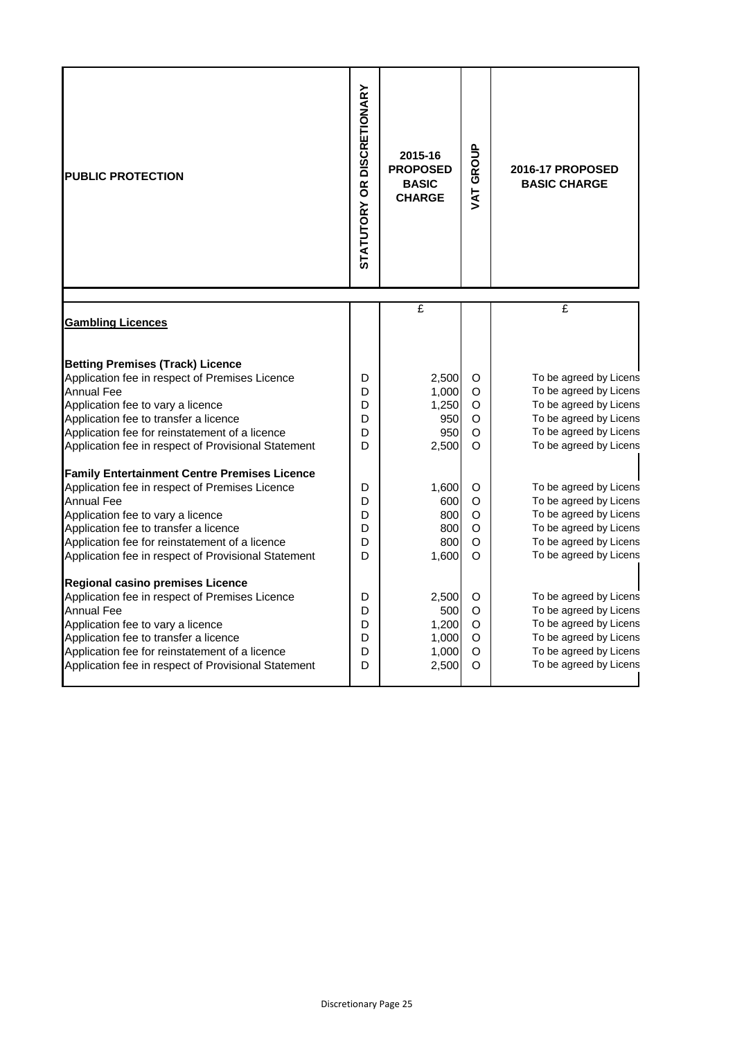| PUBLIC PROTECTION | STATUTORY OR DISCRETIONARY | 2015-16 PROPOSED BASIC CHARGE | VAT GROUP | 2016-17 PROPOSED BASIC CHARGE |
|---|---|---|---|---|
| | | £ | | £ |
| **Gambling Licences** | | | | |
| **Betting Premises (Track) Licence** | | | | |
| Application fee in respect of Premises Licence | D | 2,500 | O | To be agreed by Licens |
| Annual Fee | D | 1,000 | O | To be agreed by Licens |
| Application fee to vary a licence | D | 1,250 | O | To be agreed by Licens |
| Application fee to transfer a licence | D | 950 | O | To be agreed by Licens |
| Application fee for reinstatement of a licence | D | 950 | O | To be agreed by Licens |
| Application fee in respect of Provisional Statement | D | 2,500 | O | To be agreed by Licens |
| **Family Entertainment Centre Premises Licence** | | | | |
| Application fee in respect of Premises Licence | D | 1,600 | O | To be agreed by Licens |
| Annual Fee | D | 600 | O | To be agreed by Licens |
| Application fee to vary a licence | D | 800 | O | To be agreed by Licens |
| Application fee to transfer a licence | D | 800 | O | To be agreed by Licens |
| Application fee for reinstatement of a licence | D | 800 | O | To be agreed by Licens |
| Application fee in respect of Provisional Statement | D | 1,600 | O | To be agreed by Licens |
| **Regional casino premises Licence** | | | | |
| Application fee in respect of Premises Licence | D | 2,500 | O | To be agreed by Licens |
| Annual Fee | D | 500 | O | To be agreed by Licens |
| Application fee to vary a licence | D | 1,200 | O | To be agreed by Licens |
| Application fee to transfer a licence | D | 1,000 | O | To be agreed by Licens |
| Application fee for reinstatement of a licence | D | 1,000 | O | To be agreed by Licens |
| Application fee in respect of Provisional Statement | D | 2,500 | O | To be agreed by Licens |

Discretionary Page 25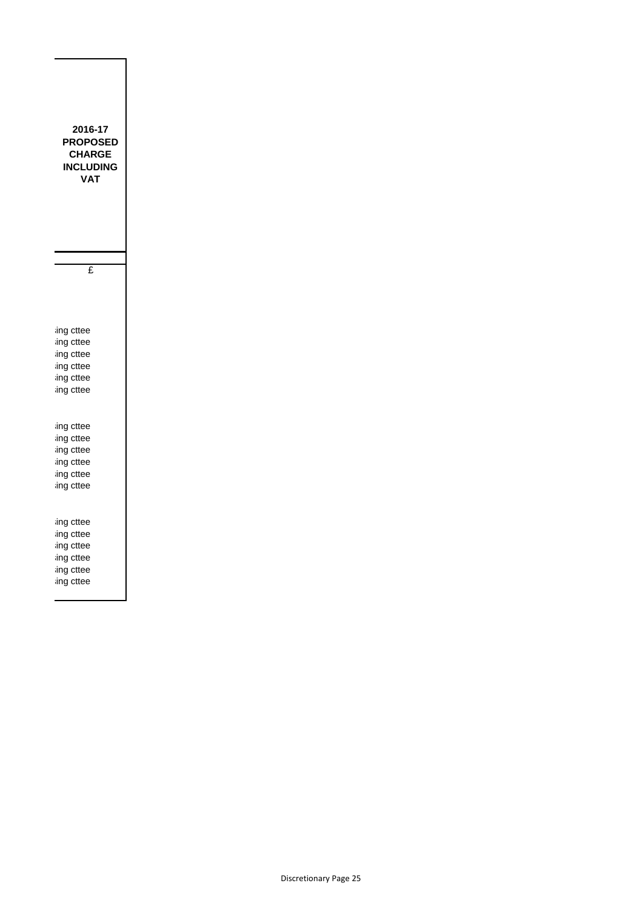| 2016-17 PROPOSED CHARGE INCLUDING VAT |
| --- |
| £ |
| ing cttee |
| ing cttee |
| ing cttee |
| ing cttee |
| ing cttee |
| ing cttee |
| |
| ing cttee |
| ing cttee |
| ing cttee |
| ing cttee |
| ing cttee |
| ing cttee |
| |
| ing cttee |
| ing cttee |
| ing cttee |
| ing cttee |
| ing cttee |
| ing cttee |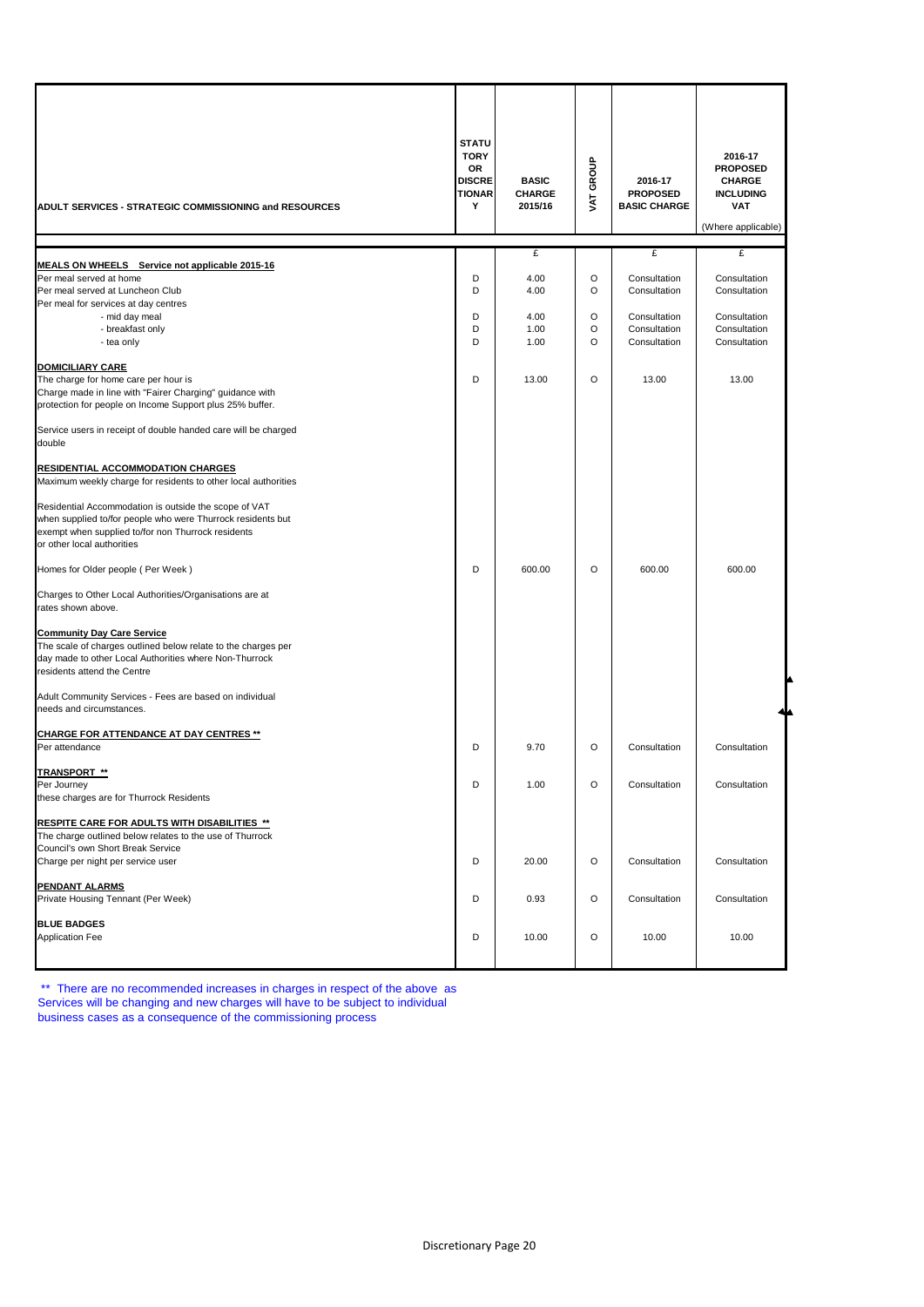| ADULT SERVICES - STRATEGIC COMMISSIONING and RESOURCES | STATUTORY OR DISCRETIONARY | BASIC CHARGE 2015/16 | VAT GROUP | 2016-17 PROPOSED BASIC CHARGE | 2016-17 PROPOSED CHARGE INCLUDING VAT (Where applicable) |
|---|---|---|---|---|---|
| | | £ | | £ | £ |
| **MEALS ON WHEELS Service not applicable 2015-16** | | | | | |
| Per meal served at home | D | 4.00 | O | Consultation | Consultation |
| Per meal served at Luncheon Club | D | 4.00 | O | Consultation | Consultation |
| Per meal for services at day centres | | | | | |
| - mid day meal | D | 4.00 | O | Consultation | Consultation |
| - breakfast only | D | 1.00 | O | Consultation | Consultation |
| - tea only | D | 1.00 | O | Consultation | Consultation |
| **DOMICILIARY CARE** | | | | | |
| The charge for home care per hour is | D | 13.00 | O | 13.00 | 13.00 |
| Charge made in line with "Fairer Charging" guidance with protection for people on Income Support plus 25% buffer. | | | | | |
| Service users in receipt of double handed care will be charged double | | | | | |
| **RESIDENTIAL ACCOMMODATION CHARGES** | | | | | |
| Maximum weekly charge for residents to other local authorities | | | | | |
| Residential Accommodation is outside the scope of VAT when supplied to/for people who were Thurrock residents but exempt when supplied to/for non Thurrock residents or other local authorities | | | | | |
| Homes for Older people ( Per Week ) | D | 600.00 | O | 600.00 | 600.00 |
| Charges to Other Local Authorities/Organisations are at rates shown above. | | | | | |
| **Community Day Care Service** | | | | | |
| The scale of charges outlined below relate to the charges per day made to other Local Authorities where Non-Thurrock residents attend the Centre | | | | | |
| Adult Community Services - Fees are based on individual needs and circumstances. | | | | | |
| **CHARGE FOR ATTENDANCE AT DAY CENTRES \*\*** | | | | | |
| Per attendance | D | 9.70 | O | Consultation | Consultation |
| **TRANSPORT \*\*** | | | | | |
| Per Journey | D | 1.00 | O | Consultation | Consultation |
| these charges are for Thurrock Residents | | | | | |
| **RESPITE CARE FOR ADULTS WITH DISABILITIES \*\*** | | | | | |
| The charge outlined below relates to the use of Thurrock Council's own Short Break Service | | | | | |
| Charge per night per service user | D | 20.00 | O | Consultation | Consultation |
| **PENDANT ALARMS** | | | | | |
| Private Housing Tennant (Per Week) | D | 0.93 | O | Consultation | Consultation |
| **BLUE BADGES** | | | | | |
| Application Fee | D | 10.00 | O | 10.00 | 10.00 |

** There are no recommended increases in charges in respect of the above as Services will be changing and new charges will have to be subject to individual business cases as a consequence of the commissioning process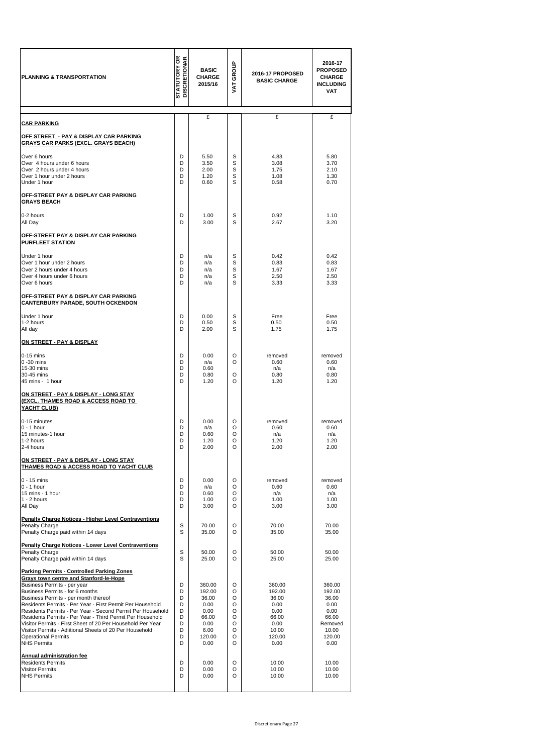| PLANNING & TRANSPORTATION | STATUTORY OR DISCRETIONAR | BASIC CHARGE 2015/16 | VAT GROUP | 2016-17 PROPOSED BASIC CHARGE | 2016-17 PROPOSED CHARGE INCLUDING VAT |
|---|---|---|---|---|---|
| | | £ | | £ | £ |
| **CAR PARKING** | | | | | |
| **OFF STREET - PAY & DISPLAY CAR PARKING GRAYS CAR PARKS (EXCL. GRAYS BEACH)** | | | | | |
| Over 6 hours | D | 5.50 | S | 4.83 | 5.80 |
| Over 4 hours under 6 hours | D | 3.50 | S | 3.08 | 3.70 |
| Over 2 hours under 4 hours | D | 2.00 | S | 1.75 | 2.10 |
| Over 1 hour under 2 hours | D | 1.20 | S | 1.08 | 1.30 |
| Under 1 hour | D | 0.60 | S | 0.58 | 0.70 |
| **OFF-STREET PAY & DISPLAY CAR PARKING GRAYS BEACH** | | | | | |
| 0-2 hours | D | 1.00 | S | 0.92 | 1.10 |
| All Day | D | 3.00 | S | 2.67 | 3.20 |
| **OFF-STREET PAY & DISPLAY CAR PARKING PURFLEET STATION** | | | | | |
| Under 1 hour | D | n/a | S | 0.42 | 0.42 |
| Over 1 hour under 2 hours | D | n/a | S | 0.83 | 0.83 |
| Over 2 hours under 4 hours | D | n/a | S | 1.67 | 1.67 |
| Over 4 hours under 6 hours | D | n/a | S | 2.50 | 2.50 |
| Over 6 hours | D | n/a | S | 3.33 | 3.33 |
| **OFF-STREET PAY & DISPLAY CAR PARKING CANTERBURY PARADE, SOUTH OCKENDON** | | | | | |
| Under 1 hour | D | 0.00 | S | Free | Free |
| 1-2 hours | D | 0.50 | S | 0.50 | 0.50 |
| All day | D | 2.00 | S | 1.75 | 1.75 |
| **ON STREET - PAY & DISPLAY** | | | | | |
| 0-15 mins | D | 0.00 | O | removed | removed |
| 0 -30 mins | D | n/a | O | 0.60 | 0.60 |
| 15-30 mins | D | 0.60 | | n/a | n/a |
| 30-45 mins | D | 0.80 | O | 0.80 | 0.80 |
| 45 mins - 1 hour | D | 1.20 | O | 1.20 | 1.20 |
| **ON STREET - PAY & DISPLAY - LONG STAY (EXCL. THAMES ROAD & ACCESS ROAD TO YACHT CLUB)** | | | | | |
| 0-15 minutes | D | 0.00 | O | removed | removed |
| 0 - 1 hour | D | n/a | O | 0.60 | 0.60 |
| 15 minutes-1 hour | D | 0.60 | O | n/a | n/a |
| 1-2 hours | D | 1.20 | O | 1.20 | 1.20 |
| 2-4 hours | D | 2.00 | O | 2.00 | 2.00 |
| **ON STREET - PAY & DISPLAY - LONG STAY THAMES ROAD & ACCESS ROAD TO YACHT CLUB** | | | | | |
| 0 - 15 mins | D | 0.00 | O | removed | removed |
| 0 - 1 hour | D | n/a | O | 0.60 | 0.60 |
| 15 mins - 1 hour | D | 0.60 | O | n/a | n/a |
| 1 - 2 hours | D | 1.00 | O | 1.00 | 1.00 |
| All Day | D | 3.00 | O | 3.00 | 3.00 |
| **Penalty Charge Notices - Higher Level Contraventions** | | | | | |
| Penalty Charge | S | 70.00 | O | 70.00 | 70.00 |
| Penalty Charge paid within 14 days | S | 35.00 | O | 35.00 | 35.00 |
| **Penalty Charge Notices - Lower Level Contraventions** | | | | | |
| Penalty Charge | S | 50.00 | O | 50.00 | 50.00 |
| Penalty Charge paid within 14 days | S | 25.00 | O | 25.00 | 25.00 |
| **Parking Permits - Controlled Parking Zones Grays town centre and Stanford-le-Hope** | | | | | |
| Business Permits - per year | D | 360.00 | O | 360.00 | 360.00 |
| Business Permits - for 6 months | D | 192.00 | O | 192.00 | 192.00 |
| Business Permits - per month thereof | D | 36.00 | O | 36.00 | 36.00 |
| Residents Permits - Per Year - First Permit Per Household | D | 0.00 | O | 0.00 | 0.00 |
| Residents Permits - Per Year - Second Permit Per Household | D | 0.00 | O | 0.00 | 0.00 |
| Residents Permits - Per Year - Third Permit Per Household | D | 66.00 | O | 66.00 | 66.00 |
| Visitor Permits - First Sheet of 20 Per Household Per Year | D | 0.00 | O | 0.00 | Removed |
| Visitor Permits - Adiitional Sheets of 20 Per Household | D | 6.00 | O | 10.00 | 10.00 |
| Operational Permits | D | 120.00 | O | 120.00 | 120.00 |
| NHS Permits | D | 0.00 | O | 0.00 | 0.00 |
| **Annual administration fee** | | | | | |
| Residents Permits | D | 0.00 | O | 10.00 | 10.00 |
| Visitor Permits | D | 0.00 | O | 10.00 | 10.00 |
| NHS Permits | D | 0.00 | O | 10.00 | 10.00 |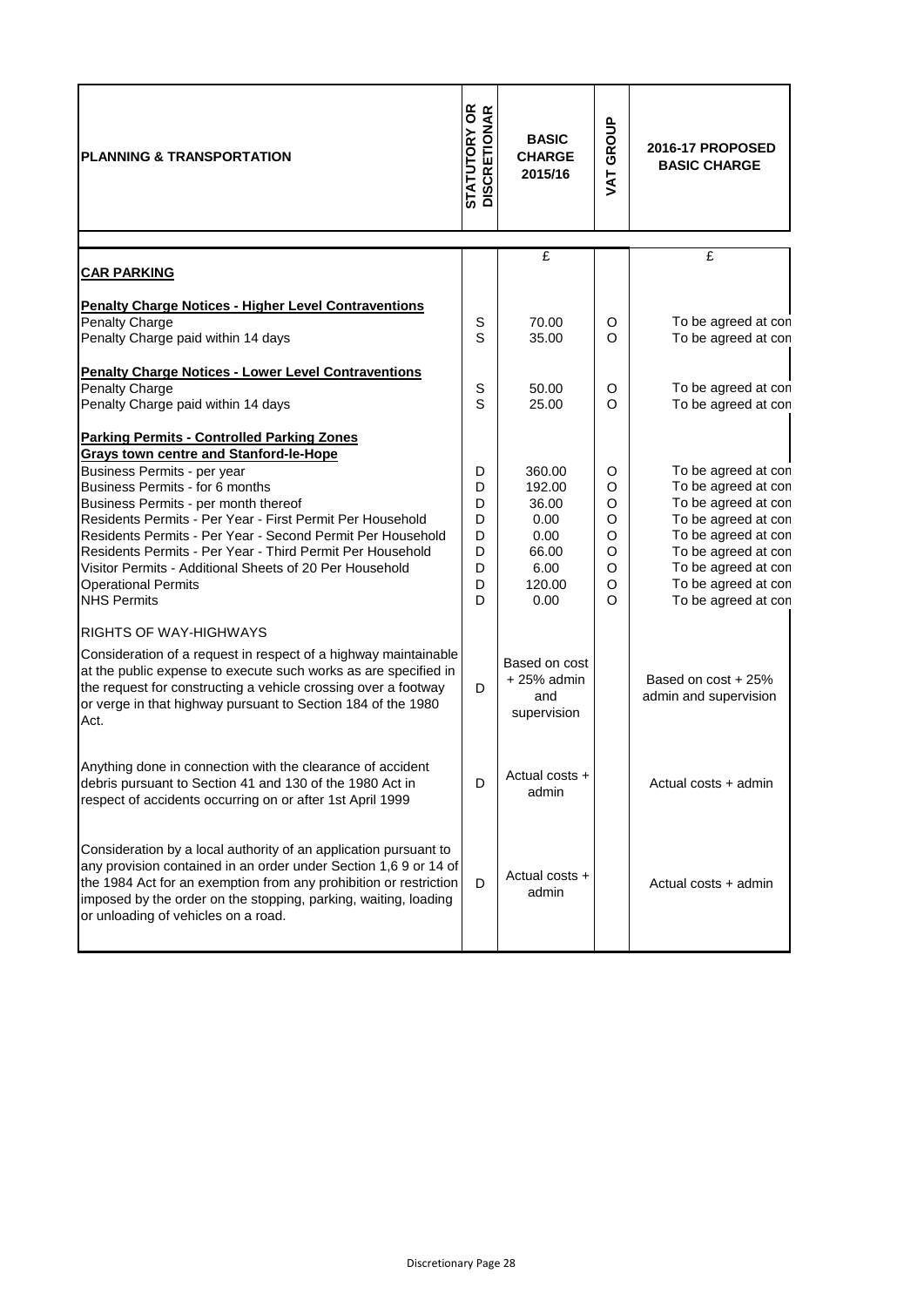| PLANNING & TRANSPORTATION | STATUTORY OR DISCRETIONAR | BASIC CHARGE 2015/16 | VAT GROUP | 2016-17 PROPOSED BASIC CHARGE |
|---|---|---|---|---|
| | | £ | | £ |
| **CAR PARKING** | | | | |
| **Penalty Charge Notices - Higher Level Contraventions** | | | | |
| Penalty Charge | S | 70.00 | O | To be agreed at con |
| Penalty Charge paid within 14 days | S | 35.00 | O | To be agreed at con |
| **Penalty Charge Notices - Lower Level Contraventions** | | | | |
| Penalty Charge | S | 50.00 | O | To be agreed at con |
| Penalty Charge paid within 14 days | S | 25.00 | O | To be agreed at con |
| **Parking Permits - Controlled Parking Zones** | | | | |
| **Grays town centre and Stanford-le-Hope** | | | | |
| Business Permits - per year | D | 360.00 | O | To be agreed at con |
| Business Permits - for 6 months | D | 192.00 | O | To be agreed at con |
| Business Permits - per month thereof | D | 36.00 | O | To be agreed at con |
| Residents Permits - Per Year - First Permit Per Household | D | 0.00 | O | To be agreed at con |
| Residents Permits - Per Year - Second Permit Per Household | D | 0.00 | O | To be agreed at con |
| Residents Permits - Per Year - Third Permit Per Household | D | 66.00 | O | To be agreed at con |
| Visitor Permits - Additional Sheets of 20 Per Household | D | 6.00 | O | To be agreed at con |
| Operational Permits | D | 120.00 | O | To be agreed at con |
| NHS Permits | D | 0.00 | O | To be agreed at con |
| RIGHTS OF WAY-HIGHWAYS | | | | |
| Consideration of a request in respect of a highway maintainable at the public expense to execute such works as are specified in the request for constructing a vehicle crossing over a footway or verge in that highway pursuant to Section 184 of the 1980 Act. | D | Based on cost + 25% admin and supervision | | Based on cost + 25% admin and supervision |
| Anything done in connection with the clearance of accident debris pursuant to Section 41 and 130 of the 1980 Act in respect of accidents occurring on or after 1st April 1999 | D | Actual costs + admin | | Actual costs + admin |
| Consideration by a local authority of an application pursuant to any provision contained in an order under Section 1,6 9 or 14 of the 1984 Act for an exemption from any prohibition or restriction imposed by the order on the stopping, parking, waiting, loading or unloading of vehicles on a road. | D | Actual costs + admin | | Actual costs + admin |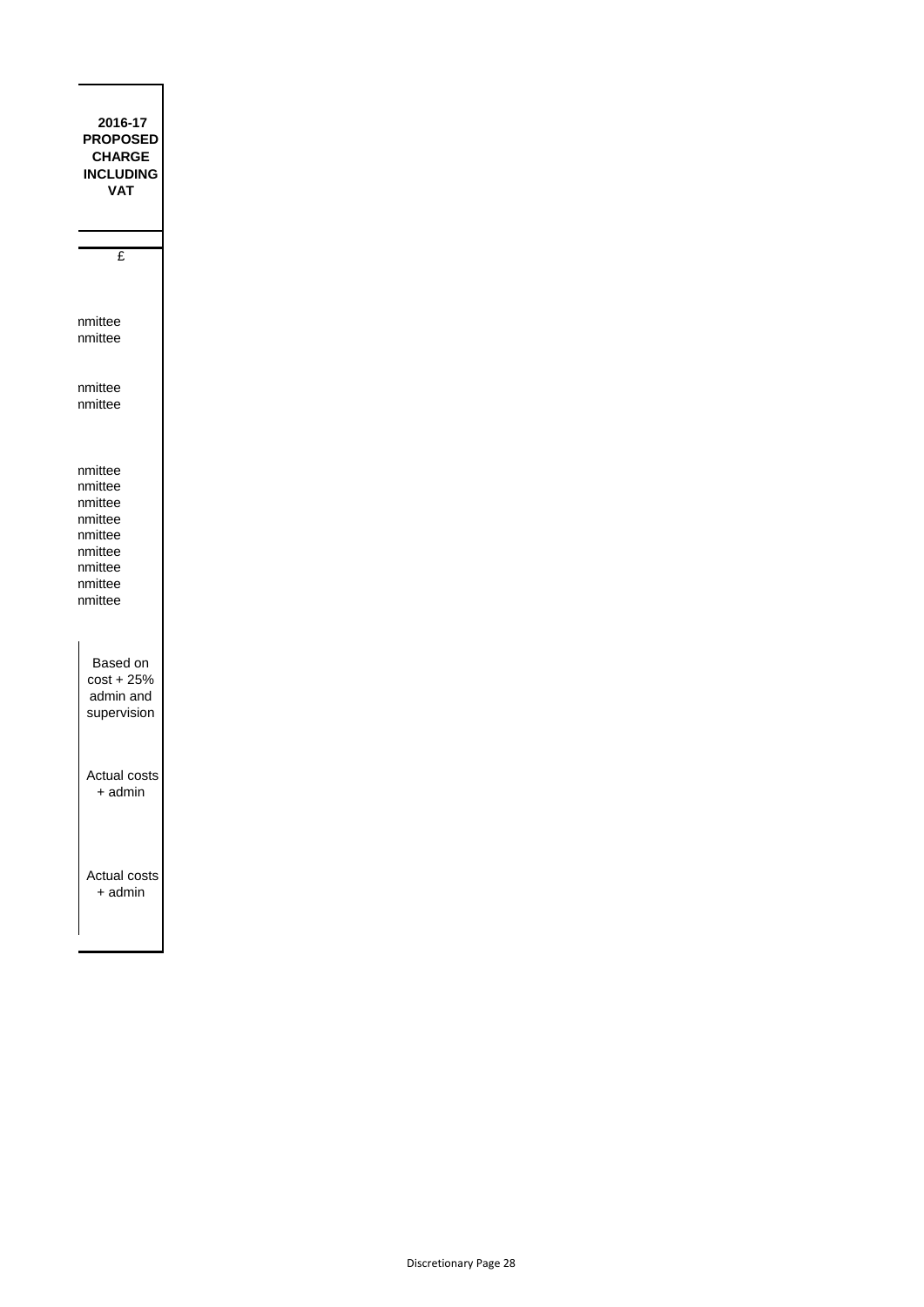| 2016-17 PROPOSED CHARGE INCLUDING VAT |
| --- |
| £ |
| nmittee |
| nmittee |
| nmittee |
| nmittee |
| nmittee |
| nmittee |
| nmittee |
| nmittee |
| nmittee |
| nmittee |
| nmittee |
| nmittee |
| nmittee |
| Based on cost + 25% admin and supervision |
| Actual costs + admin |
| Actual costs + admin |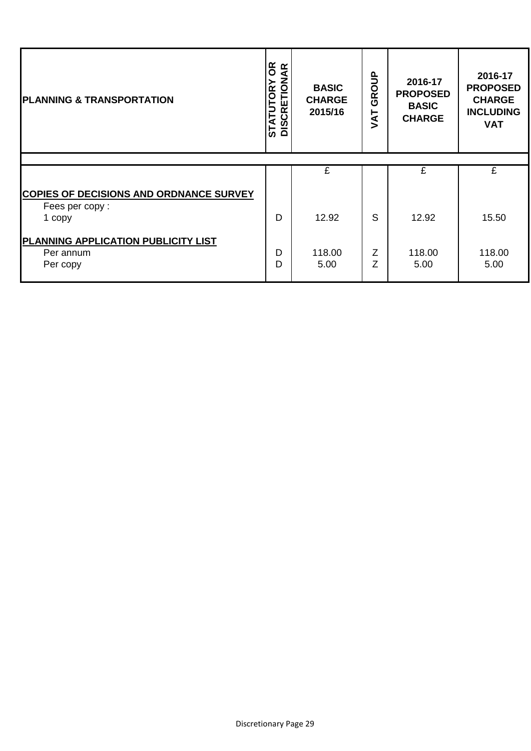| PLANNING & TRANSPORTATION | STATUTORY OR DISCRETIONARY | BASIC CHARGE 2015/16 | VAT GROUP | 2016-17 PROPOSED BASIC CHARGE | 2016-17 PROPOSED CHARGE INCLUDING VAT |
|---|---|---|---|---|---|
| | | £ | | £ | £ |
| **COPIES OF DECISIONS AND ORDNANCE SURVEY** | | | | | |
| Fees per copy : | | | | | |
| 1 copy | D | 12.92 | S | 12.92 | 15.50 |
| **PLANNING APPLICATION PUBLICITY LIST** | | | | | |
| Per annum | D | 118.00 | Z | 118.00 | 118.00 |
| Per copy | D | 5.00 | Z | 5.00 | 5.00 |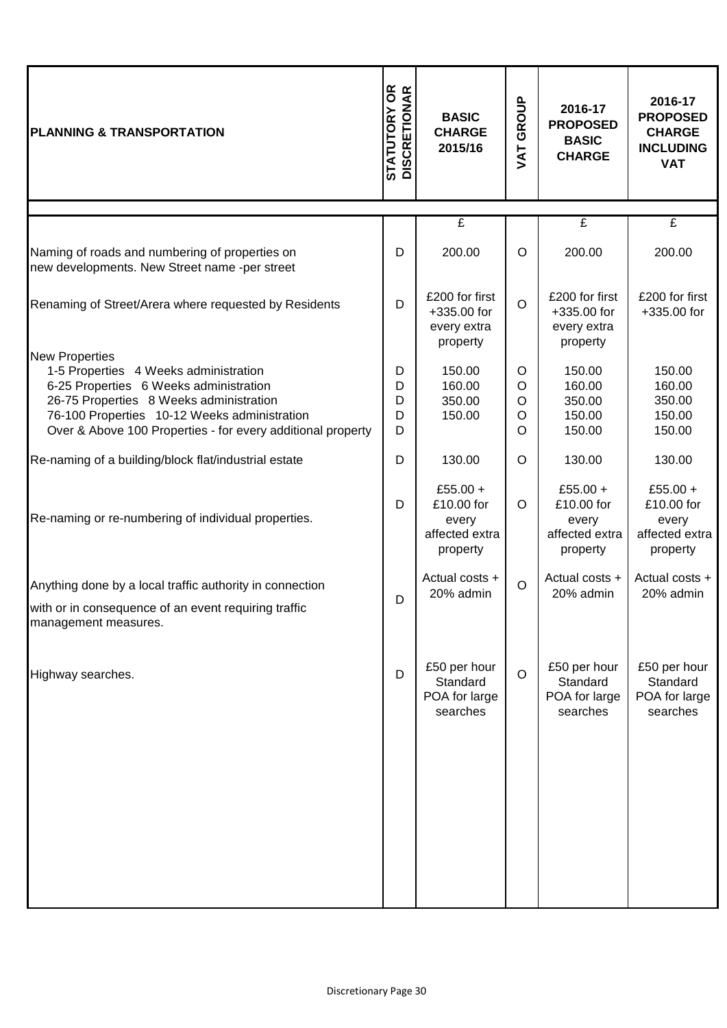| PLANNING & TRANSPORTATION | STATUTORY OR DISCRETIONAR | BASIC CHARGE 2015/16 | VAT GROUP | 2016-17 PROPOSED BASIC CHARGE | 2016-17 PROPOSED CHARGE INCLUDING VAT |
|---|---|---|---|---|---|
| | | £ | | £ | £ |
| Naming of roads and numbering of properties on new developments. New Street name -per street | D | 200.00 | O | 200.00 | 200.00 |
| Renaming of Street/Arera where requested by Residents | D | £200 for first +335.00 for every extra property | O | £200 for first +335.00 for every extra property | £200 for first +335.00 for |
| New Properties | | | | | |
| 1-5 Properties 4 Weeks administration | D | 150.00 | O | 150.00 | 150.00 |
| 6-25 Properties 6 Weeks administration | D | 160.00 | O | 160.00 | 160.00 |
| 26-75 Properties 8 Weeks administration | D | 350.00 | O | 350.00 | 350.00 |
| 76-100 Properties 10-12 Weeks administration | D | 150.00 | O | 150.00 | 150.00 |
| Over & Above 100 Properties - for every additional property | D | | O | 150.00 | 150.00 |
| Re-naming of a building/block flat/industrial estate | D | 130.00 | O | 130.00 | 130.00 |
| Re-naming or re-numbering of individual properties. | D | £55.00 + £10.00 for every affected extra property | O | £55.00 + £10.00 for every affected extra property | £55.00 + £10.00 for every affected extra property |
| Anything done by a local traffic authority in connection with or in consequence of an event requiring traffic management measures. | D | Actual costs + 20% admin | O | Actual costs + 20% admin | Actual costs + 20% admin |
| Highway searches. | D | £50 per hour Standard POA for large searches | O | £50 per hour Standard POA for large searches | £50 per hour Standard POA for large searches |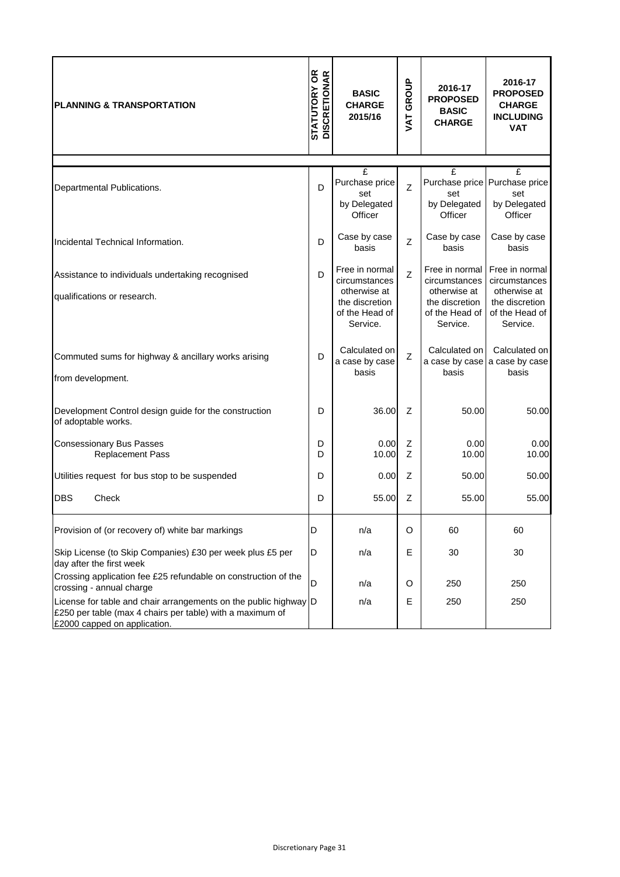| PLANNING & TRANSPORTATION | STATUTORY OR DISCRETIONAR | BASIC CHARGE 2015/16 | VAT GROUP | 2016-17 PROPOSED BASIC CHARGE | 2016-17 PROPOSED CHARGE INCLUDING VAT |
|---|---|---|---|---|---|
| | | £ | | £ | £ |
| Departmental Publications. | D | Purchase price set by Delegated Officer | Z | Purchase price set by Delegated Officer | Purchase price set by Delegated Officer |
| Incidental Technical Information. | D | Case by case basis | Z | Case by case basis | Case by case basis |
| Assistance to individuals undertaking recognised qualifications or research. | D | Free in normal circumstances otherwise at the discretion of the Head of Service. | Z | Free in normal circumstances otherwise at the discretion of the Head of Service. | Free in normal circumstances otherwise at the discretion of the Head of Service. |
| Commuted sums for highway & ancillary works arising from development. | D | Calculated on a case by case basis | Z | Calculated on a case by case basis | Calculated on a case by case basis |
| Development Control design guide for the construction of adoptable works. | D | 36.00 | Z | 50.00 | 50.00 |
| Consessionary Bus Passes | D | 0.00 | Z | 0.00 | 0.00 |
| Replacement Pass | D | 10.00 | Z | 10.00 | 10.00 |
| Utilities request for bus stop to be suspended | D | 0.00 | Z | 50.00 | 50.00 |
| DBS Check | D | 55.00 | Z | 55.00 | 55.00 |
| Provision of (or recovery of) white bar markings | D | n/a | O | 60 | 60 |
| Skip License (to Skip Companies) £30 per week plus £5 per day after the first week | D | n/a | E | 30 | 30 |
| Crossing application fee £25 refundable on construction of the crossing - annual charge | D | n/a | O | 250 | 250 |
| License for table and chair arrangements on the public highway £250 per table (max 4 chairs per table) with a maximum of £2000 capped on application. | D | n/a | E | 250 | 250 |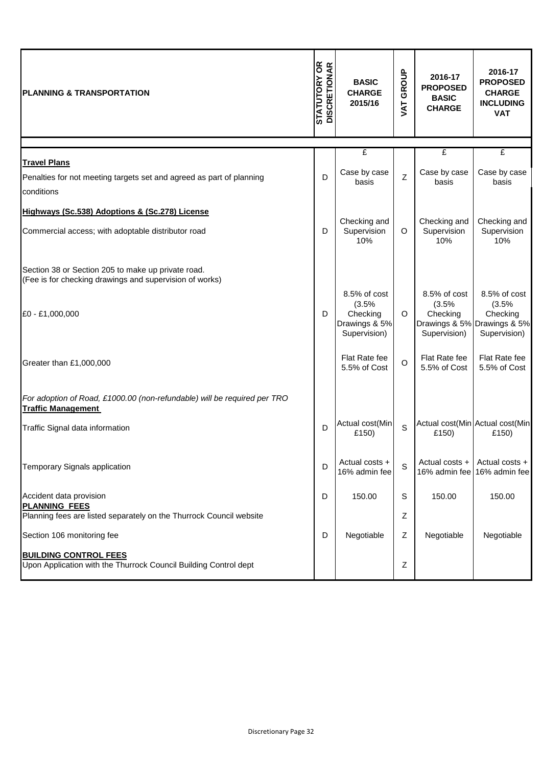| PLANNING & TRANSPORTATION | STATUTORY OR DISCRETIONAR | BASIC CHARGE 2015/16 | VAT GROUP | 2016-17 PROPOSED BASIC CHARGE | 2016-17 PROPOSED CHARGE INCLUDING VAT |
|---|---|---|---|---|---|
| | | £ | | £ | £ |
| **Travel Plans** | | | | | |
| Penalties for not meeting targets set and agreed as part of planning conditions | D | Case by case basis | Z | Case by case basis | Case by case basis |
| **Highways (Sc.538) Adoptions & (Sc.278) License** | | | | | |
| Commercial access; with adoptable distributor road | D | Checking and Supervision 10% | O | Checking and Supervision 10% | Checking and Supervision 10% |
| Section 38 or Section 205 to make up private road. (Fee is for checking drawings and supervision of works) | | | | | |
| £0 - £1,000,000 | D | 8.5% of cost (3.5% Checking Drawings & 5% Supervision) | O | 8.5% of cost (3.5% Checking Drawings & 5% Supervision) | 8.5% of cost (3.5% Checking Drawings & 5% Supervision) |
| Greater than £1,000,000 | | Flat Rate fee 5.5% of Cost | O | Flat Rate fee 5.5% of Cost | Flat Rate fee 5.5% of Cost |
| *For adoption of Road, £1000.00 (non-refundable) will be required per TRO* | | | | | |
| **Traffic Management** | | | | | |
| Traffic Signal data information | D | Actual cost(Min £150) | S | Actual cost(Min £150) | Actual cost(Min £150) |
| Temporary Signals application | D | Actual costs + 16% admin fee | S | Actual costs + 16% admin fee | Actual costs + 16% admin fee |
| Accident data provision | D | 150.00 | S | 150.00 | 150.00 |
| **PLANNING FEES** | | | | | |
| Planning fees are listed separately on the Thurrock Council website | | | Z | | |
| Section 106 monitoring fee | D | Negotiable | Z | Negotiable | Negotiable |
| **BUILDING CONTROL FEES** | | | | | |
| Upon Application with the Thurrock Council Building Control dept | | | Z | | |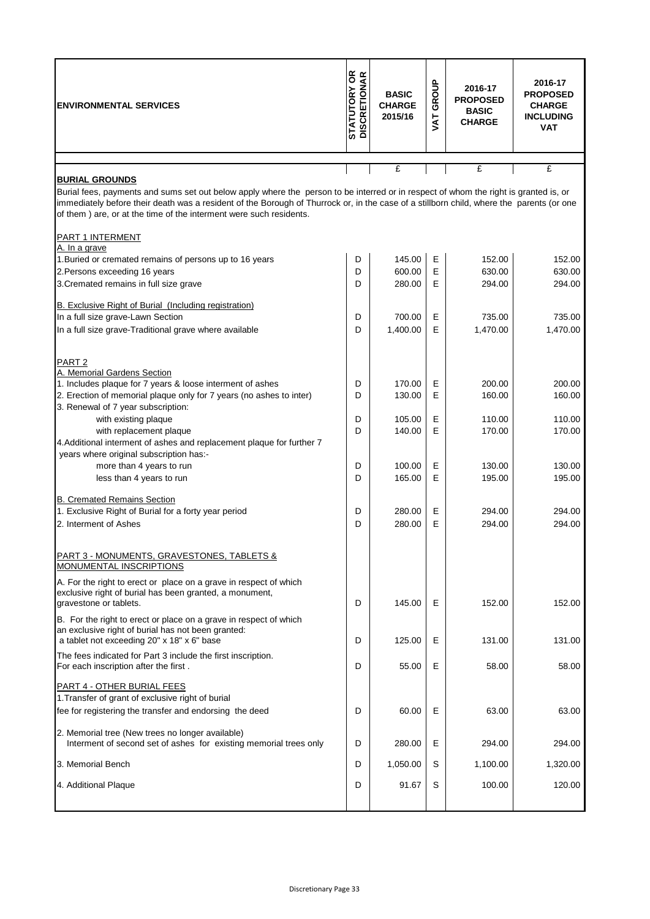| ENVIRONMENTAL SERVICES | STATUTORY OR DISCRETIONARY | BASIC CHARGE 2015/16 | VAT GROUP | 2016-17 PROPOSED BASIC CHARGE | 2016-17 PROPOSED CHARGE INCLUDING VAT |
|---|---|---|---|---|---|
| | | £ | | £ | £ |
| **BURIAL GROUNDS** | | | | | |
| Burial fees, payments and sums set out below apply where the person to be interred or in respect of whom the right is granted is, or immediately before their death was a resident of the Borough of Thurrock or, in the case of a stillborn child, where the parents (or one of them ) are, or at the time of the interment were such residents. | | | | | |
| PART 1 INTERMENT | | | | | |
| A. In a grave | | | | | |
| 1.Buried or cremated remains of persons up to 16 years | D | 145.00 | E | 152.00 | 152.00 |
| 2.Persons exceeding 16 years | D | 600.00 | E | 630.00 | 630.00 |
| 3.Cremated remains in full size grave | D | 280.00 | E | 294.00 | 294.00 |
| B. Exclusive Right of Burial (Including registration) | | | | | |
| In a full size grave-Lawn Section | D | 700.00 | E | 735.00 | 735.00 |
| In a full size grave-Traditional grave where available | D | 1,400.00 | E | 1,470.00 | 1,470.00 |
| PART 2 | | | | | |
| A. Memorial Gardens Section | | | | | |
| 1. Includes plaque for 7 years & loose interment of ashes | D | 170.00 | E | 200.00 | 200.00 |
| 2. Erection of memorial plaque only for 7 years (no ashes to inter) | D | 130.00 | E | 160.00 | 160.00 |
| 3. Renewal of 7 year subscription: | | | | | |
| with existing plaque | D | 105.00 | E | 110.00 | 110.00 |
| with replacement plaque | D | 140.00 | E | 170.00 | 170.00 |
| 4.Additional interment of ashes and replacement plaque for further 7 years where original subscription has:- | | | | | |
| more than 4 years to run | D | 100.00 | E | 130.00 | 130.00 |
| less than 4 years to run | D | 165.00 | E | 195.00 | 195.00 |
| B. Cremated Remains Section | | | | | |
| 1. Exclusive Right of Burial for a forty year period | D | 280.00 | E | 294.00 | 294.00 |
| 2. Interment of Ashes | D | 280.00 | E | 294.00 | 294.00 |
| PART 3 - MONUMENTS, GRAVESTONES, TABLETS & MONUMENTAL INSCRIPTIONS | | | | | |
| A. For the right to erect or place on a grave in respect of which exclusive right of burial has been granted, a monument, gravestone or tablets. | D | 145.00 | E | 152.00 | 152.00 |
| B. For the right to erect or place on a grave in respect of which an exclusive right of burial has not been granted: a tablet not exceeding 20" x 18" x 6" base | D | 125.00 | E | 131.00 | 131.00 |
| The fees indicated for Part 3 include the first inscription. For each inscription after the first . | D | 55.00 | E | 58.00 | 58.00 |
| PART 4 - OTHER BURIAL FEES | | | | | |
| 1.Transfer of grant of exclusive right of burial fee for registering the transfer and endorsing the deed | D | 60.00 | E | 63.00 | 63.00 |
| 2. Memorial tree (New trees no longer available) Interment of second set of ashes for existing memorial trees only | D | 280.00 | E | 294.00 | 294.00 |
| 3. Memorial Bench | D | 1,050.00 | S | 1,100.00 | 1,320.00 |
| 4. Additional Plaque | D | 91.67 | S | 100.00 | 120.00 |

Discretionary Page 33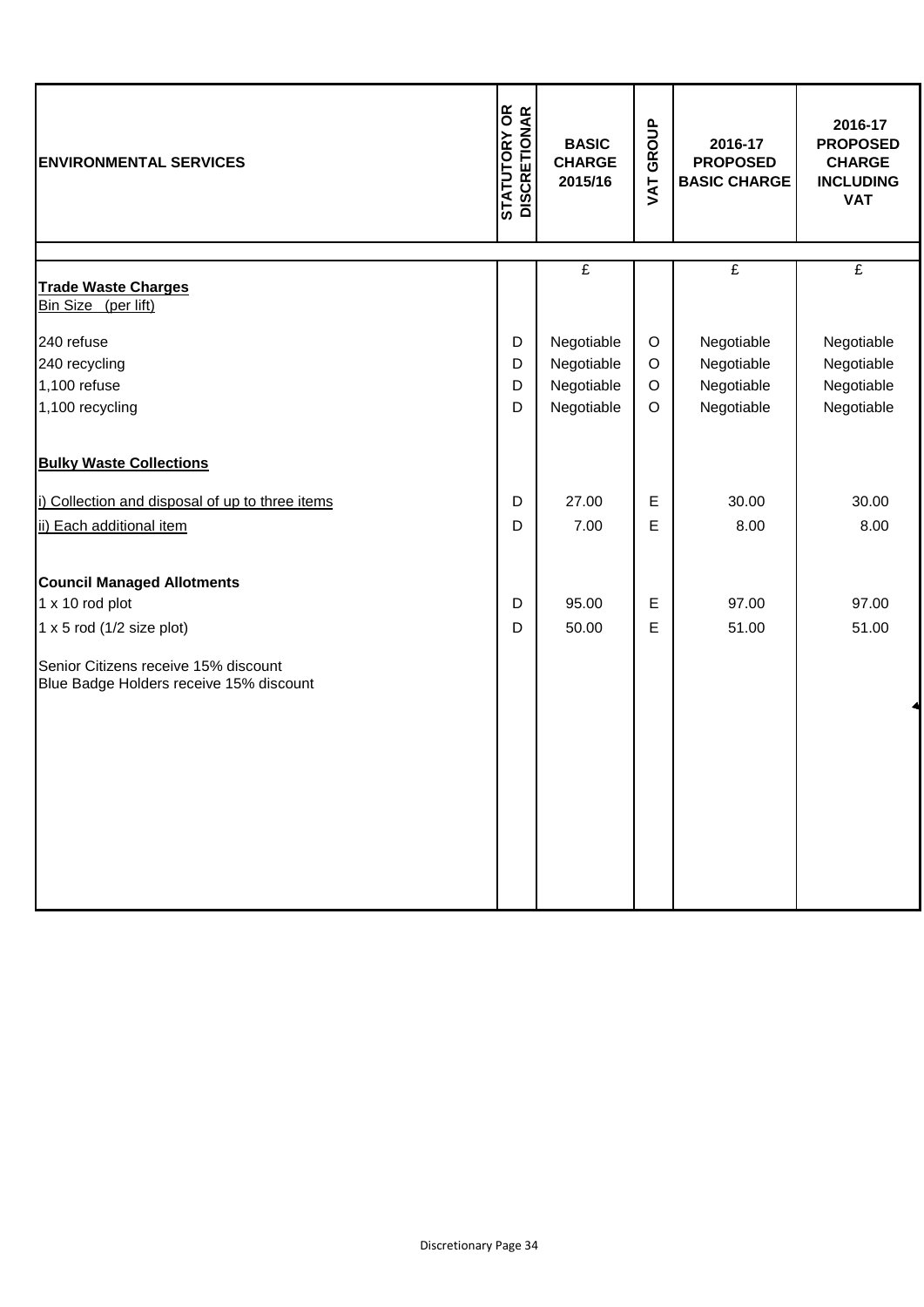| ENVIRONMENTAL SERVICES | STATUTORY OR DISCRETIONAR | BASIC CHARGE 2015/16 | VAT GROUP | 2016-17 PROPOSED BASIC CHARGE | 2016-17 PROPOSED CHARGE INCLUDING VAT |
|---|---|---|---|---|---|
| | | £ | | £ | £ |
| **Trade Waste Charges** | | | | | |
| Bin Size (per lift) | | | | | |
| 240 refuse | D | Negotiable | O | Negotiable | Negotiable |
| 240 recycling | D | Negotiable | O | Negotiable | Negotiable |
| 1,100 refuse | D | Negotiable | O | Negotiable | Negotiable |
| 1,100 recycling | D | Negotiable | O | Negotiable | Negotiable |
| **Bulky Waste Collections** | | | | | |
| i) Collection and disposal of up to three items | D | 27.00 | E | 30.00 | 30.00 |
| ii) Each additional item | D | 7.00 | E | 8.00 | 8.00 |
| **Council Managed Allotments** | | | | | |
| 1 x 10 rod plot | D | 95.00 | E | 97.00 | 97.00 |
| 1 x 5 rod (1/2 size plot) | D | 50.00 | E | 51.00 | 51.00 |
| Senior Citizens receive 15% discount | | | | | |
| Blue Badge Holders receive 15% discount | | | | | |

Discretionary Page 34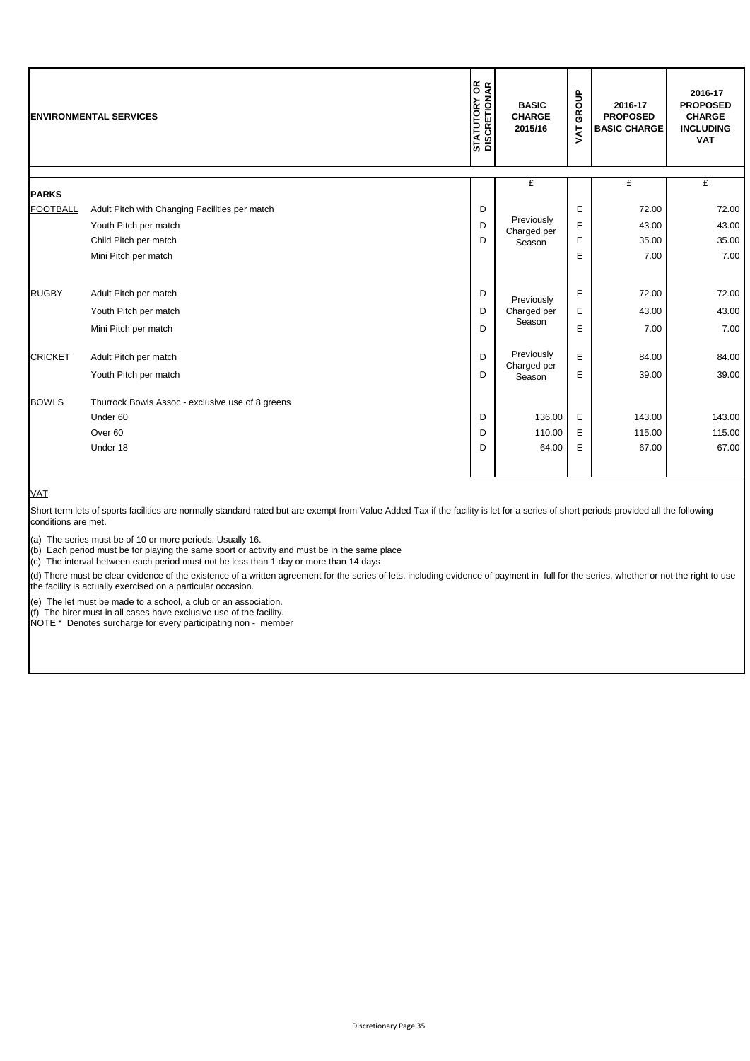| ENVIRONMENTAL SERVICES | | STATUTORY OR DISCRETIONARY | BASIC CHARGE 2015/16 | VAT GROUP | 2016-17 PROPOSED BASIC CHARGE | 2016-17 PROPOSED CHARGE INCLUDING VAT |
|---|---|---|---|---|---|---|
| | | | £ | | £ | £ |
| **PARKS** | | | | | | |
| FOOTBALL | Adult Pitch with Changing Facilities per match | D | Previously Charged per Season | E | 72.00 | 72.00 |
| | Youth Pitch per match | D | | E | 43.00 | 43.00 |
| | Child Pitch per match | D | | E | 35.00 | 35.00 |
| | Mini Pitch per match | | | E | 7.00 | 7.00 |
| RUGBY | Adult Pitch per match | D | Previously Charged per Season | E | 72.00 | 72.00 |
| | Youth Pitch per match | D | | E | 43.00 | 43.00 |
| | Mini Pitch per match | D | | E | 7.00 | 7.00 |
| CRICKET | Adult Pitch per match | D | Previously Charged per Season | E | 84.00 | 84.00 |
| | Youth Pitch per match | D | | E | 39.00 | 39.00 |
| BOWLS | Thurrock Bowls Assoc - exclusive use of 8 greens | | | | | |
| | Under 60 | D | 136.00 | E | 143.00 | 143.00 |
| | Over 60 | D | 110.00 | E | 115.00 | 115.00 |
| | Under 18 | D | 64.00 | E | 67.00 | 67.00 |

VAT

Short term lets of sports facilities are normally standard rated but are exempt from Value Added Tax if the facility is let for a series of short periods provided all the following conditions are met.

(a) The series must be of 10 or more periods. Usually 16.
(b) Each period must be for playing the same sport or activity and must be in the same place
(c) The interval between each period must not be less than 1 day or more than 14 days
(d) There must be clear evidence of the existence of a written agreement for the series of lets, including evidence of payment in full for the series, whether or not the right to use the facility is actually exercised on a particular occasion.
(e) The let must be made to a school, a club or an association.
(f) The hirer must in all cases have exclusive use of the facility.

NOTE * Denotes surcharge for every participating non - member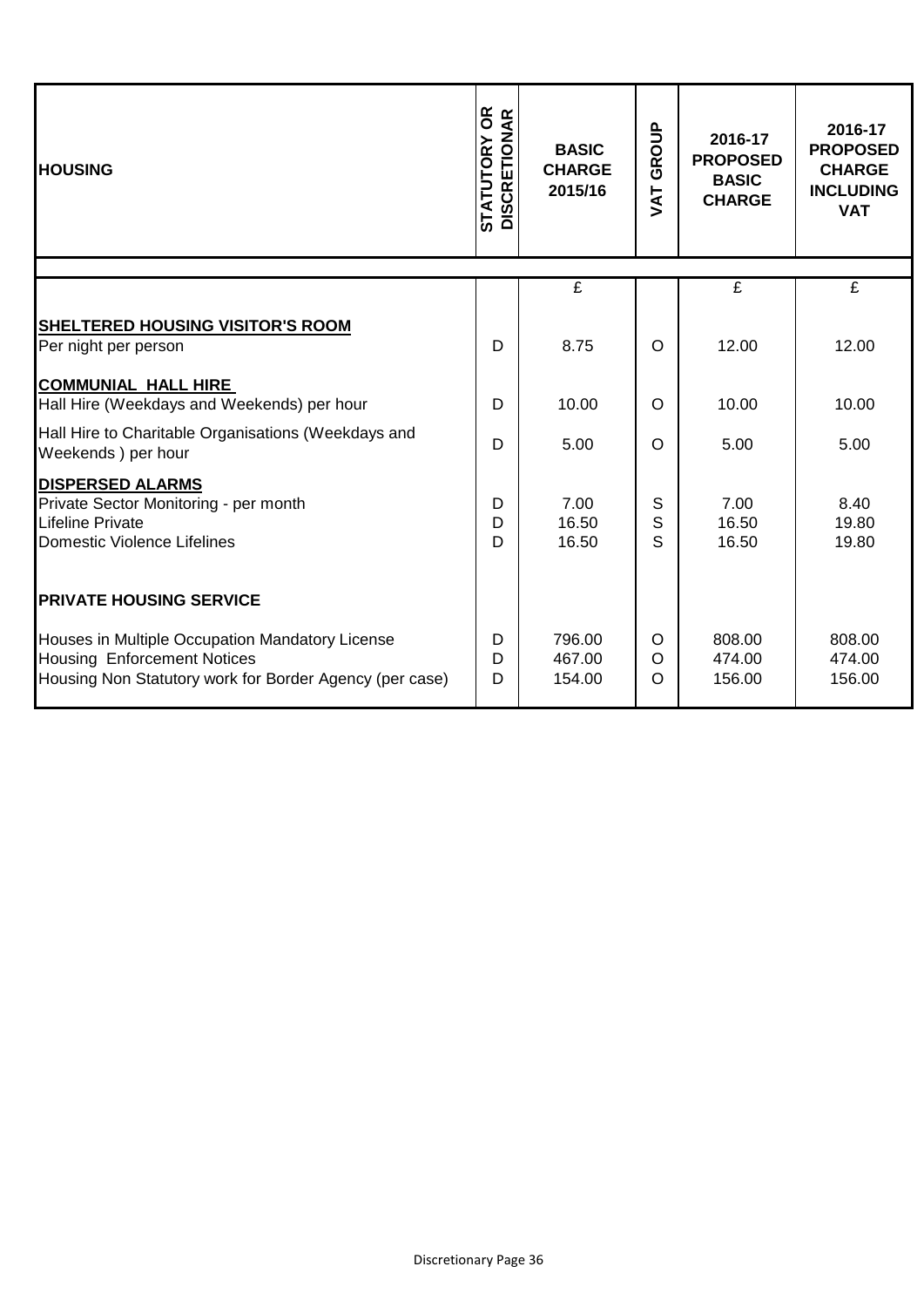| HOUSING | STATUTORY OR DISCRETIONAR | BASIC CHARGE 2015/16 | VAT GROUP | 2016-17 PROPOSED BASIC CHARGE | 2016-17 PROPOSED CHARGE INCLUDING VAT |
|---|---|---|---|---|---|
| | | £ | | £ | £ |
| **SHELTERED HOUSING VISITOR'S ROOM** | | | | | |
| Per night per person | D | 8.75 | O | 12.00 | 12.00 |
| **COMMUNIAL HALL HIRE** | | | | | |
| Hall Hire (Weekdays and Weekends) per hour | D | 10.00 | O | 10.00 | 10.00 |
| Hall Hire to Charitable Organisations (Weekdays and Weekends ) per hour | D | 5.00 | O | 5.00 | 5.00 |
| **DISPERSED ALARMS** | | | | | |
| Private Sector Monitoring - per month | D | 7.00 | S | 7.00 | 8.40 |
| Lifeline Private | D | 16.50 | S | 16.50 | 19.80 |
| Domestic Violence Lifelines | D | 16.50 | S | 16.50 | 19.80 |
| **PRIVATE HOUSING SERVICE** | | | | | |
| Houses in Multiple Occupation Mandatory License | D | 796.00 | O | 808.00 | 808.00 |
| Housing Enforcement Notices | D | 467.00 | O | 474.00 | 474.00 |
| Housing Non Statutory work for Border Agency (per case) | D | 154.00 | O | 156.00 | 156.00 |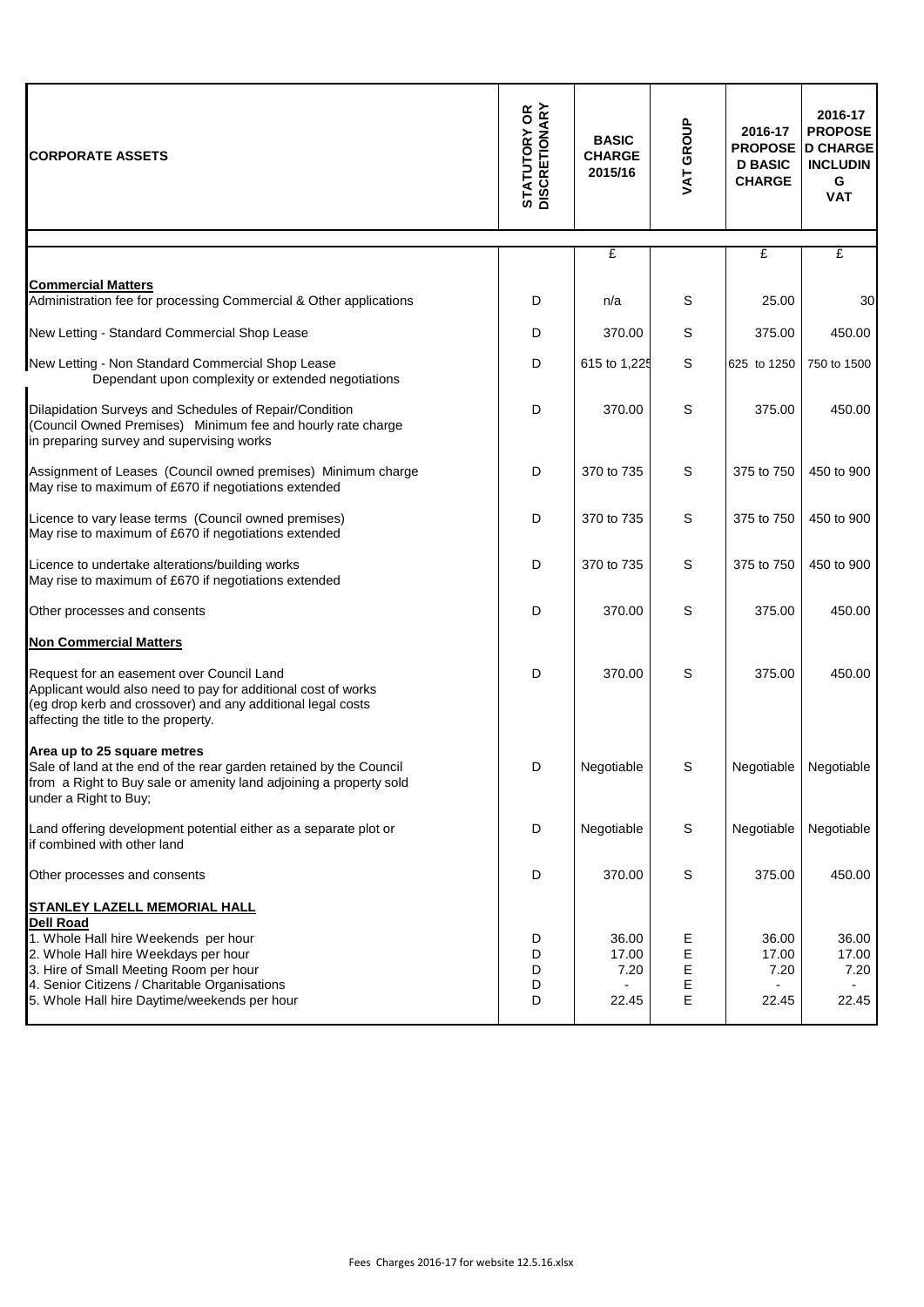| CORPORATE ASSETS | STATUTORY OR DISCRETIONARY | BASIC CHARGE 2015/16 | VAT GROUP | 2016-17 PROPOSED BASIC CHARGE | 2016-17 PROPOSED CHARGE INCLUDING VAT |
|---|---|---|---|---|---|
| | | £ | | £ | £ |
| **Commercial Matters** | | | | | |
| Administration fee for processing Commercial & Other applications | D | n/a | S | 25.00 | 30 |
| New Letting - Standard Commercial Shop Lease | D | 370.00 | S | 375.00 | 450.00 |
| New Letting - Non Standard Commercial Shop Lease<br>Dependant upon complexity or extended negotiations | D | 615 to 1,225 | S | 625 to 1250 | 750 to 1500 |
| Dilapidation Surveys and Schedules of Repair/Condition (Council Owned Premises) Minimum fee and hourly rate charge in preparing survey and supervising works | D | 370.00 | S | 375.00 | 450.00 |
| Assignment of Leases (Council owned premises) Minimum charge<br>May rise to maximum of £670 if negotiations extended | D | 370 to 735 | S | 375 to 750 | 450 to 900 |
| Licence to vary lease terms (Council owned premises)<br>May rise to maximum of £670 if negotiations extended | D | 370 to 735 | S | 375 to 750 | 450 to 900 |
| Licence to undertake alterations/building works<br>May rise to maximum of £670 if negotiations extended | D | 370 to 735 | S | 375 to 750 | 450 to 900 |
| Other processes and consents | D | 370.00 | S | 375.00 | 450.00 |
| **Non Commercial Matters** | | | | | |
| Request for an easement over Council Land<br>Applicant would also need to pay for additional cost of works (eg drop kerb and crossover) and any additional legal costs affecting the title to the property. | D | 370.00 | S | 375.00 | 450.00 |
| **Area up to 25 square metres**<br>Sale of land at the end of the rear garden retained by the Council from a Right to Buy sale or amenity land adjoining a property sold under a Right to Buy; | D | Negotiable | S | Negotiable | Negotiable |
| Land offering development potential either as a separate plot or if combined with other land | D | Negotiable | S | Negotiable | Negotiable |
| Other processes and consents | D | 370.00 | S | 375.00 | 450.00 |
| **STANLEY LAZELL MEMORIAL HALL** | | | | | |
| **Dell Road** | | | | | |
| 1. Whole Hall hire Weekends per hour | D | 36.00 | E | 36.00 | 36.00 |
| 2. Whole Hall hire Weekdays per hour | D | 17.00 | E | 17.00 | 17.00 |
| 3. Hire of Small Meeting Room per hour | D | 7.20 | E | 7.20 | 7.20 |
| 4. Senior Citizens / Charitable Organisations | D | - | E | - | - |
| 5. Whole Hall hire Daytime/weekends per hour | D | 22.45 | E | 22.45 | 22.45 |